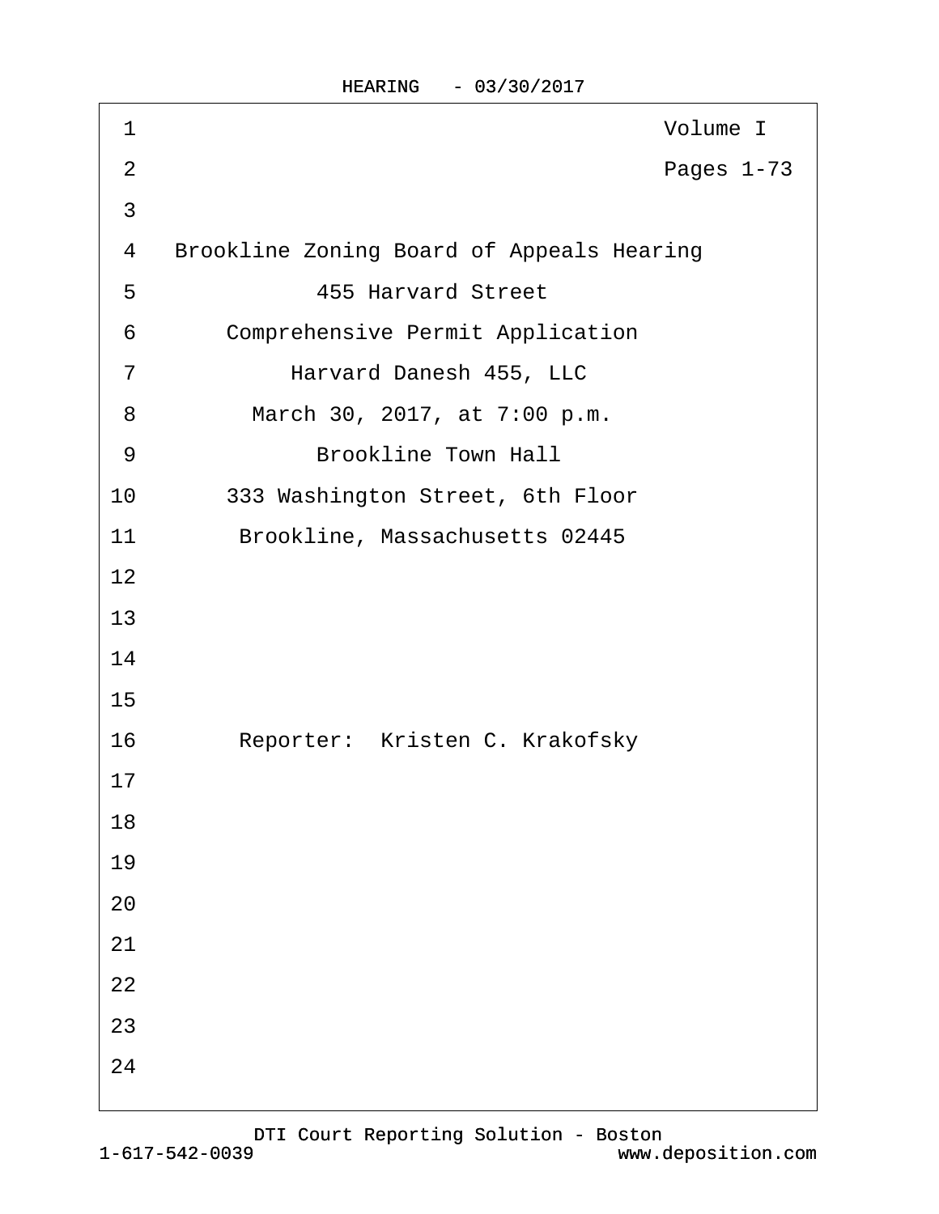Volume I

Pages 1-73

Brookline Zoning Board of Appeals Hearing

455 Harvard Street

Comprehensive Permit Application

Harvard Danesh 455, LLC

March 30, 2017, at 7:00 p.m.

Brookline Town Hall

333 Washington Street, 6th Floor

Brookline, Massachusetts 02445

Reporter: Kristen C. Krakofsky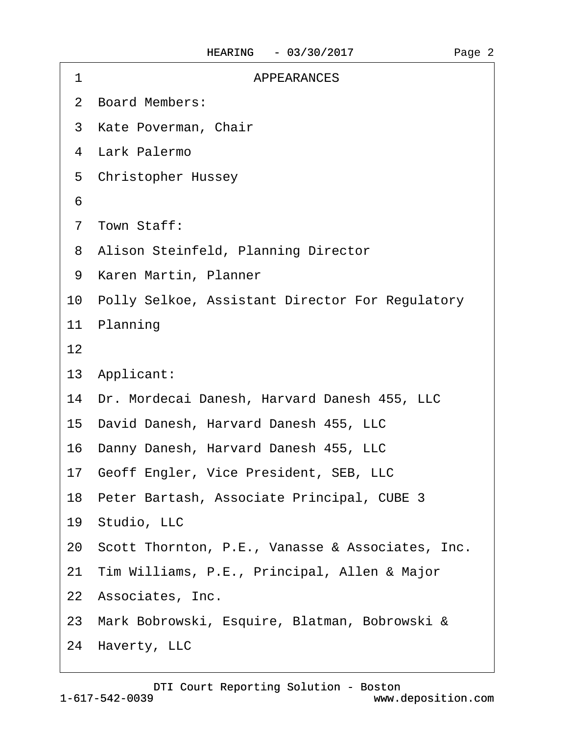# APPEARANCES

Board Members:

Kate Poverman, Chair

Lark Palermo

Christopher Hussey

Town Staff:

Alison Steinfeld, Planning Director

Karen Martin, Planner

Polly Selkoe, Assistant Director For Regulatory Planning

Applicant:

Dr. Mordecai Danesh, Harvard Danesh 455, LLC

David Danesh, Harvard Danesh 455, LLC

Danny Danesh, Harvard Danesh 455, LLC

Geoff Engler, Vice President, SEB, LLC

Peter Bartash, Associate Principal, CUBE 3 Studio, LLC

Scott Thornton, P.E., Vanasse & Associates, Inc.

Tim Williams, P.E., Principal, Allen & Major Associates, Inc.

Mark Bobrowski, Esquire, Blatman, Bobrowski & Haverty, LLC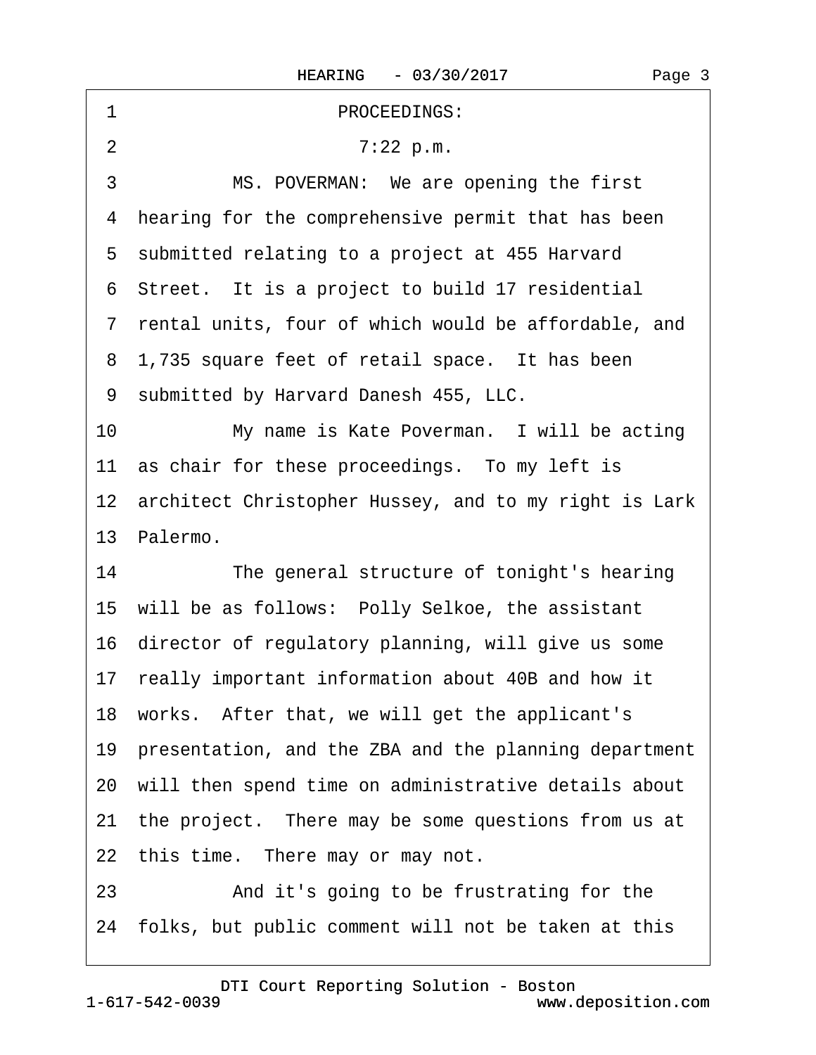1 PROCEEDINGS:

2 7:22 p.m.

3 MS. POVERMAN: We are opening the first

4 hearing for the comprehensive permit that has been

5 submitted relating to a project at 455 Harvard

6 Street. It is a project to build 17 residential

7 rental units, four of which would be affordable, and

8 1,735 square feet of retail space. It has been

9 submitted by Harvard Danesh 455, LLC.

10 My name is Kate Poverman. I will be acting

11 as chair for these proceedings. To my left is

12 architect Christopher Hussey, and to my right is Lark

13 Palermo.

14 The general structure of tonight's hearing

15 will be as follows: Polly Selkoe, the assistant

16 director of regulatory planning, will give us some

17 really important information about 40B and how it

18 works. After that, we will get the applicant's

19 presentation, and the ZBA and the planning department

20 will then spend time on administrative details about

21 the project. There may be some questions from us at

22 this time. There may or may not.

23 And it's going to be frustrating for the

24 folks, but public comment will not be taken at this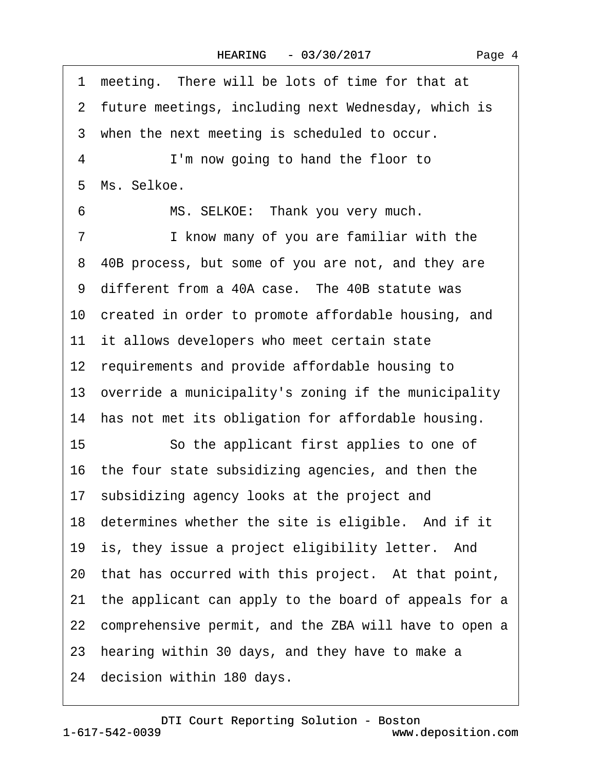1 meeting. There will be lots of time for that at
2 future meetings, including next Wednesday, which is
3 when the next meeting is scheduled to occur.
4 I'm now going to hand the floor to
5 Ms. Selkoe.
6 MS. SELKOE: Thank you very much.
7 I know many of you are familiar with the
8 40B process, but some of you are not, and they are
9 different from a 40A case. The 40B statute was
10 created in order to promote affordable housing, and
11 it allows developers who meet certain state
12 requirements and provide affordable housing to
13 override a municipality's zoning if the municipality
14 has not met its obligation for affordable housing.
15 So the applicant first applies to one of
16 the four state subsidizing agencies, and then the
17 subsidizing agency looks at the project and
18 determines whether the site is eligible. And if it
19 is, they issue a project eligibility letter. And
20 that has occurred with this project. At that point,
21 the applicant can apply to the board of appeals for a
22 comprehensive permit, and the ZBA will have to open a
23 hearing within 30 days, and they have to make a
24 decision within 180 days.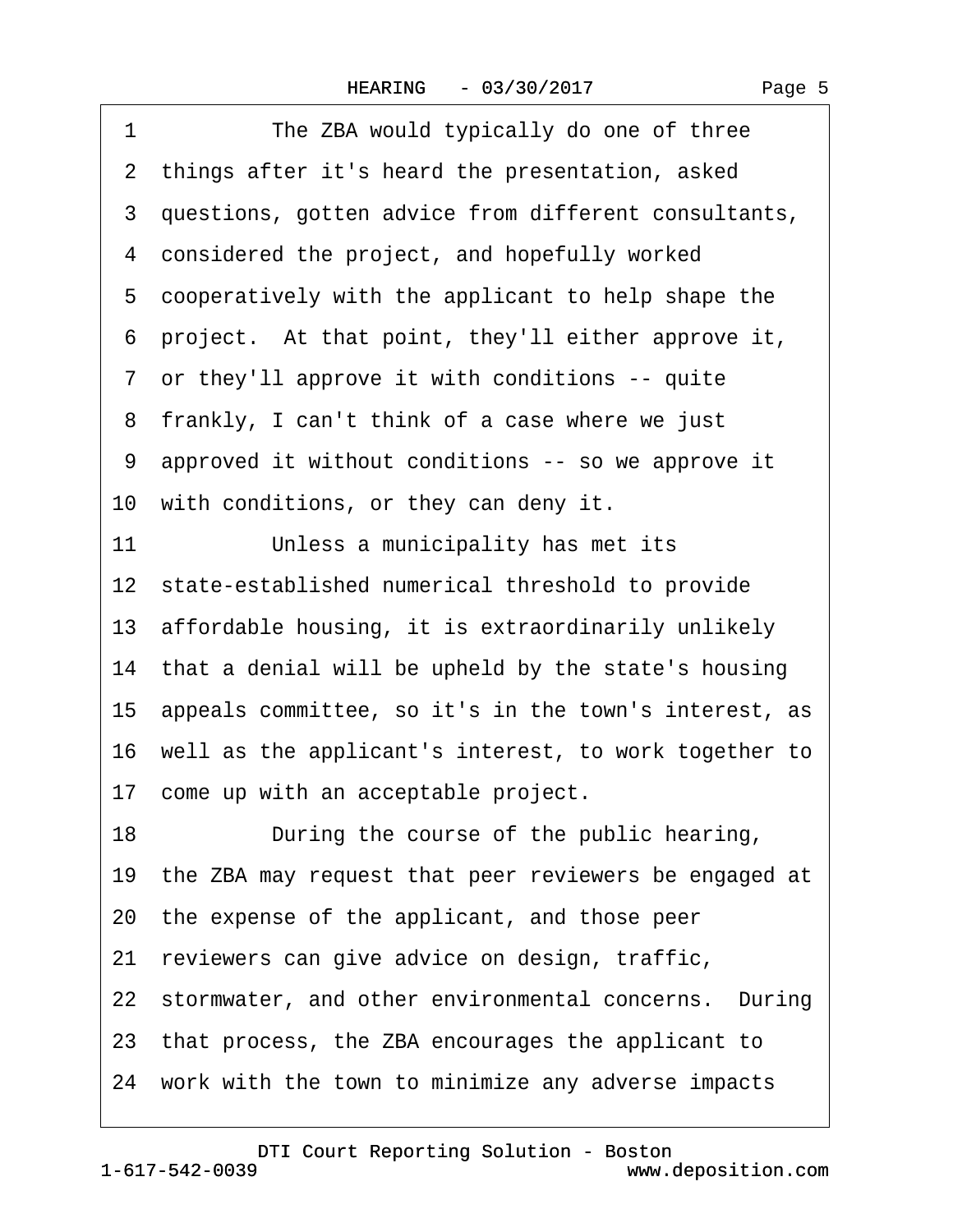1          The ZBA would typically do one of three
2  things after it's heard the presentation, asked
3  questions, gotten advice from different consultants,
4  considered the project, and hopefully worked
5  cooperatively with the applicant to help shape the
6  project.  At that point, they'll either approve it,
7  or they'll approve it with conditions -- quite
8  frankly, I can't think of a case where we just
9  approved it without conditions -- so we approve it
10  with conditions, or they can deny it.
11          Unless a municipality has met its
12  state-established numerical threshold to provide
13  affordable housing, it is extraordinarily unlikely
14  that a denial will be upheld by the state's housing
15  appeals committee, so it's in the town's interest, as
16  well as the applicant's interest, to work together to
17  come up with an acceptable project.
18          During the course of the public hearing,
19  the ZBA may request that peer reviewers be engaged at
20  the expense of the applicant, and those peer
21  reviewers can give advice on design, traffic,
22  stormwater, and other environmental concerns.  During
23  that process, the ZBA encourages the applicant to
24  work with the town to minimize any adverse impacts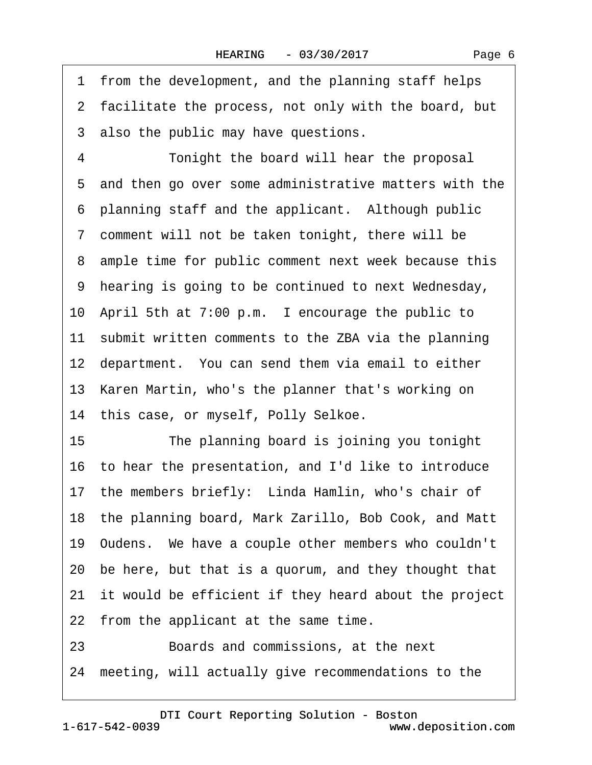1 from the development, and the planning staff helps
2 facilitate the process, not only with the board, but
3 also the public may have questions.
4 Tonight the board will hear the proposal
5 and then go over some administrative matters with the
6 planning staff and the applicant. Although public
7 comment will not be taken tonight, there will be
8 ample time for public comment next week because this
9 hearing is going to be continued to next Wednesday,
10 April 5th at 7:00 p.m. I encourage the public to
11 submit written comments to the ZBA via the planning
12 department. You can send them via email to either
13 Karen Martin, who's the planner that's working on
14 this case, or myself, Polly Selkoe.
15 The planning board is joining you tonight
16 to hear the presentation, and I'd like to introduce
17 the members briefly: Linda Hamlin, who's chair of
18 the planning board, Mark Zarillo, Bob Cook, and Matt
19 Oudens. We have a couple other members who couldn't
20 be here, but that is a quorum, and they thought that
21 it would be efficient if they heard about the project
22 from the applicant at the same time.
23 Boards and commissions, at the next
24 meeting, will actually give recommendations to the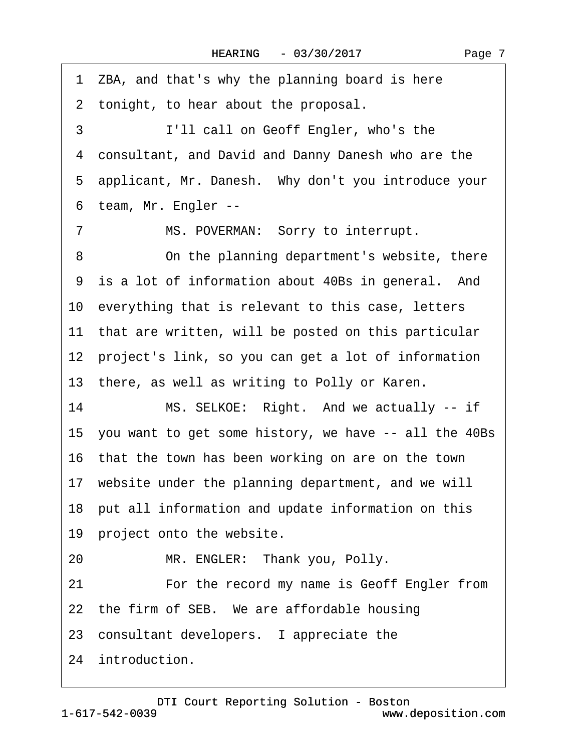1 ZBA, and that's why the planning board is here
2 tonight, to hear about the proposal.
3 I'll call on Geoff Engler, who's the
4 consultant, and David and Danny Danesh who are the
5 applicant, Mr. Danesh. Why don't you introduce your
6 team, Mr. Engler --
7 MS. POVERMAN: Sorry to interrupt.
8 On the planning department's website, there
9 is a lot of information about 40Bs in general. And
10 everything that is relevant to this case, letters
11 that are written, will be posted on this particular
12 project's link, so you can get a lot of information
13 there, as well as writing to Polly or Karen.
14 MS. SELKOE: Right. And we actually -- if
15 you want to get some history, we have -- all the 40Bs
16 that the town has been working on are on the town
17 website under the planning department, and we will
18 put all information and update information on this
19 project onto the website.
20 MR. ENGLER: Thank you, Polly.
21 For the record my name is Geoff Engler from
22 the firm of SEB. We are affordable housing
23 consultant developers. I appreciate the
24 introduction.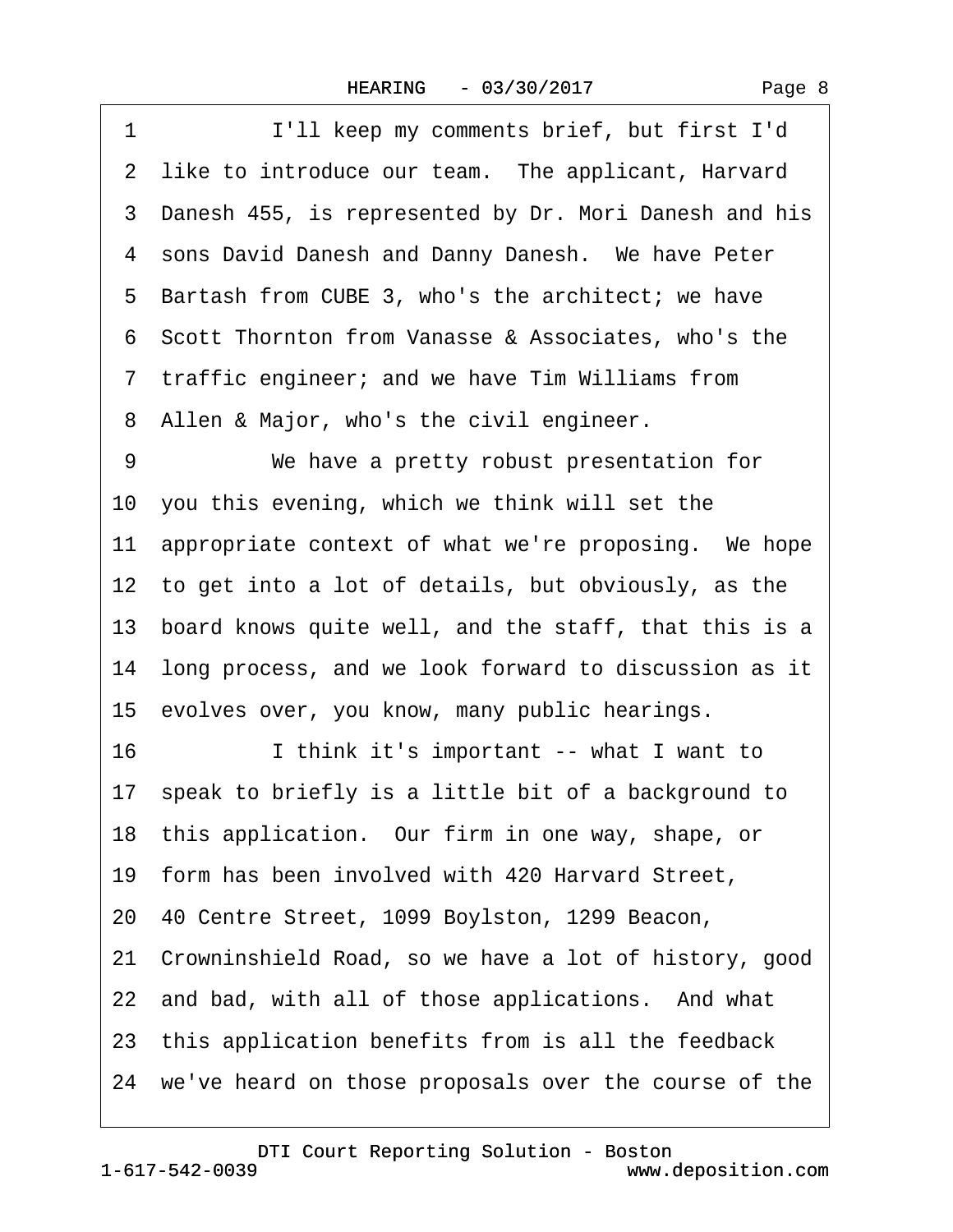1 I'll keep my comments brief, but first I'd
2 like to introduce our team. The applicant, Harvard
3 Danesh 455, is represented by Dr. Mori Danesh and his
4 sons David Danesh and Danny Danesh. We have Peter
5 Bartash from CUBE 3, who's the architect; we have
6 Scott Thornton from Vanasse & Associates, who's the
7 traffic engineer; and we have Tim Williams from
8 Allen & Major, who's the civil engineer.
9 We have a pretty robust presentation for
10 you this evening, which we think will set the
11 appropriate context of what we're proposing. We hope
12 to get into a lot of details, but obviously, as the
13 board knows quite well, and the staff, that this is a
14 long process, and we look forward to discussion as it
15 evolves over, you know, many public hearings.
16 I think it's important -- what I want to
17 speak to briefly is a little bit of a background to
18 this application. Our firm in one way, shape, or
19 form has been involved with 420 Harvard Street,
20 40 Centre Street, 1099 Boylston, 1299 Beacon,
21 Crowninshield Road, so we have a lot of history, good
22 and bad, with all of those applications. And what
23 this application benefits from is all the feedback
24 we've heard on those proposals over the course of the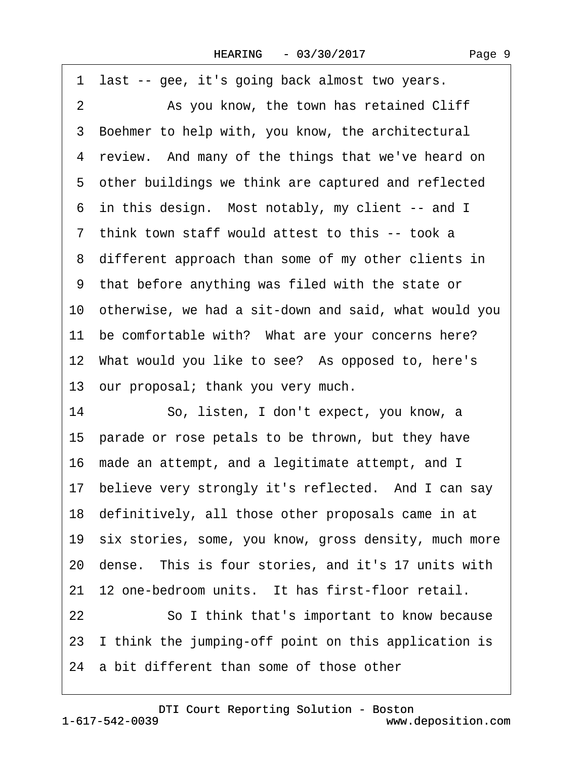1 last -- gee, it's going back almost two years.

2 As you know, the town has retained Cliff

3 Boehmer to help with, you know, the architectural

4 review. And many of the things that we've heard on

5 other buildings we think are captured and reflected

6 in this design. Most notably, my client -- and I

7 think town staff would attest to this -- took a

8 different approach than some of my other clients in

9 that before anything was filed with the state or

10 otherwise, we had a sit-down and said, what would you

11 be comfortable with? What are your concerns here?

12 What would you like to see? As opposed to, here's

13 our proposal; thank you very much.

14 So, listen, I don't expect, you know, a

15 parade or rose petals to be thrown, but they have

16 made an attempt, and a legitimate attempt, and I

17 believe very strongly it's reflected. And I can say

18 definitively, all those other proposals came in at

19 six stories, some, you know, gross density, much more

20 dense. This is four stories, and it's 17 units with

21 12 one-bedroom units. It has first-floor retail.

22 So I think that's important to know because

23 I think the jumping-off point on this application is

24 a bit different than some of those other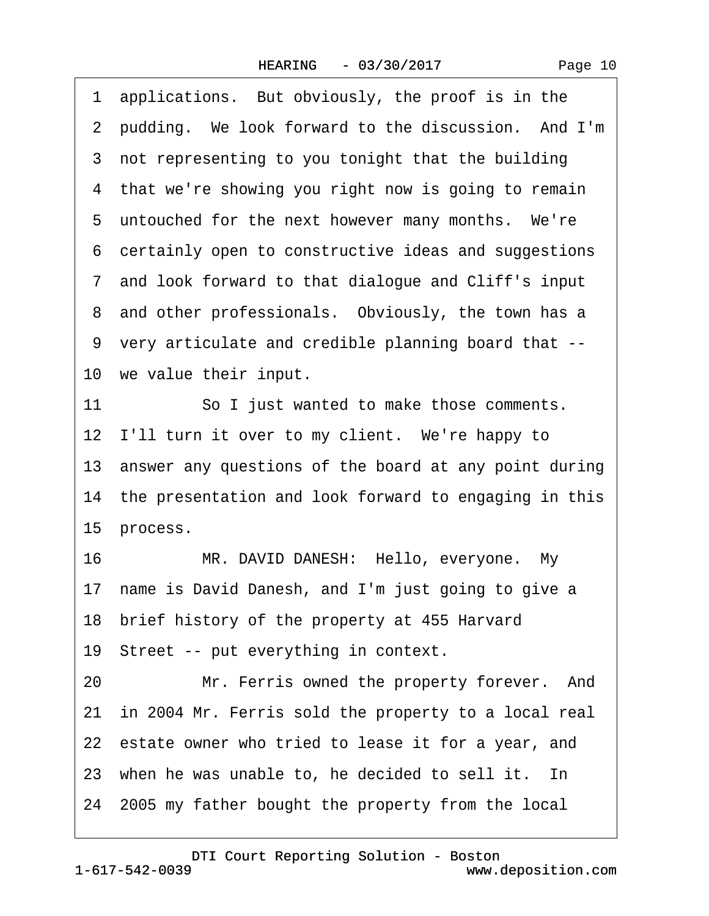1 applications. But obviously, the proof is in the
2 pudding. We look forward to the discussion. And I'm
3 not representing to you tonight that the building
4 that we're showing you right now is going to remain
5 untouched for the next however many months. We're
6 certainly open to constructive ideas and suggestions
7 and look forward to that dialogue and Cliff's input
8 and other professionals. Obviously, the town has a
9 very articulate and credible planning board that --
10 we value their input.
11 So I just wanted to make those comments.
12 I'll turn it over to my client. We're happy to
13 answer any questions of the board at any point during
14 the presentation and look forward to engaging in this
15 process.
16 MR. DAVID DANESH: Hello, everyone. My
17 name is David Danesh, and I'm just going to give a
18 brief history of the property at 455 Harvard
19 Street -- put everything in context.
20 Mr. Ferris owned the property forever. And
21 in 2004 Mr. Ferris sold the property to a local real
22 estate owner who tried to lease it for a year, and
23 when he was unable to, he decided to sell it. In
24 2005 my father bought the property from the local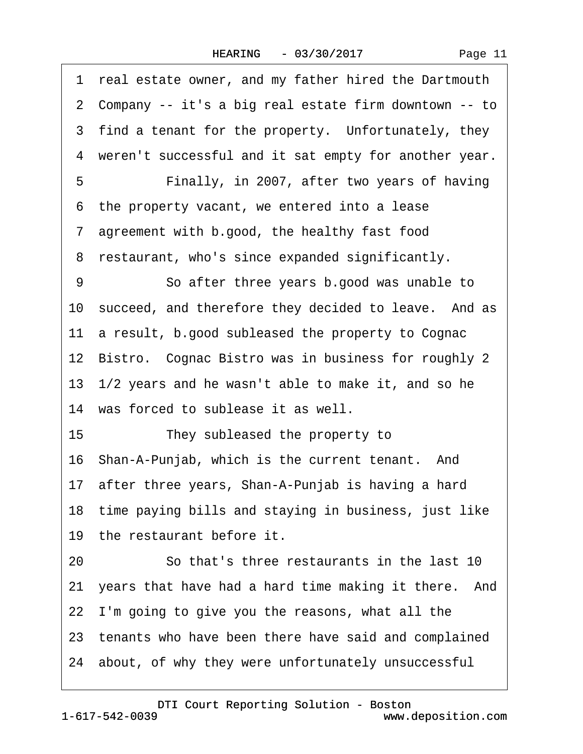1 real estate owner, and my father hired the Dartmouth
2 Company -- it's a big real estate firm downtown -- to
3 find a tenant for the property. Unfortunately, they
4 weren't successful and it sat empty for another year.
5 Finally, in 2007, after two years of having
6 the property vacant, we entered into a lease
7 agreement with b.good, the healthy fast food
8 restaurant, who's since expanded significantly.
9 So after three years b.good was unable to
10 succeed, and therefore they decided to leave. And as
11 a result, b.good subleased the property to Cognac
12 Bistro. Cognac Bistro was in business for roughly 2
13 1/2 years and he wasn't able to make it, and so he
14 was forced to sublease it as well.
15 They subleased the property to
16 Shan-A-Punjab, which is the current tenant. And
17 after three years, Shan-A-Punjab is having a hard
18 time paying bills and staying in business, just like
19 the restaurant before it.
20 So that's three restaurants in the last 10
21 years that have had a hard time making it there. And
22 I'm going to give you the reasons, what all the
23 tenants who have been there have said and complained
24 about, of why they were unfortunately unsuccessful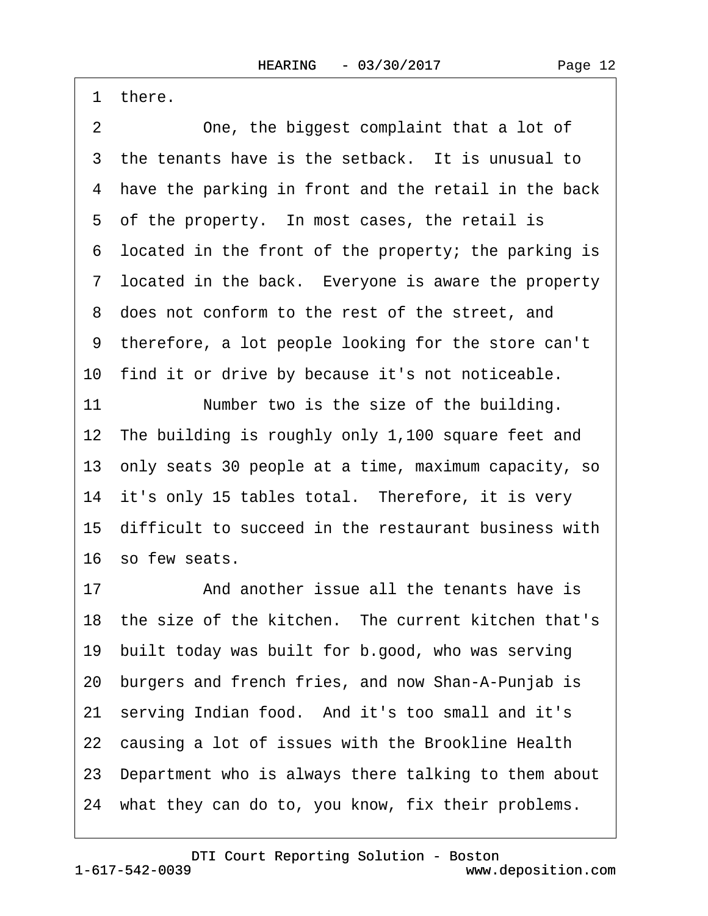1 there.

2 One, the biggest complaint that a lot of

3 the tenants have is the setback. It is unusual to

4 have the parking in front and the retail in the back

5 of the property. In most cases, the retail is

6 located in the front of the property; the parking is

7 located in the back. Everyone is aware the property

8 does not conform to the rest of the street, and

9 therefore, a lot people looking for the store can't

10 find it or drive by because it's not noticeable.

11 Number two is the size of the building.

12 The building is roughly only 1,100 square feet and

13 only seats 30 people at a time, maximum capacity, so

14 it's only 15 tables total. Therefore, it is very

15 difficult to succeed in the restaurant business with

16 so few seats.

17 And another issue all the tenants have is

18 the size of the kitchen. The current kitchen that's

19 built today was built for b.good, who was serving

20 burgers and french fries, and now Shan-A-Punjab is

21 serving Indian food. And it's too small and it's

22 causing a lot of issues with the Brookline Health

23 Department who is always there talking to them about

24 what they can do to, you know, fix their problems.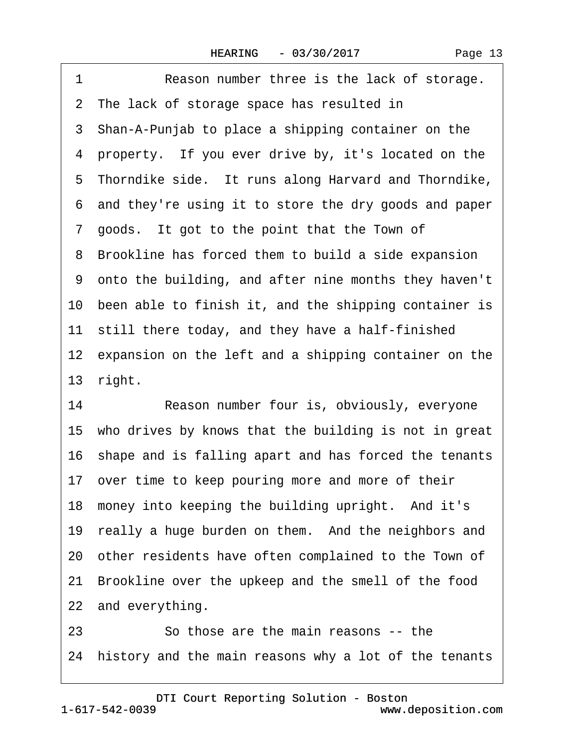1 Reason number three is the lack of storage.
2 The lack of storage space has resulted in
3 Shan-A-Punjab to place a shipping container on the
4 property. If you ever drive by, it's located on the
5 Thorndike side. It runs along Harvard and Thorndike,
6 and they're using it to store the dry goods and paper
7 goods. It got to the point that the Town of
8 Brookline has forced them to build a side expansion
9 onto the building, and after nine months they haven't
10 been able to finish it, and the shipping container is
11 still there today, and they have a half-finished
12 expansion on the left and a shipping container on the
13 right.
14 Reason number four is, obviously, everyone
15 who drives by knows that the building is not in great
16 shape and is falling apart and has forced the tenants
17 over time to keep pouring more and more of their
18 money into keeping the building upright. And it's
19 really a huge burden on them. And the neighbors and
20 other residents have often complained to the Town of
21 Brookline over the upkeep and the smell of the food
22 and everything.
23 So those are the main reasons -- the
24 history and the main reasons why a lot of the tenants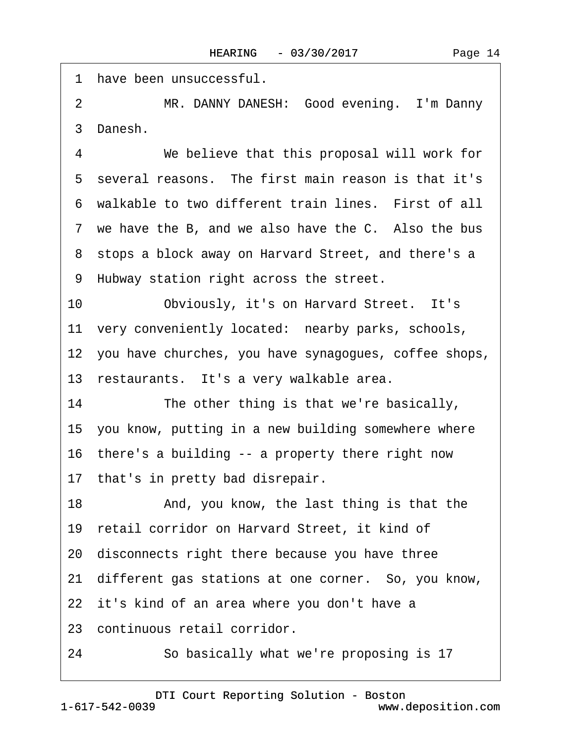1 have been unsuccessful.

2 MR. DANNY DANESH: Good evening. I'm Danny

3 Danesh.

4 We believe that this proposal will work for

5 several reasons. The first main reason is that it's

6 walkable to two different train lines. First of all

7 we have the B, and we also have the C. Also the bus

8 stops a block away on Harvard Street, and there's a

9 Hubway station right across the street.

10 Obviously, it's on Harvard Street. It's

11 very conveniently located: nearby parks, schools,

12 you have churches, you have synagogues, coffee shops,

13 restaurants. It's a very walkable area.

14 The other thing is that we're basically,

15 you know, putting in a new building somewhere where

16 there's a building -- a property there right now

17 that's in pretty bad disrepair.

18 And, you know, the last thing is that the

19 retail corridor on Harvard Street, it kind of

20 disconnects right there because you have three

21 different gas stations at one corner. So, you know,

22 it's kind of an area where you don't have a

23 continuous retail corridor.

24 So basically what we're proposing is 17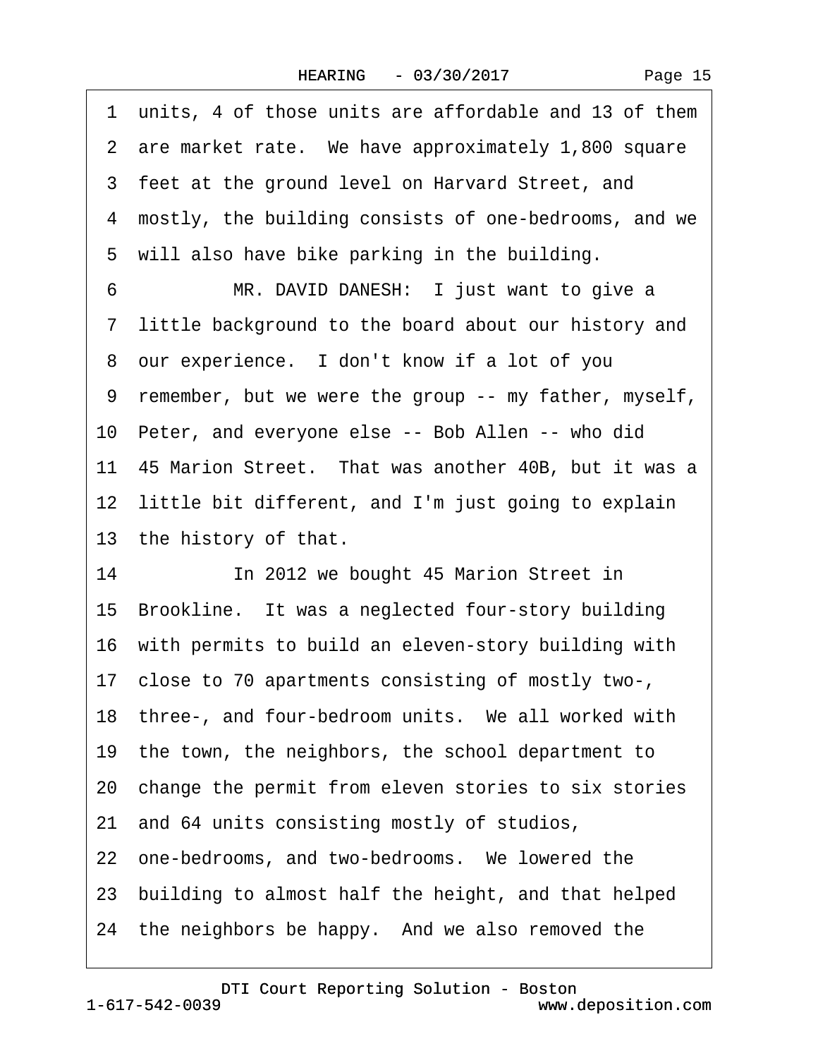1 units, 4 of those units are affordable and 13 of them
2 are market rate. We have approximately 1,800 square
3 feet at the ground level on Harvard Street, and
4 mostly, the building consists of one-bedrooms, and we
5 will also have bike parking in the building.

6 MR. DAVID DANESH: I just want to give a
7 little background to the board about our history and
8 our experience. I don't know if a lot of you
9 remember, but we were the group -- my father, myself,
10 Peter, and everyone else -- Bob Allen -- who did
11 45 Marion Street. That was another 40B, but it was a
12 little bit different, and I'm just going to explain
13 the history of that.

14 In 2012 we bought 45 Marion Street in
15 Brookline. It was a neglected four-story building
16 with permits to build an eleven-story building with
17 close to 70 apartments consisting of mostly two-,
18 three-, and four-bedroom units. We all worked with
19 the town, the neighbors, the school department to
20 change the permit from eleven stories to six stories
21 and 64 units consisting mostly of studios,
22 one-bedrooms, and two-bedrooms. We lowered the
23 building to almost half the height, and that helped
24 the neighbors be happy. And we also removed the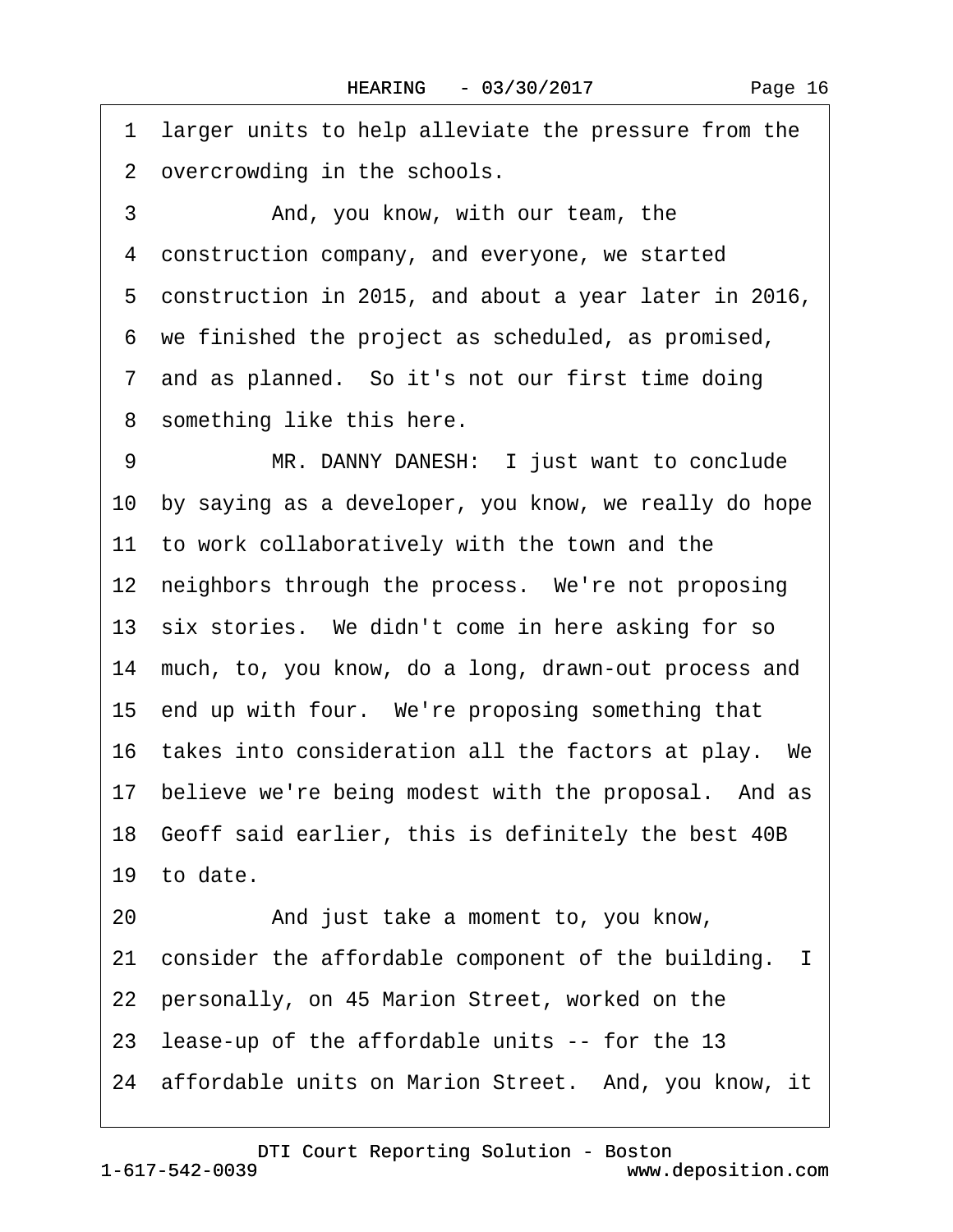1 larger units to help alleviate the pressure from the
2 overcrowding in the schools.
3 And, you know, with our team, the
4 construction company, and everyone, we started
5 construction in 2015, and about a year later in 2016,
6 we finished the project as scheduled, as promised,
7 and as planned. So it's not our first time doing
8 something like this here.
9 MR. DANNY DANESH: I just want to conclude
10 by saying as a developer, you know, we really do hope
11 to work collaboratively with the town and the
12 neighbors through the process. We're not proposing
13 six stories. We didn't come in here asking for so
14 much, to, you know, do a long, drawn-out process and
15 end up with four. We're proposing something that
16 takes into consideration all the factors at play. We
17 believe we're being modest with the proposal. And as
18 Geoff said earlier, this is definitely the best 40B
19 to date.
20 And just take a moment to, you know,
21 consider the affordable component of the building. I
22 personally, on 45 Marion Street, worked on the
23 lease-up of the affordable units -- for the 13
24 affordable units on Marion Street. And, you know, it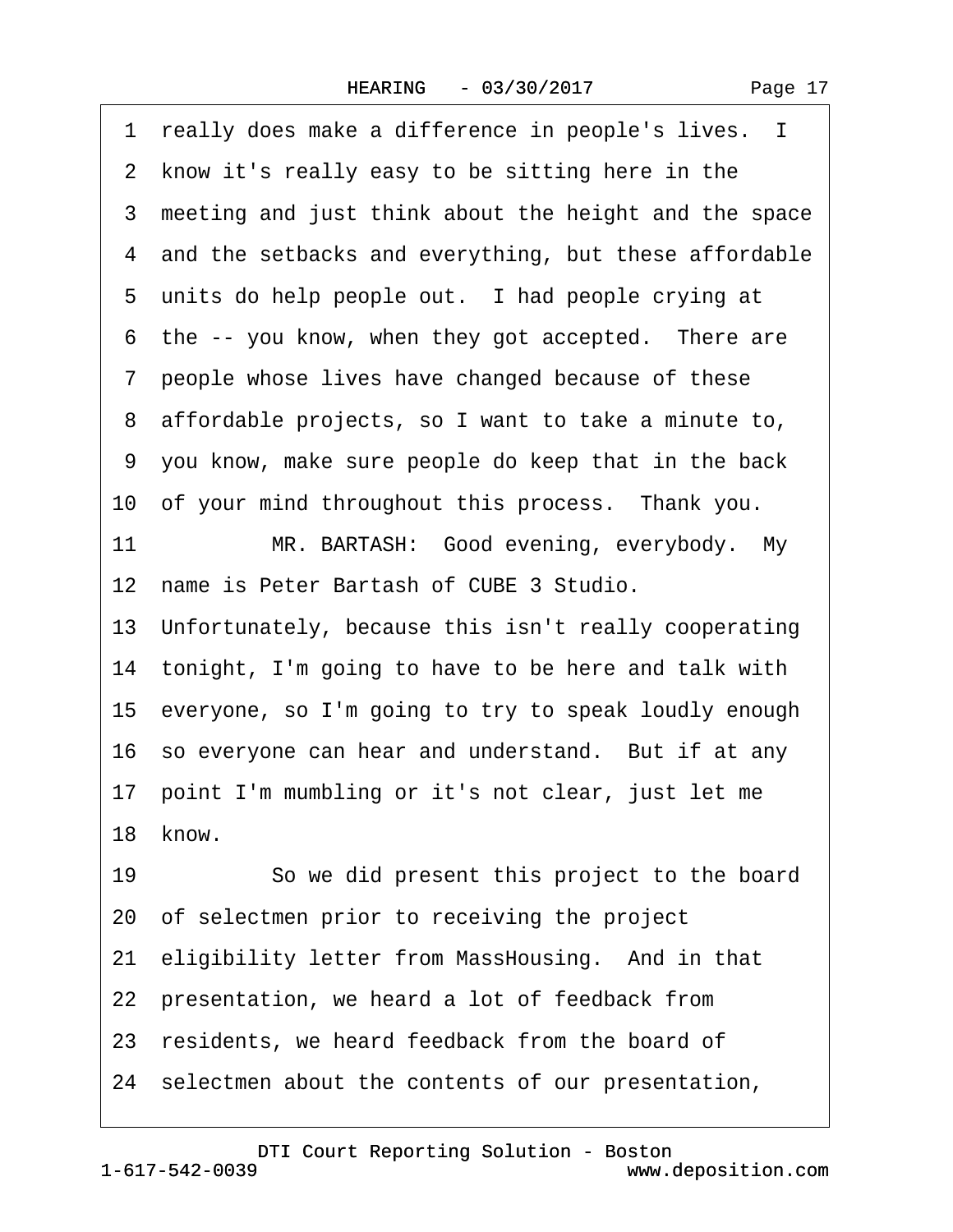1 really does make a difference in people's lives. I
2 know it's really easy to be sitting here in the
3 meeting and just think about the height and the space
4 and the setbacks and everything, but these affordable
5 units do help people out. I had people crying at
6 the -- you know, when they got accepted. There are
7 people whose lives have changed because of these
8 affordable projects, so I want to take a minute to,
9 you know, make sure people do keep that in the back
10 of your mind throughout this process. Thank you.
11 MR. BARTASH: Good evening, everybody. My
12 name is Peter Bartash of CUBE 3 Studio.
13 Unfortunately, because this isn't really cooperating
14 tonight, I'm going to have to be here and talk with
15 everyone, so I'm going to try to speak loudly enough
16 so everyone can hear and understand. But if at any
17 point I'm mumbling or it's not clear, just let me
18 know.
19 So we did present this project to the board
20 of selectmen prior to receiving the project
21 eligibility letter from MassHousing. And in that
22 presentation, we heard a lot of feedback from
23 residents, we heard feedback from the board of
24 selectmen about the contents of our presentation,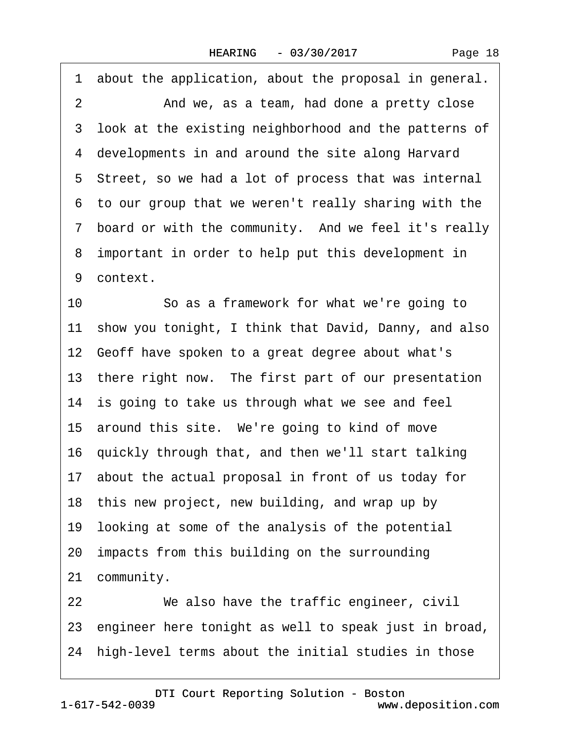1 about the application, about the proposal in general.

2 And we, as a team, had done a pretty close

3 look at the existing neighborhood and the patterns of

4 developments in and around the site along Harvard

5 Street, so we had a lot of process that was internal

6 to our group that we weren't really sharing with the

7 board or with the community. And we feel it's really

8 important in order to help put this development in

9 context.

10 So as a framework for what we're going to

11 show you tonight, I think that David, Danny, and also

12 Geoff have spoken to a great degree about what's

13 there right now. The first part of our presentation

14 is going to take us through what we see and feel

15 around this site. We're going to kind of move

16 quickly through that, and then we'll start talking

17 about the actual proposal in front of us today for

18 this new project, new building, and wrap up by

19 looking at some of the analysis of the potential

20 impacts from this building on the surrounding

21 community.

22 We also have the traffic engineer, civil

23 engineer here tonight as well to speak just in broad,

24 high-level terms about the initial studies in those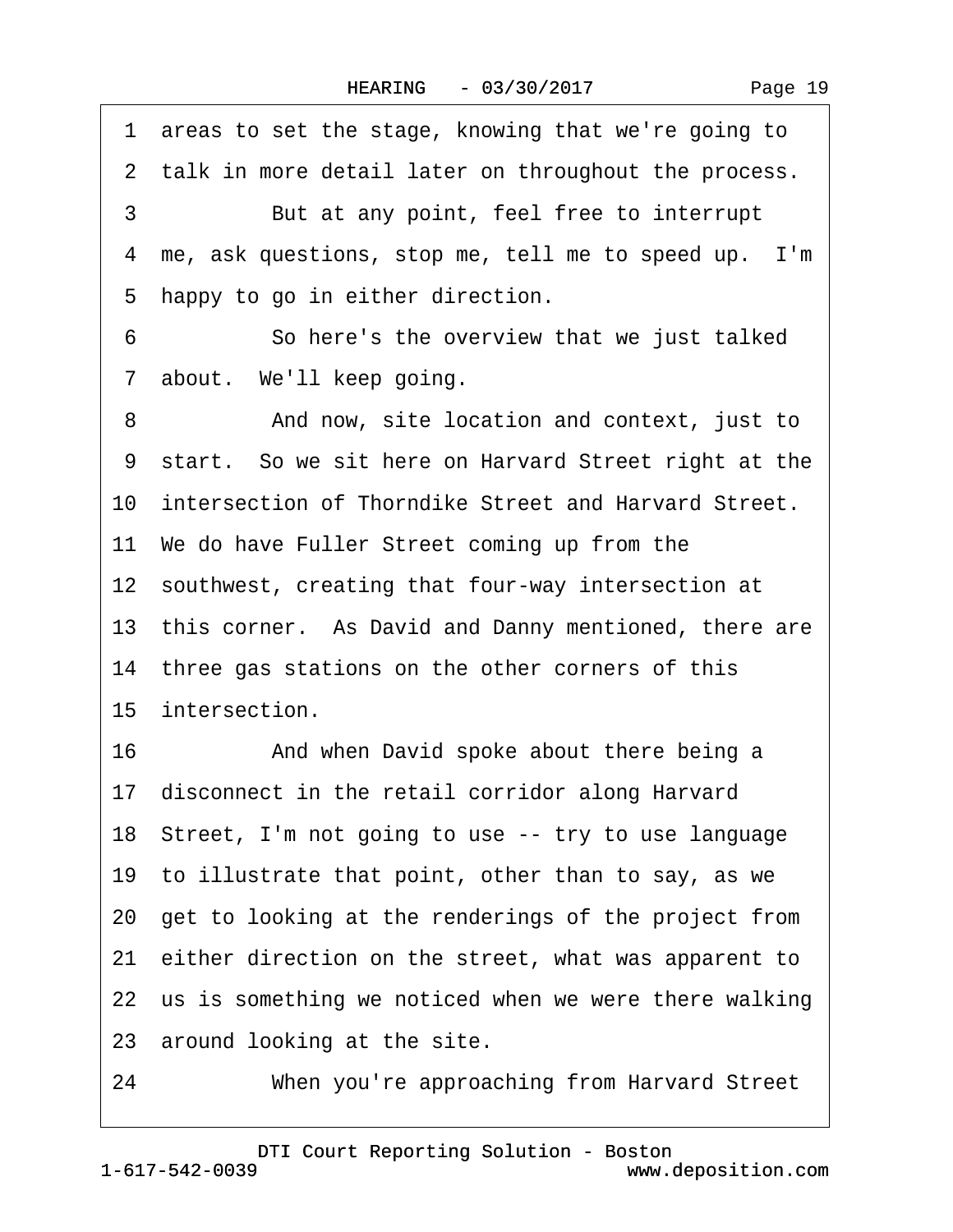1 areas to set the stage, knowing that we're going to
2 talk in more detail later on throughout the process.
3 But at any point, feel free to interrupt
4 me, ask questions, stop me, tell me to speed up. I'm
5 happy to go in either direction.
6 So here's the overview that we just talked
7 about. We'll keep going.
8 And now, site location and context, just to
9 start. So we sit here on Harvard Street right at the
10 intersection of Thorndike Street and Harvard Street.
11 We do have Fuller Street coming up from the
12 southwest, creating that four-way intersection at
13 this corner. As David and Danny mentioned, there are
14 three gas stations on the other corners of this
15 intersection.
16 And when David spoke about there being a
17 disconnect in the retail corridor along Harvard
18 Street, I'm not going to use -- try to use language
19 to illustrate that point, other than to say, as we
20 get to looking at the renderings of the project from
21 either direction on the street, what was apparent to
22 us is something we noticed when we were there walking
23 around looking at the site.
24 When you're approaching from Harvard Street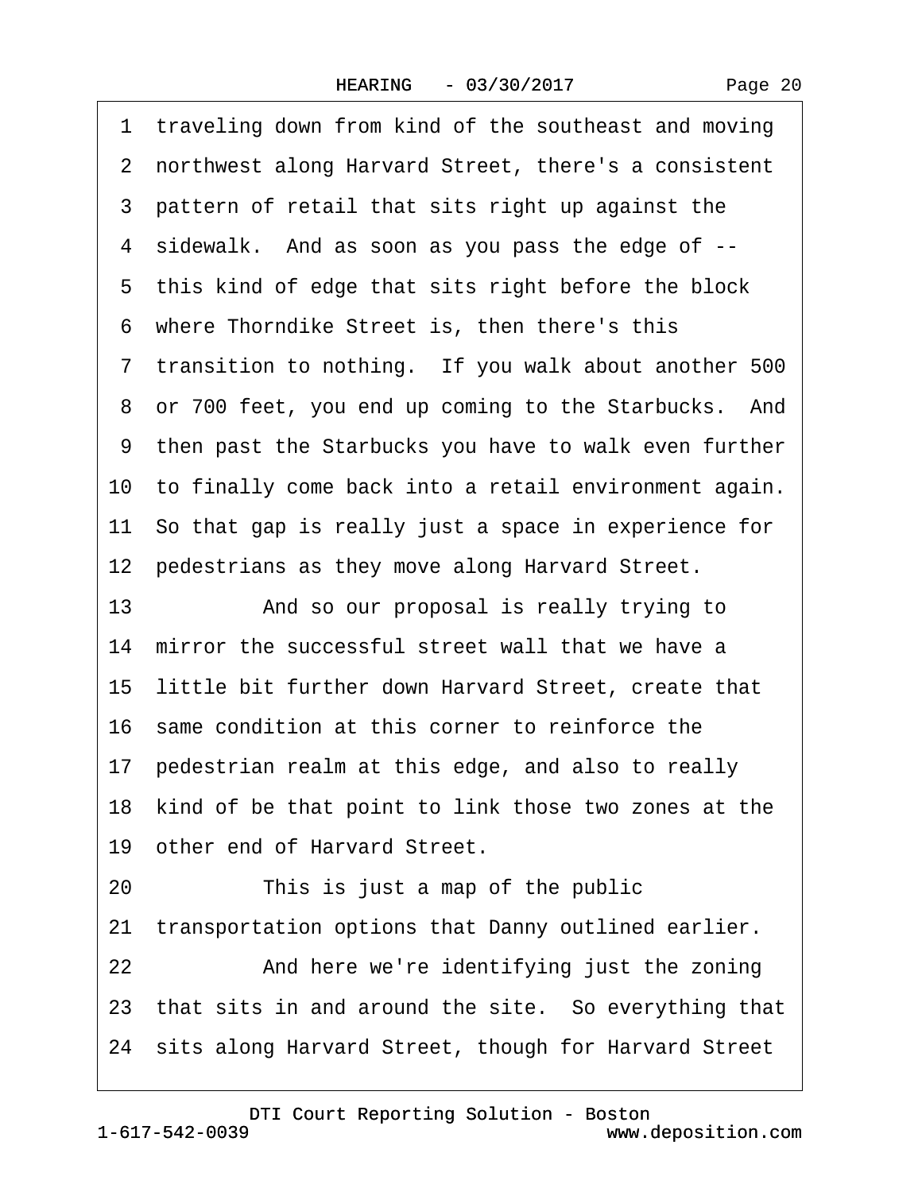1 traveling down from kind of the southeast and moving
2 northwest along Harvard Street, there's a consistent
3 pattern of retail that sits right up against the
4 sidewalk. And as soon as you pass the edge of --
5 this kind of edge that sits right before the block
6 where Thorndike Street is, then there's this
7 transition to nothing. If you walk about another 500
8 or 700 feet, you end up coming to the Starbucks. And
9 then past the Starbucks you have to walk even further
10 to finally come back into a retail environment again.
11 So that gap is really just a space in experience for
12 pedestrians as they move along Harvard Street.
13 And so our proposal is really trying to
14 mirror the successful street wall that we have a
15 little bit further down Harvard Street, create that
16 same condition at this corner to reinforce the
17 pedestrian realm at this edge, and also to really
18 kind of be that point to link those two zones at the
19 other end of Harvard Street.
20 This is just a map of the public
21 transportation options that Danny outlined earlier.
22 And here we're identifying just the zoning
23 that sits in and around the site. So everything that
24 sits along Harvard Street, though for Harvard Street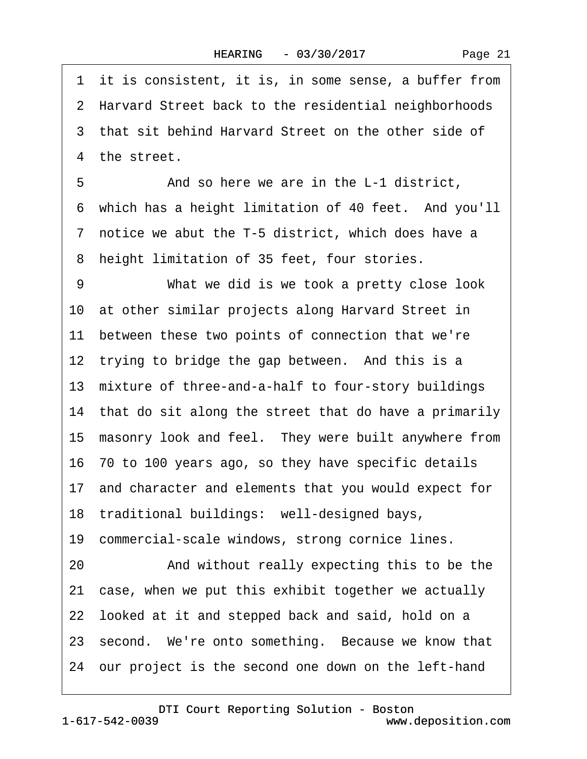1 it is consistent, it is, in some sense, a buffer from
2 Harvard Street back to the residential neighborhoods
3 that sit behind Harvard Street on the other side of
4 the street.

5 And so here we are in the L-1 district,
6 which has a height limitation of 40 feet. And you'll
7 notice we abut the T-5 district, which does have a
8 height limitation of 35 feet, four stories.

9 What we did is we took a pretty close look
10 at other similar projects along Harvard Street in
11 between these two points of connection that we're
12 trying to bridge the gap between. And this is a
13 mixture of three-and-a-half to four-story buildings
14 that do sit along the street that do have a primarily
15 masonry look and feel. They were built anywhere from
16 70 to 100 years ago, so they have specific details
17 and character and elements that you would expect for
18 traditional buildings: well-designed bays,
19 commercial-scale windows, strong cornice lines.

20 And without really expecting this to be the
21 case, when we put this exhibit together we actually
22 looked at it and stepped back and said, hold on a
23 second. We're onto something. Because we know that
24 our project is the second one down on the left-hand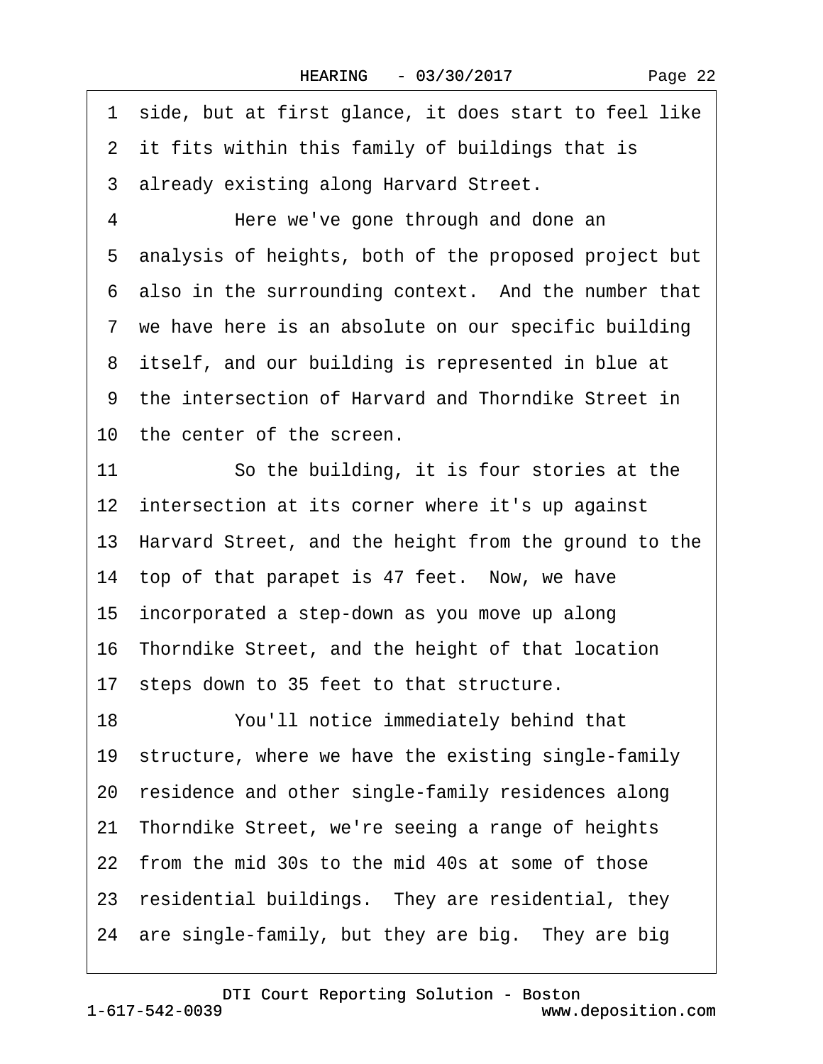1 side, but at first glance, it does start to feel like
2 it fits within this family of buildings that is
3 already existing along Harvard Street.

4 Here we've gone through and done an
5 analysis of heights, both of the proposed project but
6 also in the surrounding context. And the number that
7 we have here is an absolute on our specific building
8 itself, and our building is represented in blue at
9 the intersection of Harvard and Thorndike Street in
10 the center of the screen.

11 So the building, it is four stories at the
12 intersection at its corner where it's up against
13 Harvard Street, and the height from the ground to the
14 top of that parapet is 47 feet. Now, we have
15 incorporated a step-down as you move up along
16 Thorndike Street, and the height of that location
17 steps down to 35 feet to that structure.

18 You'll notice immediately behind that
19 structure, where we have the existing single-family
20 residence and other single-family residences along
21 Thorndike Street, we're seeing a range of heights
22 from the mid 30s to the mid 40s at some of those
23 residential buildings. They are residential, they
24 are single-family, but they are big. They are big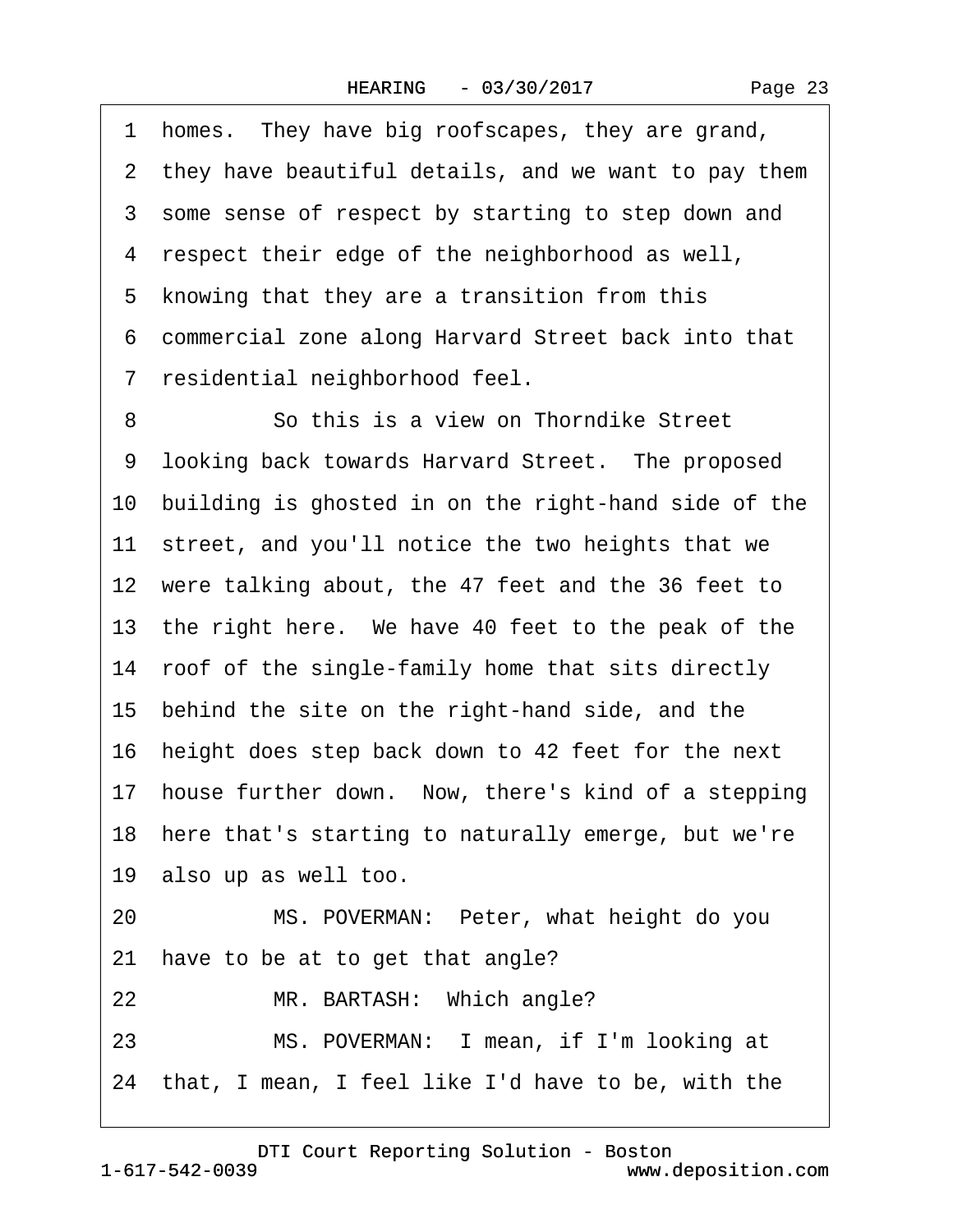1 homes. They have big roofscapes, they are grand,
2 they have beautiful details, and we want to pay them
3 some sense of respect by starting to step down and
4 respect their edge of the neighborhood as well,
5 knowing that they are a transition from this
6 commercial zone along Harvard Street back into that
7 residential neighborhood feel.

8 So this is a view on Thorndike Street
9 looking back towards Harvard Street. The proposed
10 building is ghosted in on the right-hand side of the
11 street, and you'll notice the two heights that we
12 were talking about, the 47 feet and the 36 feet to
13 the right here. We have 40 feet to the peak of the
14 roof of the single-family home that sits directly
15 behind the site on the right-hand side, and the
16 height does step back down to 42 feet for the next
17 house further down. Now, there's kind of a stepping
18 here that's starting to naturally emerge, but we're
19 also up as well too.

20 MS. POVERMAN: Peter, what height do you
21 have to be at to get that angle?

22 MR. BARTASH: Which angle?

23 MS. POVERMAN: I mean, if I'm looking at
24 that, I mean, I feel like I'd have to be, with the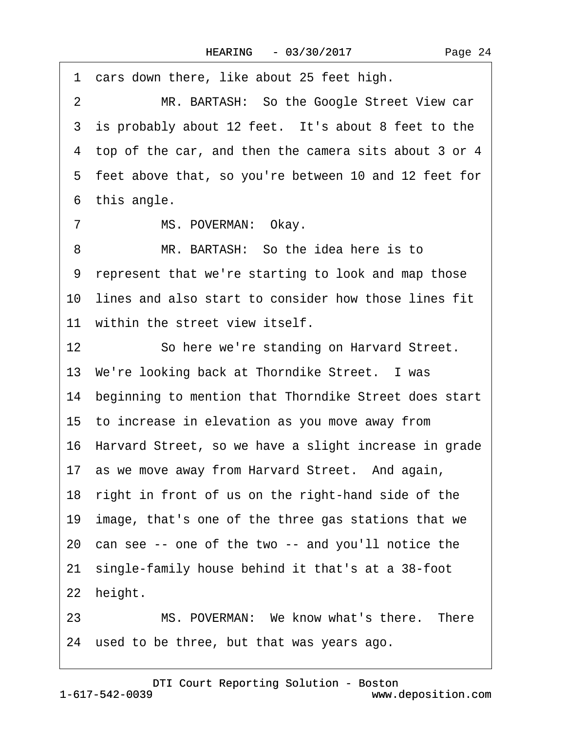1 cars down there, like about 25 feet high.

2 MR. BARTASH: So the Google Street View car

3 is probably about 12 feet. It's about 8 feet to the

4 top of the car, and then the camera sits about 3 or 4

5 feet above that, so you're between 10 and 12 feet for

6 this angle.

7 MS. POVERMAN: Okay.

8 MR. BARTASH: So the idea here is to

9 represent that we're starting to look and map those

10 lines and also start to consider how those lines fit

11 within the street view itself.

12 So here we're standing on Harvard Street.

13 We're looking back at Thorndike Street. I was

14 beginning to mention that Thorndike Street does start

15 to increase in elevation as you move away from

16 Harvard Street, so we have a slight increase in grade

17 as we move away from Harvard Street. And again,

18 right in front of us on the right-hand side of the

19 image, that's one of the three gas stations that we

20 can see -- one of the two -- and you'll notice the

21 single-family house behind it that's at a 38-foot

22 height.

23 MS. POVERMAN: We know what's there. There

24 used to be three, but that was years ago.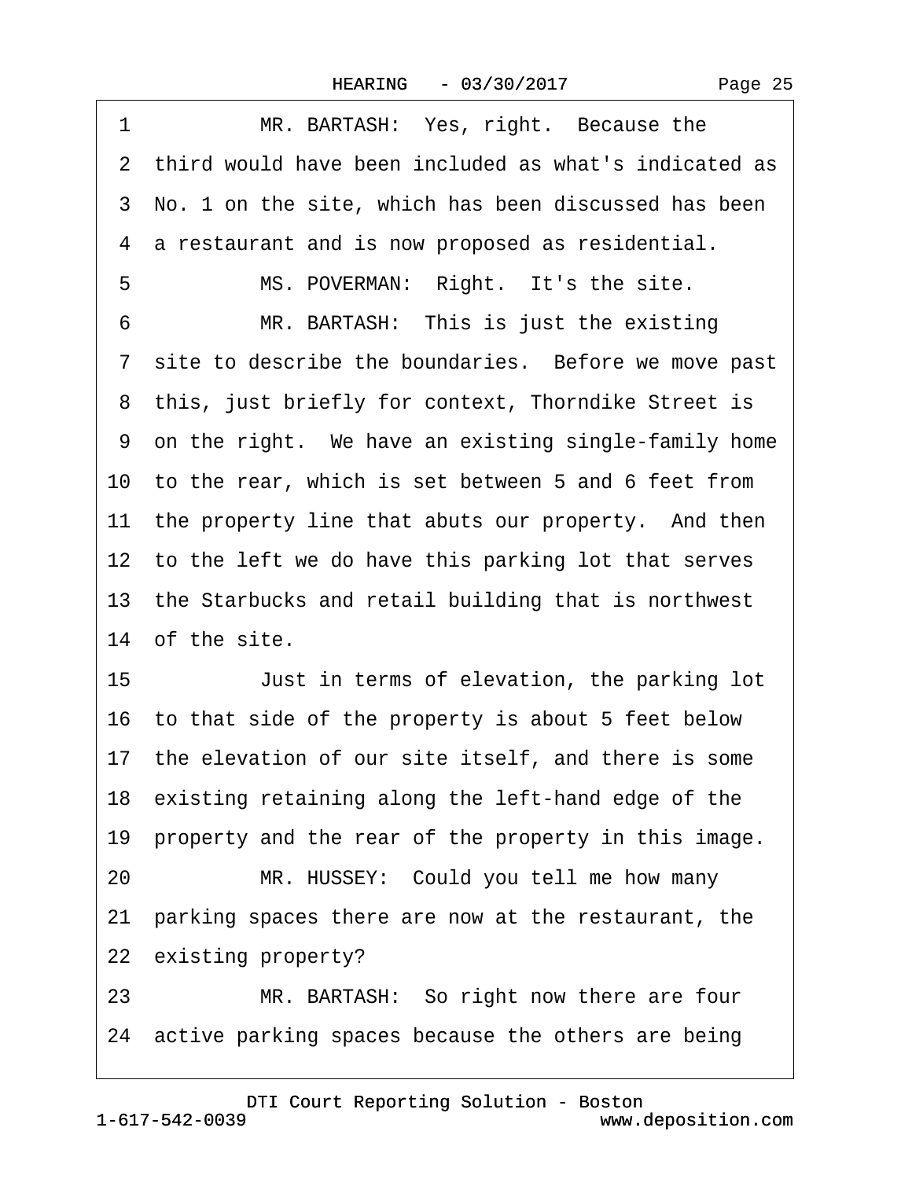1 MR. BARTASH: Yes, right. Because the
2 third would have been included as what's indicated as
3 No. 1 on the site, which has been discussed has been
4 a restaurant and is now proposed as residential.
5 MS. POVERMAN: Right. It's the site.
6 MR. BARTASH: This is just the existing
7 site to describe the boundaries. Before we move past
8 this, just briefly for context, Thorndike Street is
9 on the right. We have an existing single-family home
10 to the rear, which is set between 5 and 6 feet from
11 the property line that abuts our property. And then
12 to the left we do have this parking lot that serves
13 the Starbucks and retail building that is northwest
14 of the site.
15 Just in terms of elevation, the parking lot
16 to that side of the property is about 5 feet below
17 the elevation of our site itself, and there is some
18 existing retaining along the left-hand edge of the
19 property and the rear of the property in this image.
20 MR. HUSSEY: Could you tell me how many
21 parking spaces there are now at the restaurant, the
22 existing property?
23 MR. BARTASH: So right now there are four
24 active parking spaces because the others are being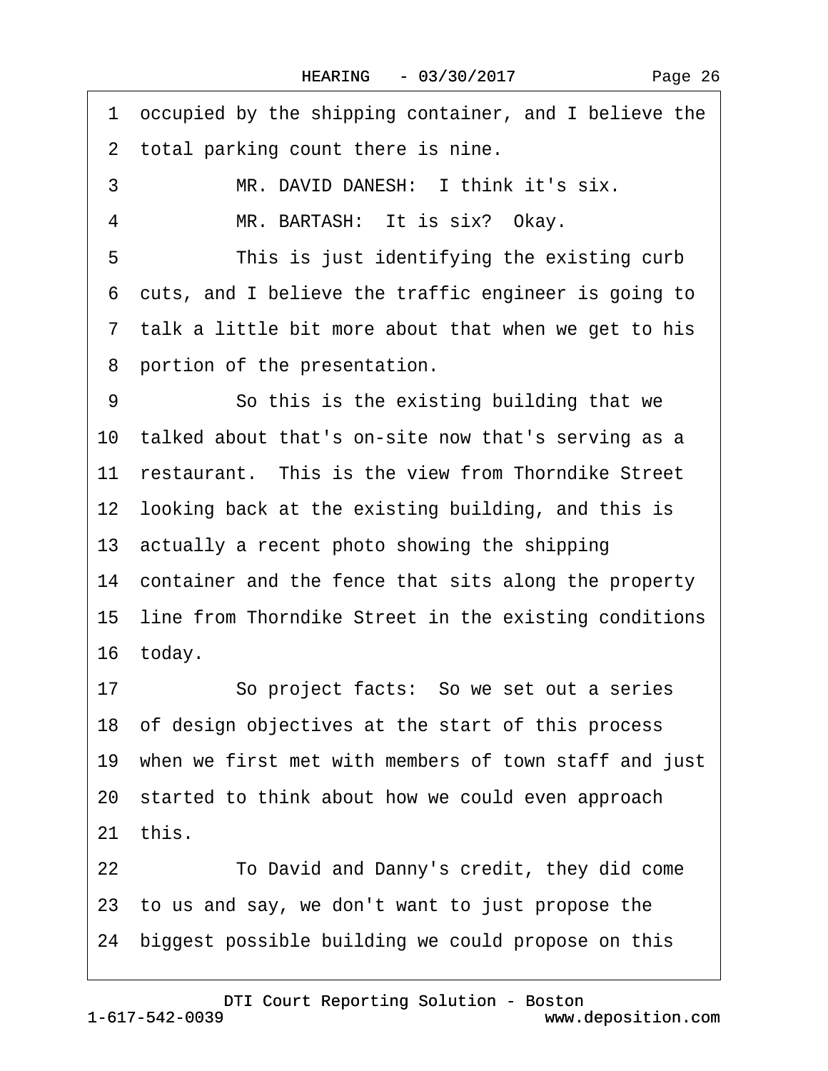1 occupied by the shipping container, and I believe the
2 total parking count there is nine.
3 MR. DAVID DANESH: I think it's six.
4 MR. BARTASH: It is six? Okay.
5 This is just identifying the existing curb
6 cuts, and I believe the traffic engineer is going to
7 talk a little bit more about that when we get to his
8 portion of the presentation.
9 So this is the existing building that we
10 talked about that's on-site now that's serving as a
11 restaurant. This is the view from Thorndike Street
12 looking back at the existing building, and this is
13 actually a recent photo showing the shipping
14 container and the fence that sits along the property
15 line from Thorndike Street in the existing conditions
16 today.
17 So project facts: So we set out a series
18 of design objectives at the start of this process
19 when we first met with members of town staff and just
20 started to think about how we could even approach
21 this.
22 To David and Danny's credit, they did come
23 to us and say, we don't want to just propose the
24 biggest possible building we could propose on this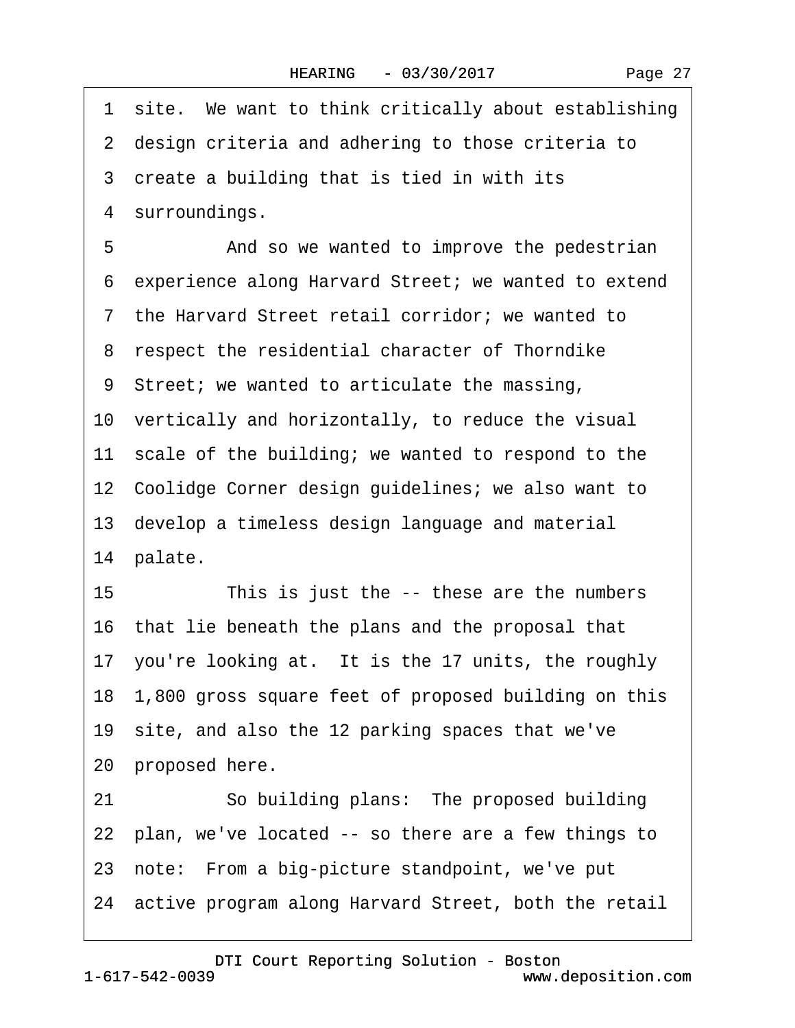1 site. We want to think critically about establishing
2 design criteria and adhering to those criteria to
3 create a building that is tied in with its
4 surroundings.

5 And so we wanted to improve the pedestrian
6 experience along Harvard Street; we wanted to extend
7 the Harvard Street retail corridor; we wanted to
8 respect the residential character of Thorndike
9 Street; we wanted to articulate the massing,
10 vertically and horizontally, to reduce the visual
11 scale of the building; we wanted to respond to the
12 Coolidge Corner design guidelines; we also want to
13 develop a timeless design language and material
14 palate.

15 This is just the -- these are the numbers
16 that lie beneath the plans and the proposal that
17 you're looking at. It is the 17 units, the roughly
18 1,800 gross square feet of proposed building on this
19 site, and also the 12 parking spaces that we've
20 proposed here.

21 So building plans: The proposed building
22 plan, we've located -- so there are a few things to
23 note: From a big-picture standpoint, we've put
24 active program along Harvard Street, both the retail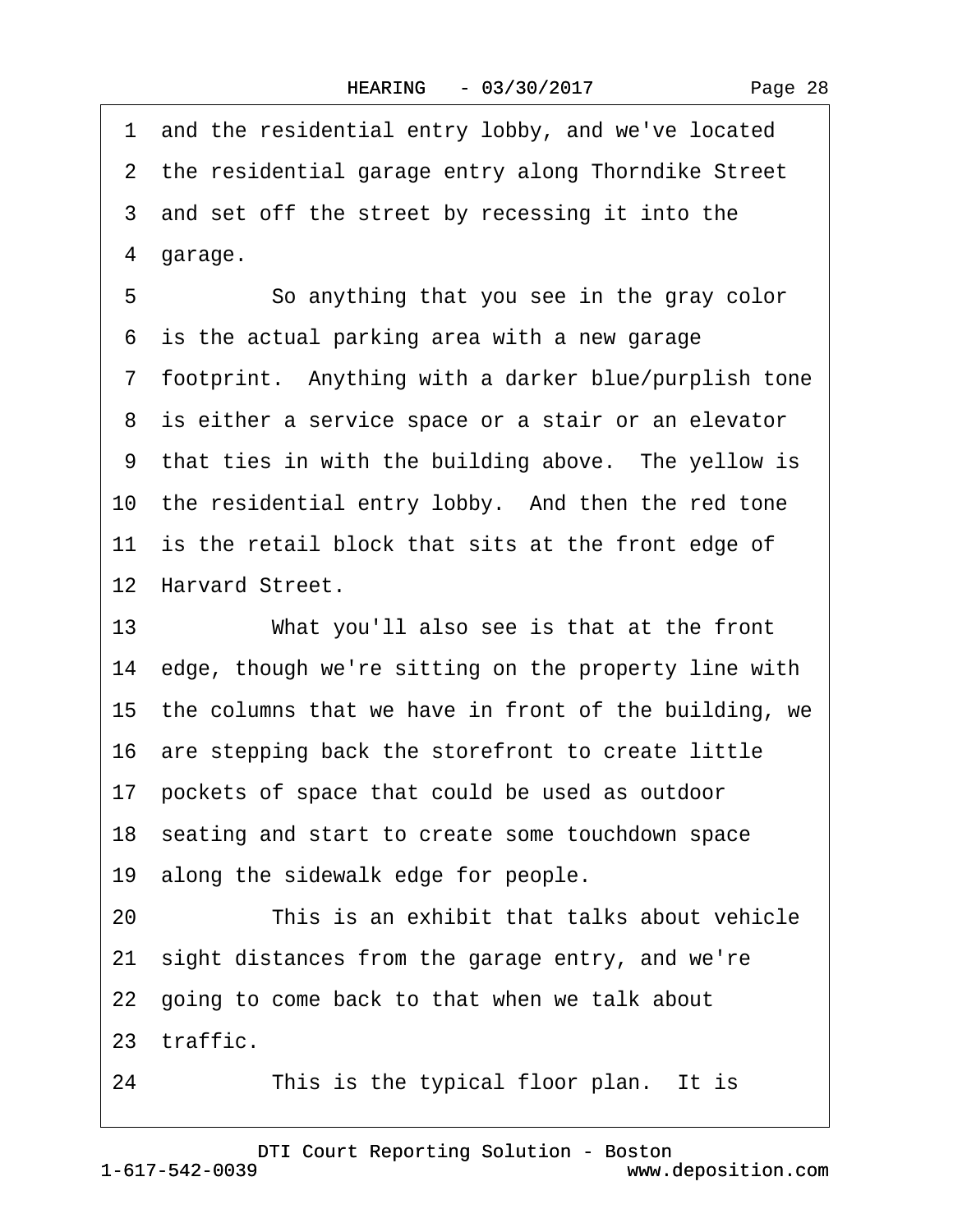1 and the residential entry lobby, and we've located
2 the residential garage entry along Thorndike Street
3 and set off the street by recessing it into the
4 garage.

5 So anything that you see in the gray color
6 is the actual parking area with a new garage
7 footprint. Anything with a darker blue/purplish tone
8 is either a service space or a stair or an elevator
9 that ties in with the building above. The yellow is
10 the residential entry lobby. And then the red tone
11 is the retail block that sits at the front edge of
12 Harvard Street.

13 What you'll also see is that at the front
14 edge, though we're sitting on the property line with
15 the columns that we have in front of the building, we
16 are stepping back the storefront to create little
17 pockets of space that could be used as outdoor
18 seating and start to create some touchdown space
19 along the sidewalk edge for people.

20 This is an exhibit that talks about vehicle
21 sight distances from the garage entry, and we're
22 going to come back to that when we talk about
23 traffic.

24 This is the typical floor plan. It is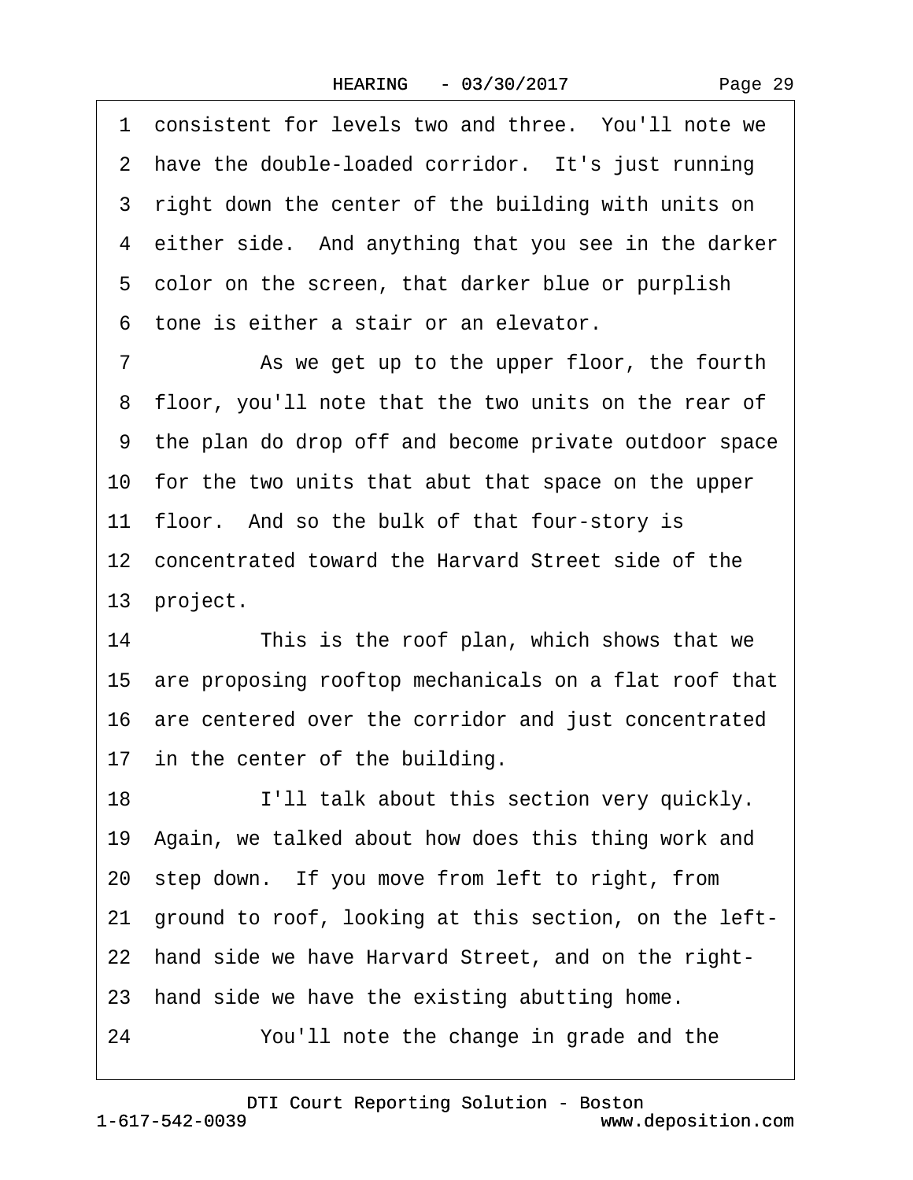1 consistent for levels two and three. You'll note we
2 have the double-loaded corridor. It's just running
3 right down the center of the building with units on
4 either side. And anything that you see in the darker
5 color on the screen, that darker blue or purplish
6 tone is either a stair or an elevator.

7 As we get up to the upper floor, the fourth
8 floor, you'll note that the two units on the rear of
9 the plan do drop off and become private outdoor space
10 for the two units that abut that space on the upper
11 floor. And so the bulk of that four-story is
12 concentrated toward the Harvard Street side of the
13 project.

14 This is the roof plan, which shows that we
15 are proposing rooftop mechanicals on a flat roof that
16 are centered over the corridor and just concentrated
17 in the center of the building.

18 I'll talk about this section very quickly.
19 Again, we talked about how does this thing work and
20 step down. If you move from left to right, from
21 ground to roof, looking at this section, on the left-
22 hand side we have Harvard Street, and on the right-
23 hand side we have the existing abutting home.

24 You'll note the change in grade and the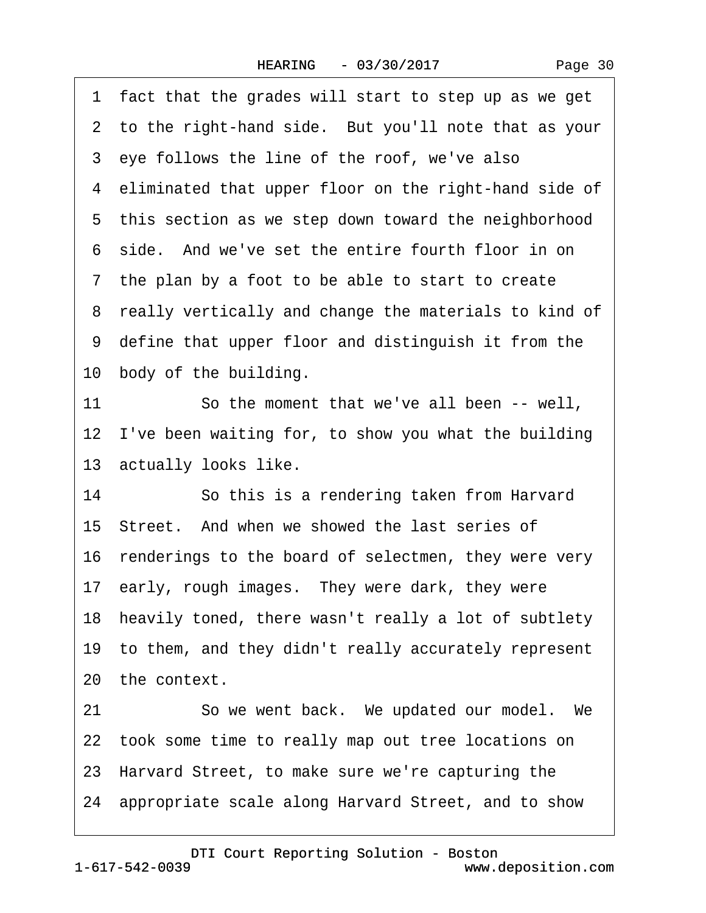1 fact that the grades will start to step up as we get
2 to the right-hand side. But you'll note that as your
3 eye follows the line of the roof, we've also
4 eliminated that upper floor on the right-hand side of
5 this section as we step down toward the neighborhood
6 side. And we've set the entire fourth floor in on
7 the plan by a foot to be able to start to create
8 really vertically and change the materials to kind of
9 define that upper floor and distinguish it from the
10 body of the building.
11 So the moment that we've all been -- well,
12 I've been waiting for, to show you what the building
13 actually looks like.
14 So this is a rendering taken from Harvard
15 Street. And when we showed the last series of
16 renderings to the board of selectmen, they were very
17 early, rough images. They were dark, they were
18 heavily toned, there wasn't really a lot of subtlety
19 to them, and they didn't really accurately represent
20 the context.
21 So we went back. We updated our model. We
22 took some time to really map out tree locations on
23 Harvard Street, to make sure we're capturing the
24 appropriate scale along Harvard Street, and to show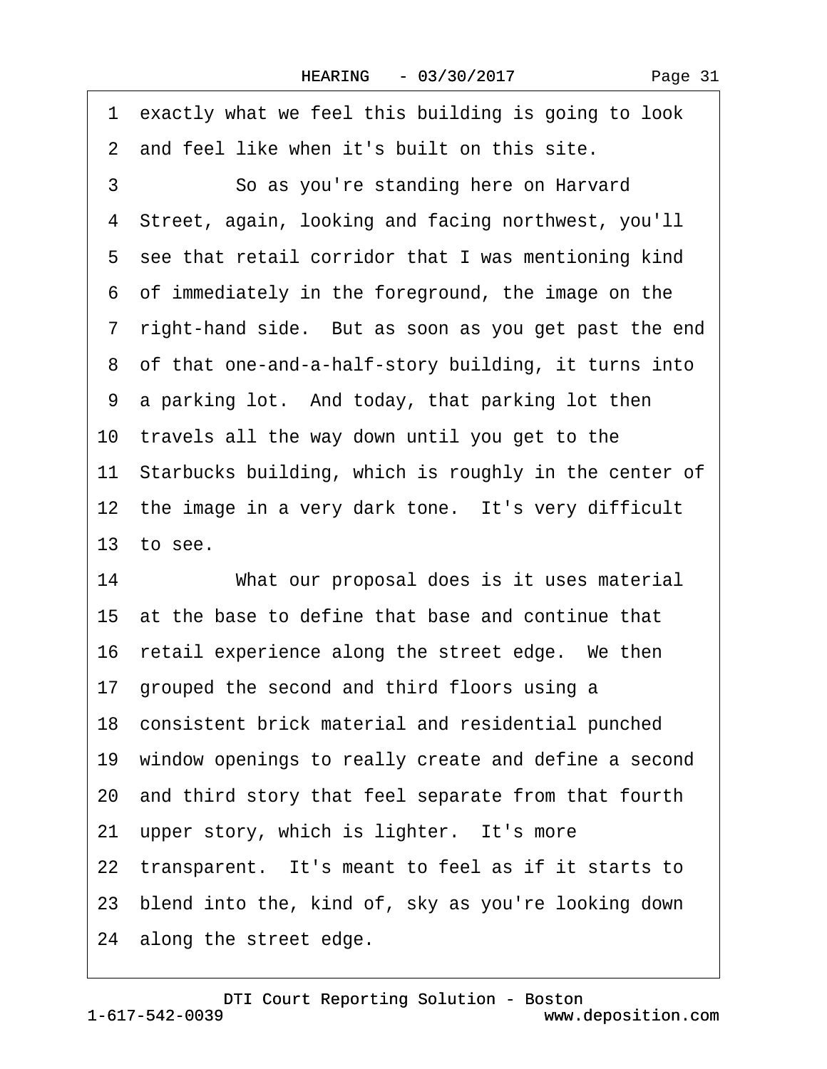1 exactly what we feel this building is going to look
2 and feel like when it's built on this site.
3 So as you're standing here on Harvard
4 Street, again, looking and facing northwest, you'll
5 see that retail corridor that I was mentioning kind
6 of immediately in the foreground, the image on the
7 right-hand side. But as soon as you get past the end
8 of that one-and-a-half-story building, it turns into
9 a parking lot. And today, that parking lot then
10 travels all the way down until you get to the
11 Starbucks building, which is roughly in the center of
12 the image in a very dark tone. It's very difficult
13 to see.
14 What our proposal does is it uses material
15 at the base to define that base and continue that
16 retail experience along the street edge. We then
17 grouped the second and third floors using a
18 consistent brick material and residential punched
19 window openings to really create and define a second
20 and third story that feel separate from that fourth
21 upper story, which is lighter. It's more
22 transparent. It's meant to feel as if it starts to
23 blend into the, kind of, sky as you're looking down
24 along the street edge.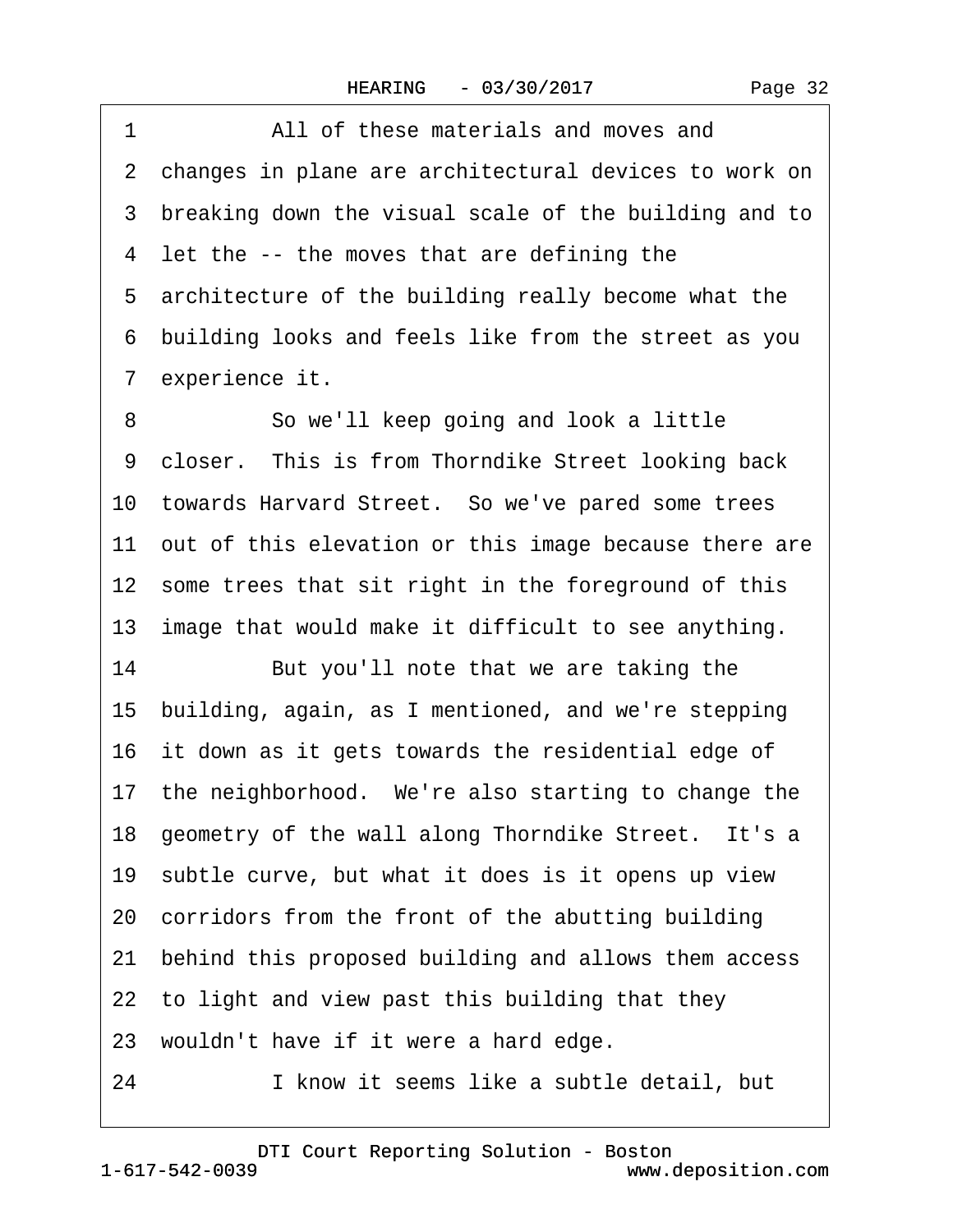1 All of these materials and moves and
2 changes in plane are architectural devices to work on
3 breaking down the visual scale of the building and to
4 let the -- the moves that are defining the
5 architecture of the building really become what the
6 building looks and feels like from the street as you
7 experience it.
8 So we'll keep going and look a little
9 closer. This is from Thorndike Street looking back
10 towards Harvard Street. So we've pared some trees
11 out of this elevation or this image because there are
12 some trees that sit right in the foreground of this
13 image that would make it difficult to see anything.
14 But you'll note that we are taking the
15 building, again, as I mentioned, and we're stepping
16 it down as it gets towards the residential edge of
17 the neighborhood. We're also starting to change the
18 geometry of the wall along Thorndike Street. It's a
19 subtle curve, but what it does is it opens up view
20 corridors from the front of the abutting building
21 behind this proposed building and allows them access
22 to light and view past this building that they
23 wouldn't have if it were a hard edge.
24 I know it seems like a subtle detail, but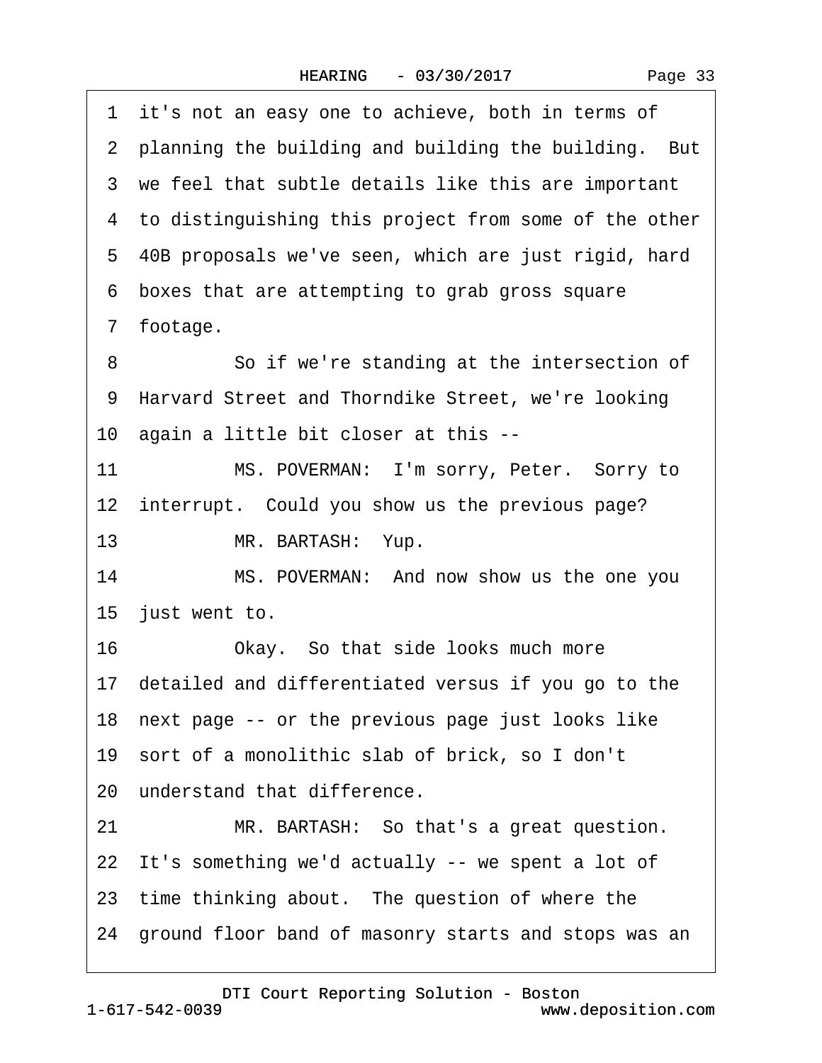1 it's not an easy one to achieve, both in terms of
2 planning the building and building the building. But
3 we feel that subtle details like this are important
4 to distinguishing this project from some of the other
5 40B proposals we've seen, which are just rigid, hard
6 boxes that are attempting to grab gross square
7 footage.

8 So if we're standing at the intersection of
9 Harvard Street and Thorndike Street, we're looking
10 again a little bit closer at this --

11 MS. POVERMAN: I'm sorry, Peter. Sorry to
12 interrupt. Could you show us the previous page?

13 MR. BARTASH: Yup.

14 MS. POVERMAN: And now show us the one you
15 just went to.

16 Okay. So that side looks much more
17 detailed and differentiated versus if you go to the
18 next page -- or the previous page just looks like
19 sort of a monolithic slab of brick, so I don't
20 understand that difference.

21 MR. BARTASH: So that's a great question.
22 It's something we'd actually -- we spent a lot of
23 time thinking about. The question of where the
24 ground floor band of masonry starts and stops was an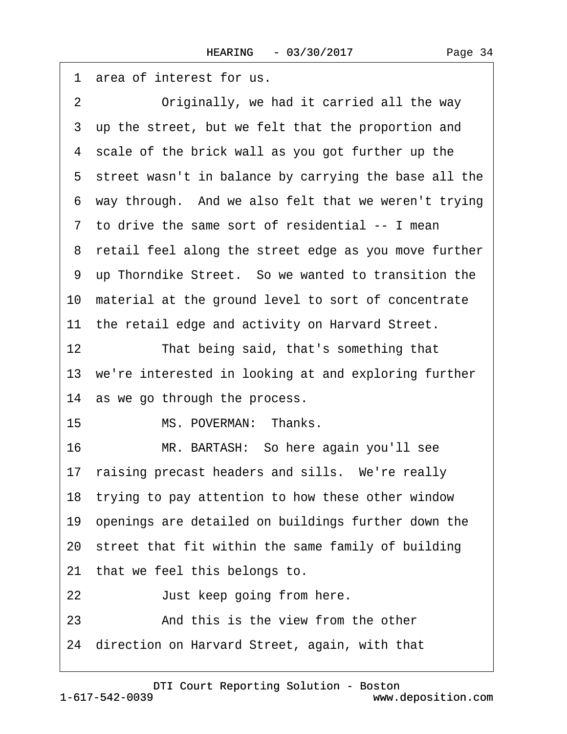1 area of interest for us.

2 Originally, we had it carried all the way

3 up the street, but we felt that the proportion and

4 scale of the brick wall as you got further up the

5 street wasn't in balance by carrying the base all the

6 way through. And we also felt that we weren't trying

7 to drive the same sort of residential -- I mean

8 retail feel along the street edge as you move further

9 up Thorndike Street. So we wanted to transition the

10 material at the ground level to sort of concentrate

11 the retail edge and activity on Harvard Street.

12 That being said, that's something that

13 we're interested in looking at and exploring further

14 as we go through the process.

15 MS. POVERMAN: Thanks.

16 MR. BARTASH: So here again you'll see

17 raising precast headers and sills. We're really

18 trying to pay attention to how these other window

19 openings are detailed on buildings further down the

20 street that fit within the same family of building

21 that we feel this belongs to.

22 Just keep going from here.

23 And this is the view from the other

24 direction on Harvard Street, again, with that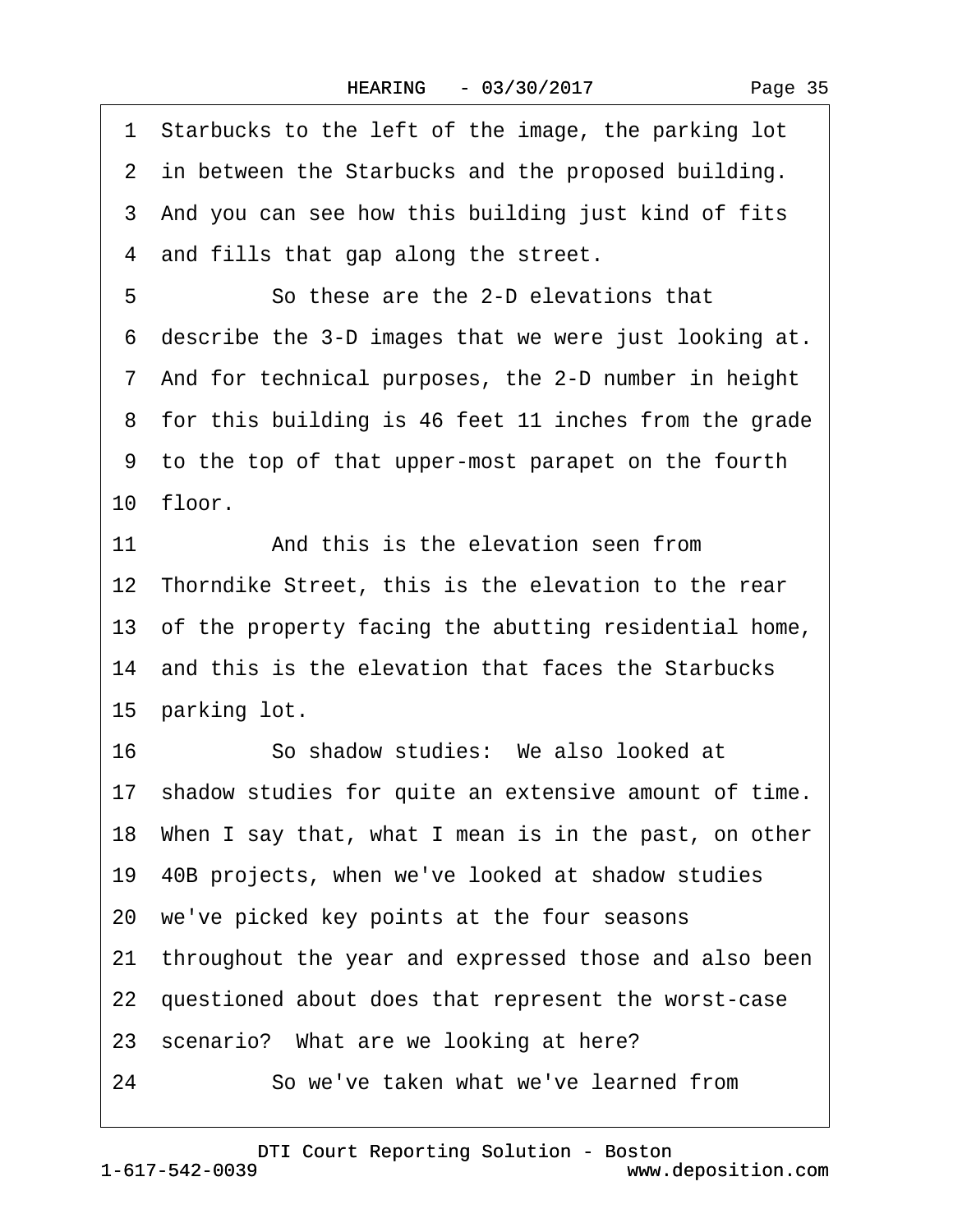1 Starbucks to the left of the image, the parking lot
2 in between the Starbucks and the proposed building.
3 And you can see how this building just kind of fits
4 and fills that gap along the street.
5 So these are the 2-D elevations that
6 describe the 3-D images that we were just looking at.
7 And for technical purposes, the 2-D number in height
8 for this building is 46 feet 11 inches from the grade
9 to the top of that upper-most parapet on the fourth
10 floor.
11 And this is the elevation seen from
12 Thorndike Street, this is the elevation to the rear
13 of the property facing the abutting residential home,
14 and this is the elevation that faces the Starbucks
15 parking lot.
16 So shadow studies: We also looked at
17 shadow studies for quite an extensive amount of time.
18 When I say that, what I mean is in the past, on other
19 40B projects, when we've looked at shadow studies
20 we've picked key points at the four seasons
21 throughout the year and expressed those and also been
22 questioned about does that represent the worst-case
23 scenario? What are we looking at here?
24 So we've taken what we've learned from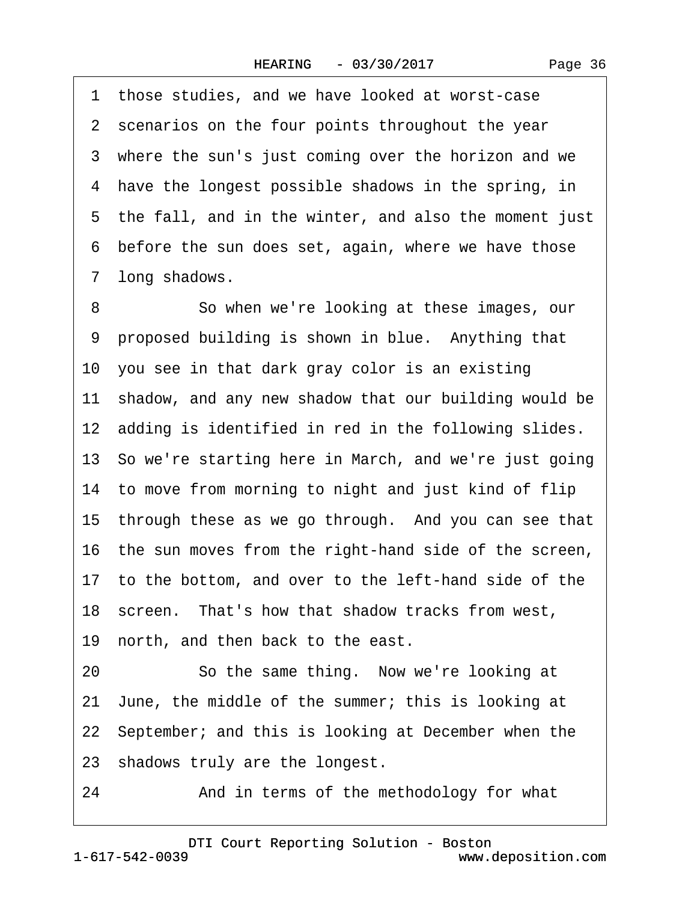1 those studies, and we have looked at worst-case
2 scenarios on the four points throughout the year
3 where the sun's just coming over the horizon and we
4 have the longest possible shadows in the spring, in
5 the fall, and in the winter, and also the moment just
6 before the sun does set, again, where we have those
7 long shadows.

8 So when we're looking at these images, our
9 proposed building is shown in blue. Anything that
10 you see in that dark gray color is an existing
11 shadow, and any new shadow that our building would be
12 adding is identified in red in the following slides.
13 So we're starting here in March, and we're just going
14 to move from morning to night and just kind of flip
15 through these as we go through. And you can see that
16 the sun moves from the right-hand side of the screen,
17 to the bottom, and over to the left-hand side of the
18 screen. That's how that shadow tracks from west,
19 north, and then back to the east.

20 So the same thing. Now we're looking at
21 June, the middle of the summer; this is looking at
22 September; and this is looking at December when the
23 shadows truly are the longest.

24 And in terms of the methodology for what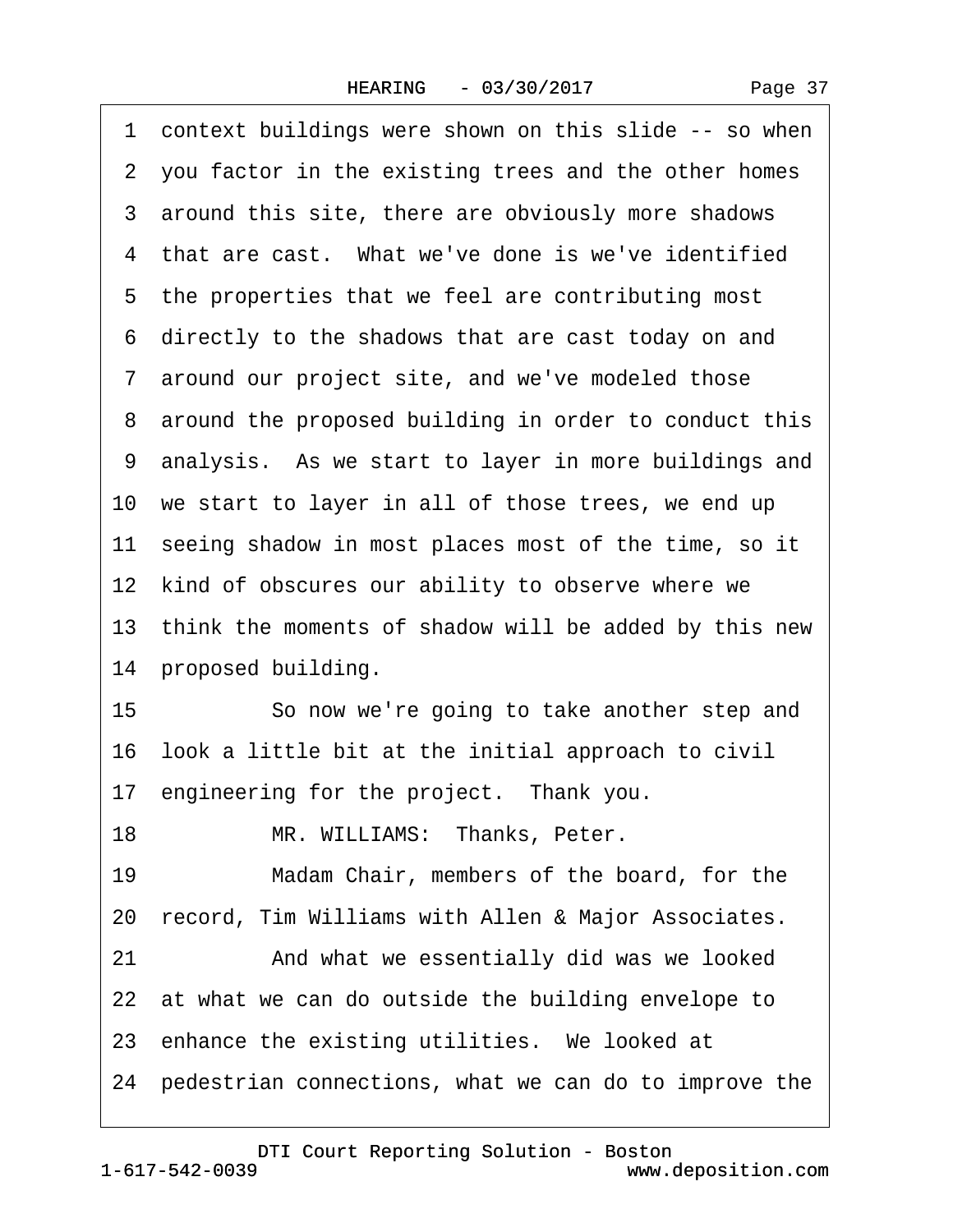1 context buildings were shown on this slide -- so when
2 you factor in the existing trees and the other homes
3 around this site, there are obviously more shadows
4 that are cast. What we've done is we've identified
5 the properties that we feel are contributing most
6 directly to the shadows that are cast today on and
7 around our project site, and we've modeled those
8 around the proposed building in order to conduct this
9 analysis. As we start to layer in more buildings and
10 we start to layer in all of those trees, we end up
11 seeing shadow in most places most of the time, so it
12 kind of obscures our ability to observe where we
13 think the moments of shadow will be added by this new
14 proposed building.
15 So now we're going to take another step and
16 look a little bit at the initial approach to civil
17 engineering for the project. Thank you.
18 MR. WILLIAMS: Thanks, Peter.
19 Madam Chair, members of the board, for the
20 record, Tim Williams with Allen & Major Associates.
21 And what we essentially did was we looked
22 at what we can do outside the building envelope to
23 enhance the existing utilities. We looked at
24 pedestrian connections, what we can do to improve the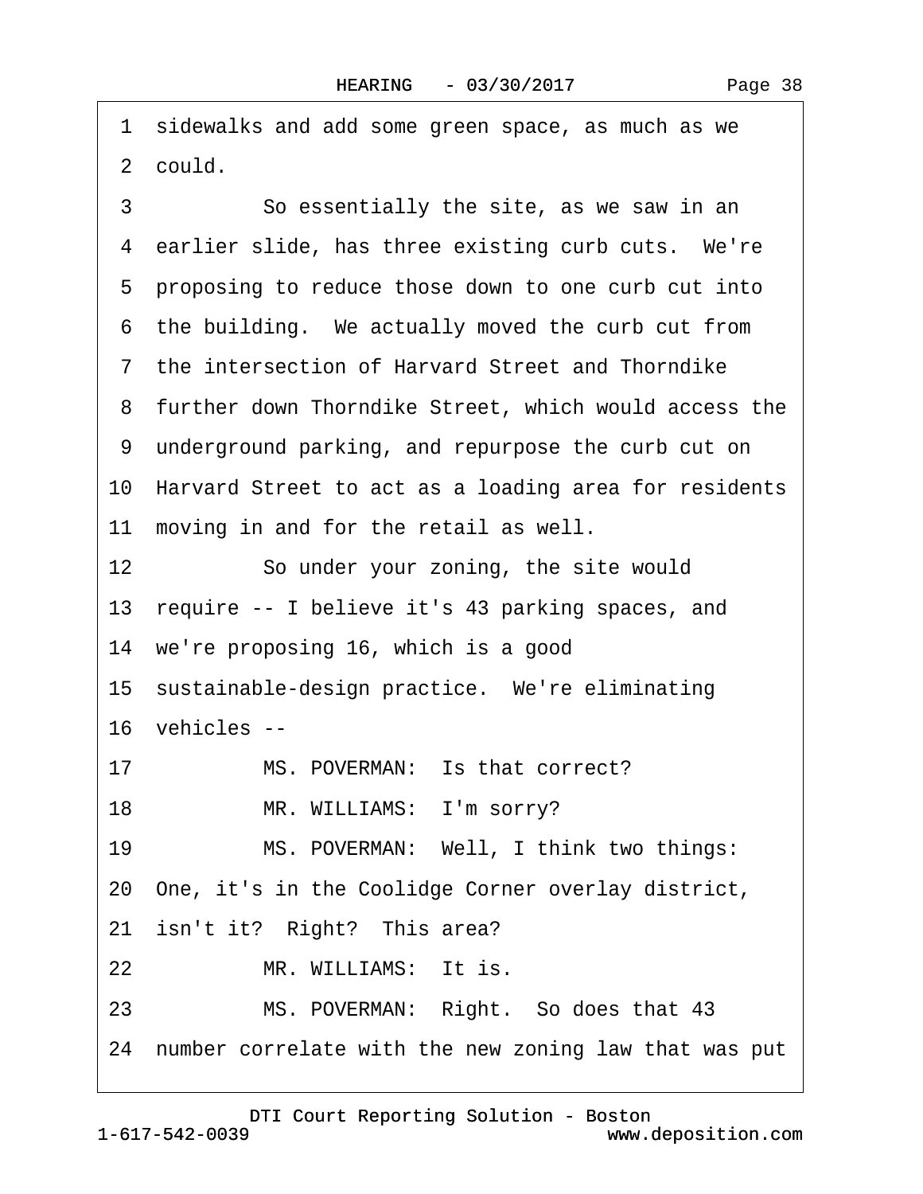1 sidewalks and add some green space, as much as we

2 could.

3 So essentially the site, as we saw in an

4 earlier slide, has three existing curb cuts. We're

5 proposing to reduce those down to one curb cut into

6 the building. We actually moved the curb cut from

7 the intersection of Harvard Street and Thorndike

8 further down Thorndike Street, which would access the

9 underground parking, and repurpose the curb cut on

10 Harvard Street to act as a loading area for residents

11 moving in and for the retail as well.

12 So under your zoning, the site would

13 require -- I believe it's 43 parking spaces, and

14 we're proposing 16, which is a good

15 sustainable-design practice. We're eliminating

16 vehicles --

17 MS. POVERMAN: Is that correct?

18 MR. WILLIAMS: I'm sorry?

19 MS. POVERMAN: Well, I think two things:

20 One, it's in the Coolidge Corner overlay district,

21 isn't it? Right? This area?

22 MR. WILLIAMS: It is.

23 MS. POVERMAN: Right. So does that 43

24 number correlate with the new zoning law that was put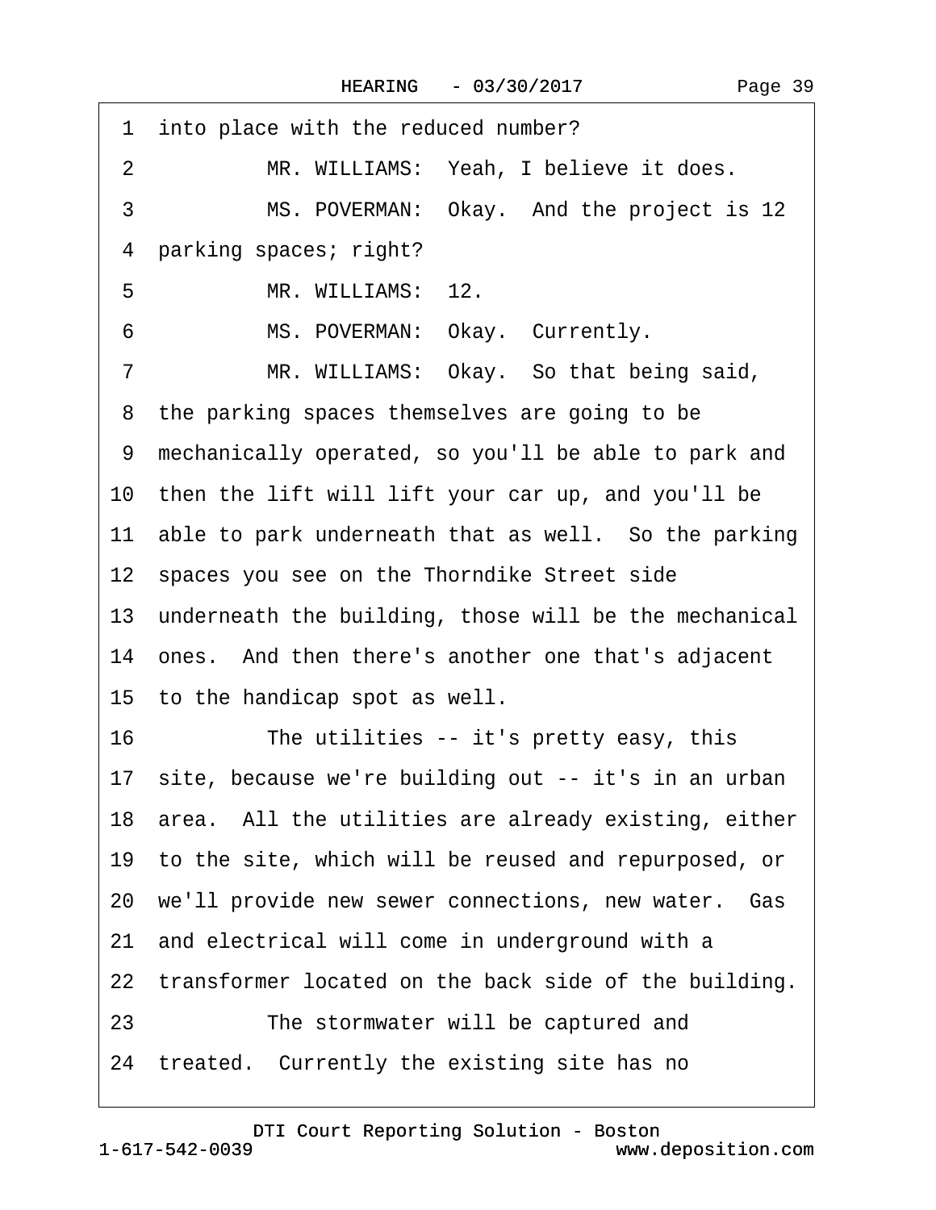1 into place with the reduced number?

2 MR. WILLIAMS: Yeah, I believe it does.

3 MS. POVERMAN: Okay. And the project is 12

4 parking spaces; right?

5 MR. WILLIAMS: 12.

6 MS. POVERMAN: Okay. Currently.

7 MR. WILLIAMS: Okay. So that being said,

8 the parking spaces themselves are going to be

9 mechanically operated, so you'll be able to park and

10 then the lift will lift your car up, and you'll be

11 able to park underneath that as well. So the parking

12 spaces you see on the Thorndike Street side

13 underneath the building, those will be the mechanical

14 ones. And then there's another one that's adjacent

15 to the handicap spot as well.

16 The utilities -- it's pretty easy, this

17 site, because we're building out -- it's in an urban

18 area. All the utilities are already existing, either

19 to the site, which will be reused and repurposed, or

20 we'll provide new sewer connections, new water. Gas

21 and electrical will come in underground with a

22 transformer located on the back side of the building.

23 The stormwater will be captured and

24 treated. Currently the existing site has no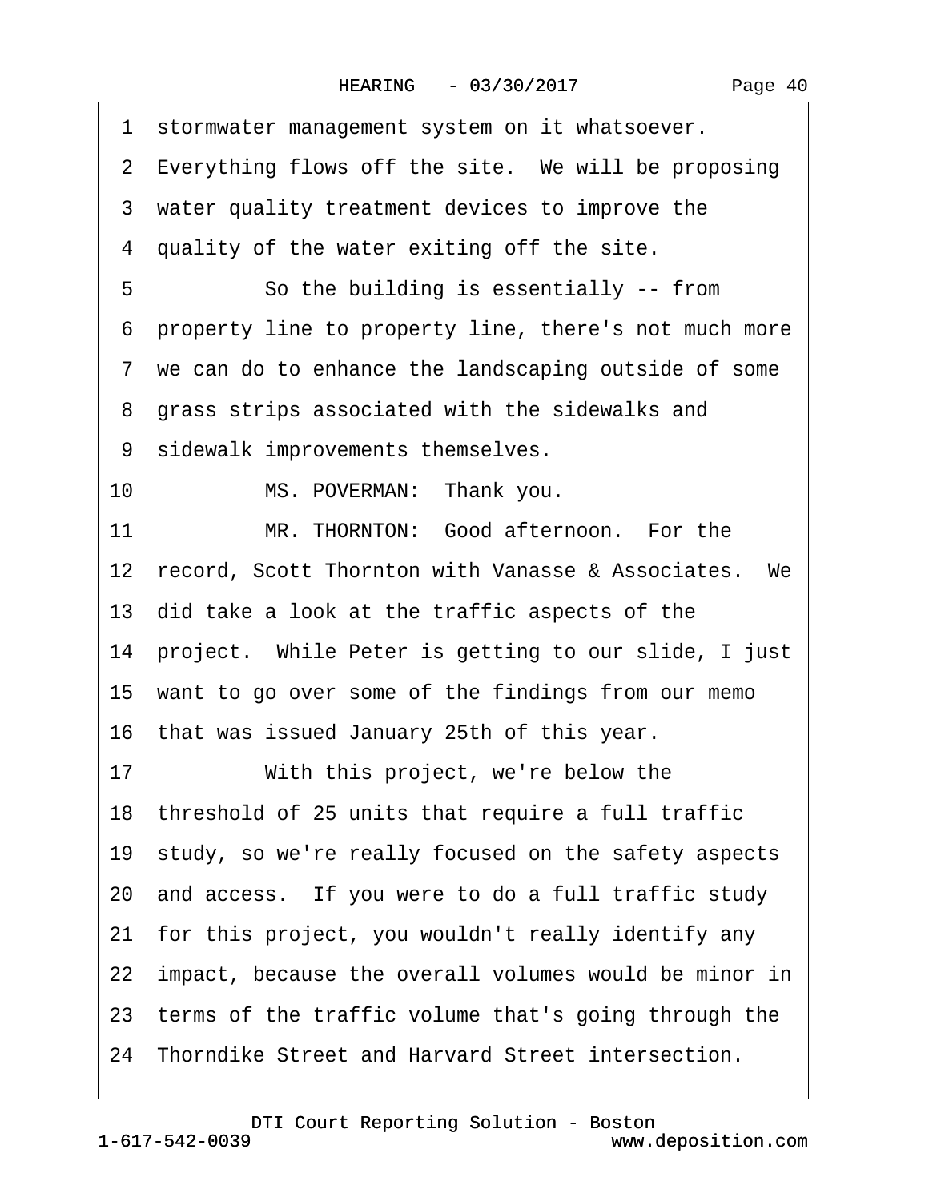1 stormwater management system on it whatsoever.
2 Everything flows off the site. We will be proposing
3 water quality treatment devices to improve the
4 quality of the water exiting off the site.
5 So the building is essentially -- from
6 property line to property line, there's not much more
7 we can do to enhance the landscaping outside of some
8 grass strips associated with the sidewalks and
9 sidewalk improvements themselves.
10 MS. POVERMAN: Thank you.
11 MR. THORNTON: Good afternoon. For the
12 record, Scott Thornton with Vanasse & Associates. We
13 did take a look at the traffic aspects of the
14 project. While Peter is getting to our slide, I just
15 want to go over some of the findings from our memo
16 that was issued January 25th of this year.
17 With this project, we're below the
18 threshold of 25 units that require a full traffic
19 study, so we're really focused on the safety aspects
20 and access. If you were to do a full traffic study
21 for this project, you wouldn't really identify any
22 impact, because the overall volumes would be minor in
23 terms of the traffic volume that's going through the
24 Thorndike Street and Harvard Street intersection.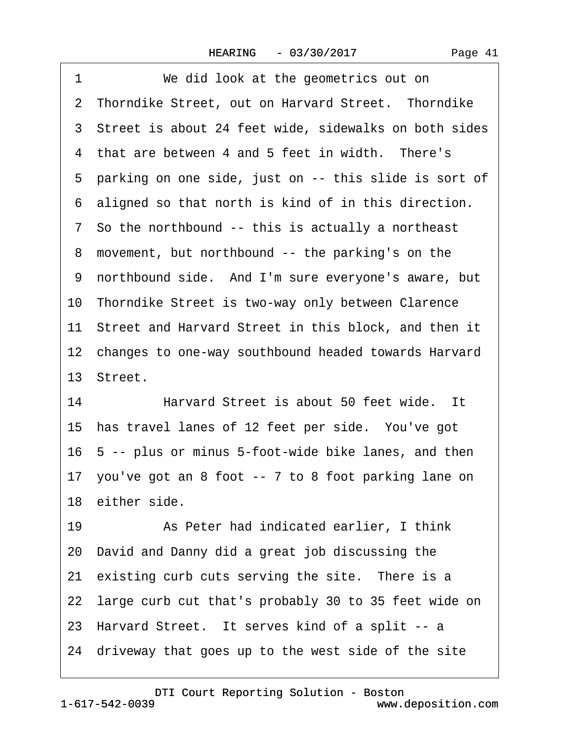1 We did look at the geometrics out on
2 Thorndike Street, out on Harvard Street. Thorndike
3 Street is about 24 feet wide, sidewalks on both sides
4 that are between 4 and 5 feet in width. There's
5 parking on one side, just on -- this slide is sort of
6 aligned so that north is kind of in this direction.
7 So the northbound -- this is actually a northeast
8 movement, but northbound -- the parking's on the
9 northbound side. And I'm sure everyone's aware, but
10 Thorndike Street is two-way only between Clarence
11 Street and Harvard Street in this block, and then it
12 changes to one-way southbound headed towards Harvard
13 Street.
14 Harvard Street is about 50 feet wide. It
15 has travel lanes of 12 feet per side. You've got
16 5 -- plus or minus 5-foot-wide bike lanes, and then
17 you've got an 8 foot -- 7 to 8 foot parking lane on
18 either side.
19 As Peter had indicated earlier, I think
20 David and Danny did a great job discussing the
21 existing curb cuts serving the site. There is a
22 large curb cut that's probably 30 to 35 feet wide on
23 Harvard Street. It serves kind of a split -- a
24 driveway that goes up to the west side of the site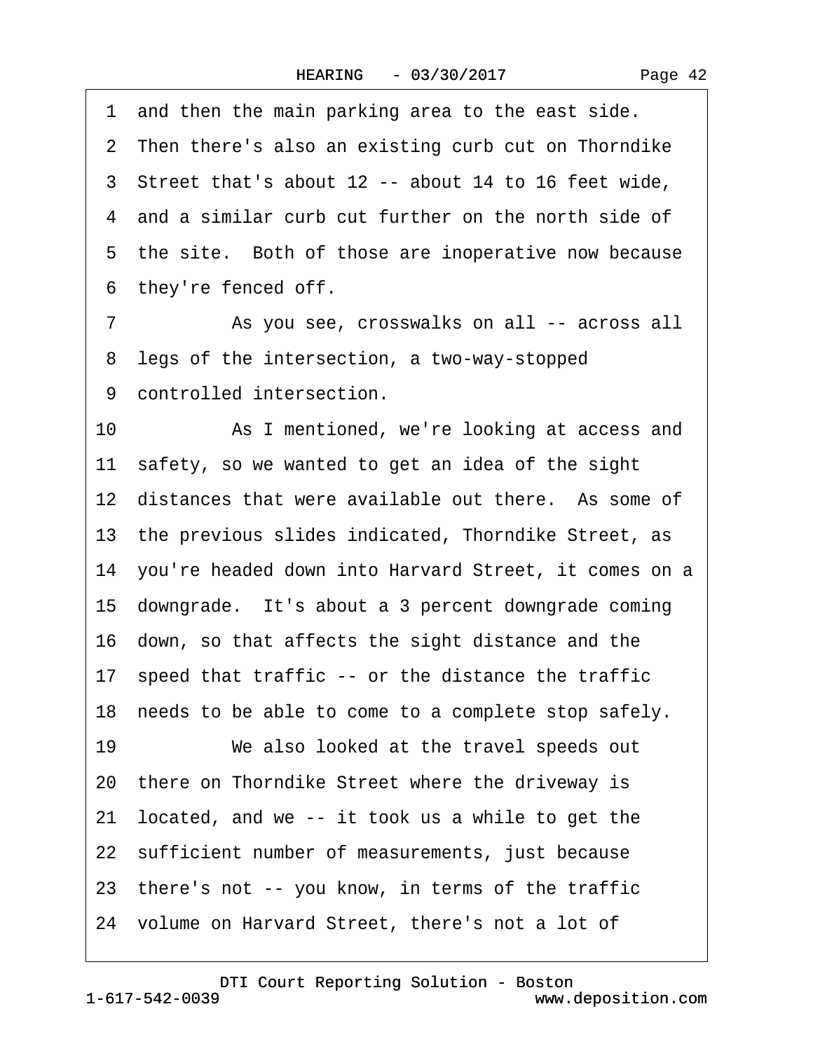1 and then the main parking area to the east side.
2 Then there's also an existing curb cut on Thorndike
3 Street that's about 12 -- about 14 to 16 feet wide,
4 and a similar curb cut further on the north side of
5 the site. Both of those are inoperative now because
6 they're fenced off.
7 As you see, crosswalks on all -- across all
8 legs of the intersection, a two-way-stopped
9 controlled intersection.
10 As I mentioned, we're looking at access and
11 safety, so we wanted to get an idea of the sight
12 distances that were available out there. As some of
13 the previous slides indicated, Thorndike Street, as
14 you're headed down into Harvard Street, it comes on a
15 downgrade. It's about a 3 percent downgrade coming
16 down, so that affects the sight distance and the
17 speed that traffic -- or the distance the traffic
18 needs to be able to come to a complete stop safely.
19 We also looked at the travel speeds out
20 there on Thorndike Street where the driveway is
21 located, and we -- it took us a while to get the
22 sufficient number of measurements, just because
23 there's not -- you know, in terms of the traffic
24 volume on Harvard Street, there's not a lot of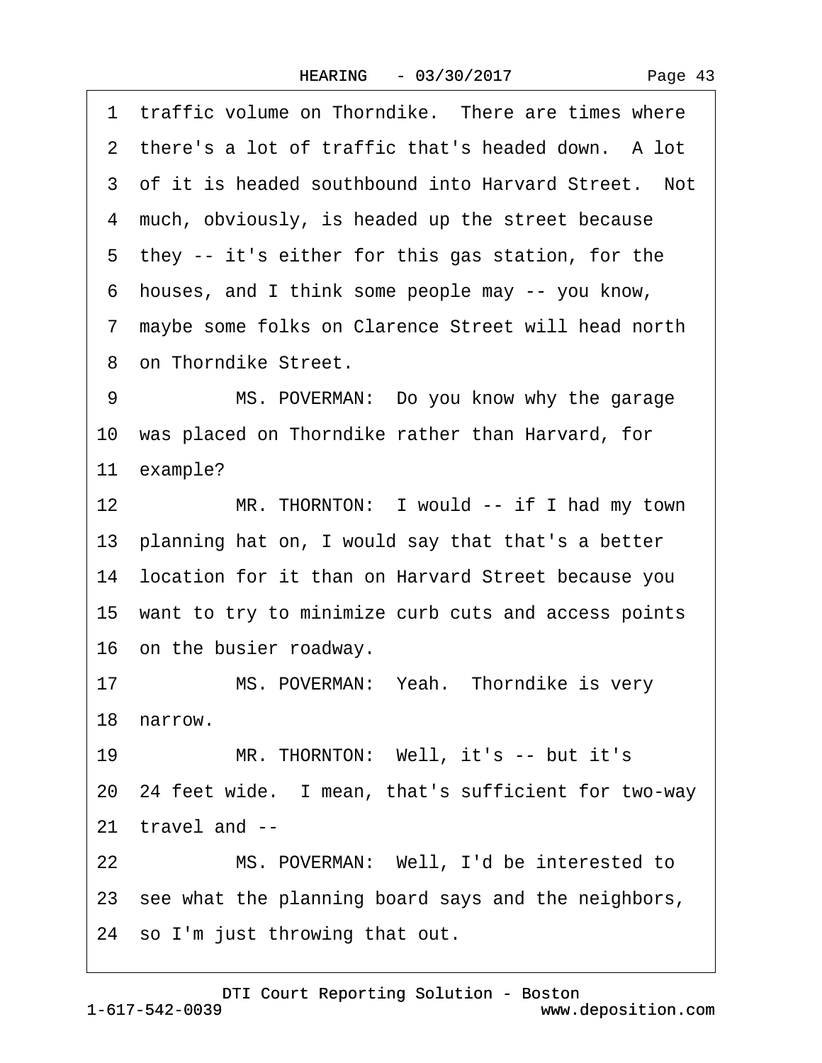1 traffic volume on Thorndike. There are times where
2 there's a lot of traffic that's headed down. A lot
3 of it is headed southbound into Harvard Street. Not
4 much, obviously, is headed up the street because
5 they -- it's either for this gas station, for the
6 houses, and I think some people may -- you know,
7 maybe some folks on Clarence Street will head north
8 on Thorndike Street.
9 MS. POVERMAN: Do you know why the garage
10 was placed on Thorndike rather than Harvard, for
11 example?
12 MR. THORNTON: I would -- if I had my town
13 planning hat on, I would say that that's a better
14 location for it than on Harvard Street because you
15 want to try to minimize curb cuts and access points
16 on the busier roadway.
17 MS. POVERMAN: Yeah. Thorndike is very
18 narrow.
19 MR. THORNTON: Well, it's -- but it's
20 24 feet wide. I mean, that's sufficient for two-way
21 travel and --
22 MS. POVERMAN: Well, I'd be interested to
23 see what the planning board says and the neighbors,
24 so I'm just throwing that out.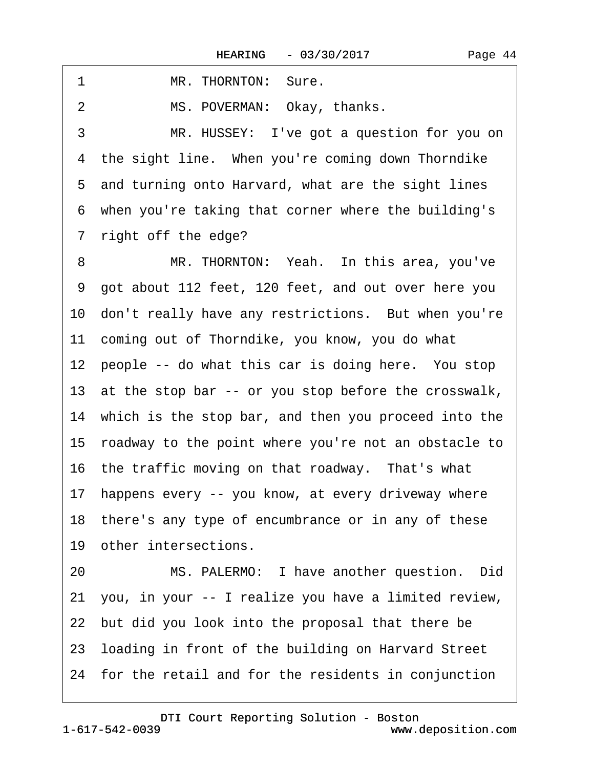1 MR. THORNTON: Sure.

2 MS. POVERMAN: Okay, thanks.

3 MR. HUSSEY: I've got a question for you on
4 the sight line. When you're coming down Thorndike
5 and turning onto Harvard, what are the sight lines
6 when you're taking that corner where the building's
7 right off the edge?

8 MR. THORNTON: Yeah. In this area, you've
9 got about 112 feet, 120 feet, and out over here you
10 don't really have any restrictions. But when you're
11 coming out of Thorndike, you know, you do what
12 people -- do what this car is doing here. You stop
13 at the stop bar -- or you stop before the crosswalk,
14 which is the stop bar, and then you proceed into the
15 roadway to the point where you're not an obstacle to
16 the traffic moving on that roadway. That's what
17 happens every -- you know, at every driveway where
18 there's any type of encumbrance or in any of these
19 other intersections.

20 MS. PALERMO: I have another question. Did
21 you, in your -- I realize you have a limited review,
22 but did you look into the proposal that there be
23 loading in front of the building on Harvard Street
24 for the retail and for the residents in conjunction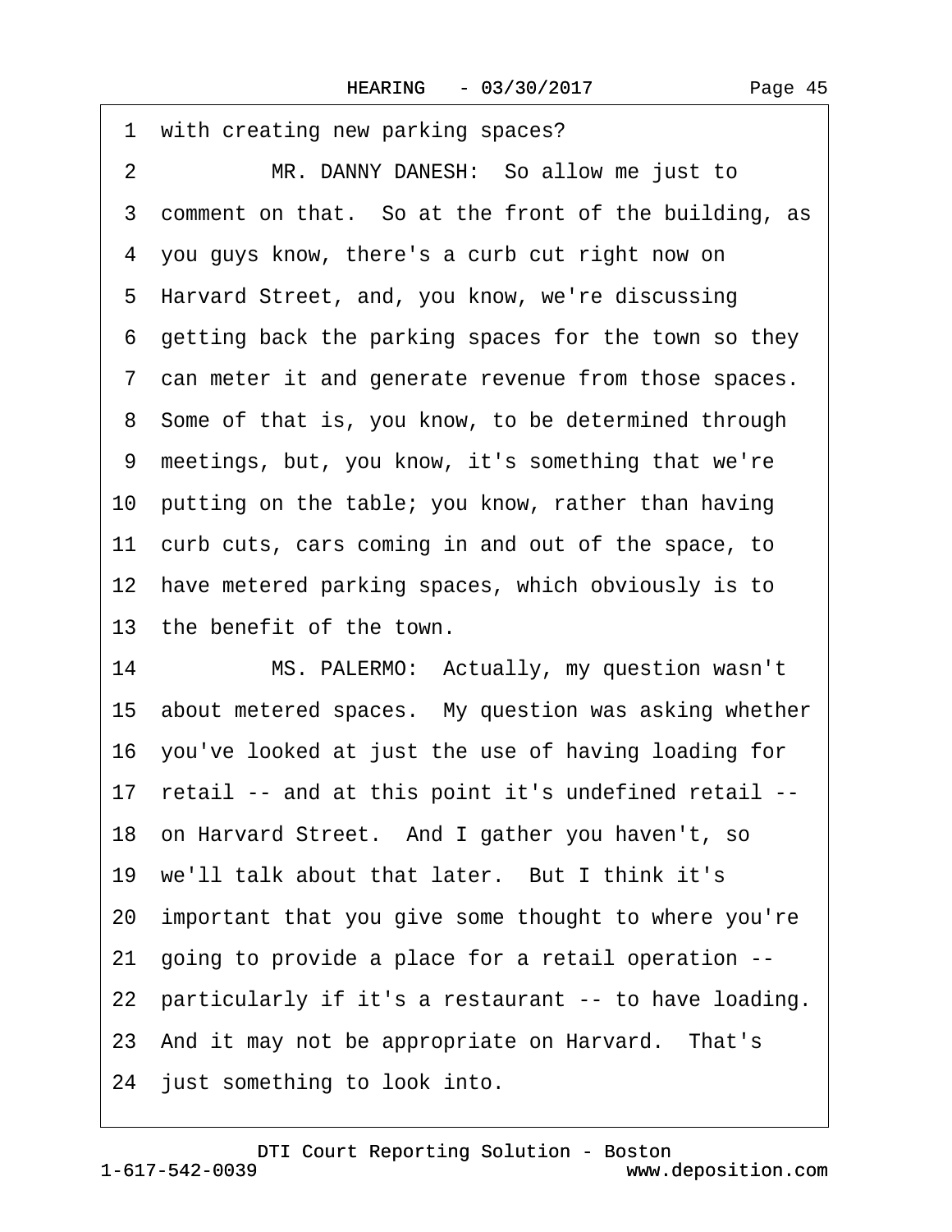1 with creating new parking spaces?

2 MR. DANNY DANESH: So allow me just to

3 comment on that. So at the front of the building, as

4 you guys know, there's a curb cut right now on

5 Harvard Street, and, you know, we're discussing

6 getting back the parking spaces for the town so they

7 can meter it and generate revenue from those spaces.

8 Some of that is, you know, to be determined through

9 meetings, but, you know, it's something that we're

10 putting on the table; you know, rather than having

11 curb cuts, cars coming in and out of the space, to

12 have metered parking spaces, which obviously is to

13 the benefit of the town.

14 MS. PALERMO: Actually, my question wasn't

15 about metered spaces. My question was asking whether

16 you've looked at just the use of having loading for

17 retail -- and at this point it's undefined retail --

18 on Harvard Street. And I gather you haven't, so

19 we'll talk about that later. But I think it's

20 important that you give some thought to where you're

21 going to provide a place for a retail operation --

22 particularly if it's a restaurant -- to have loading.

23 And it may not be appropriate on Harvard. That's

24 just something to look into.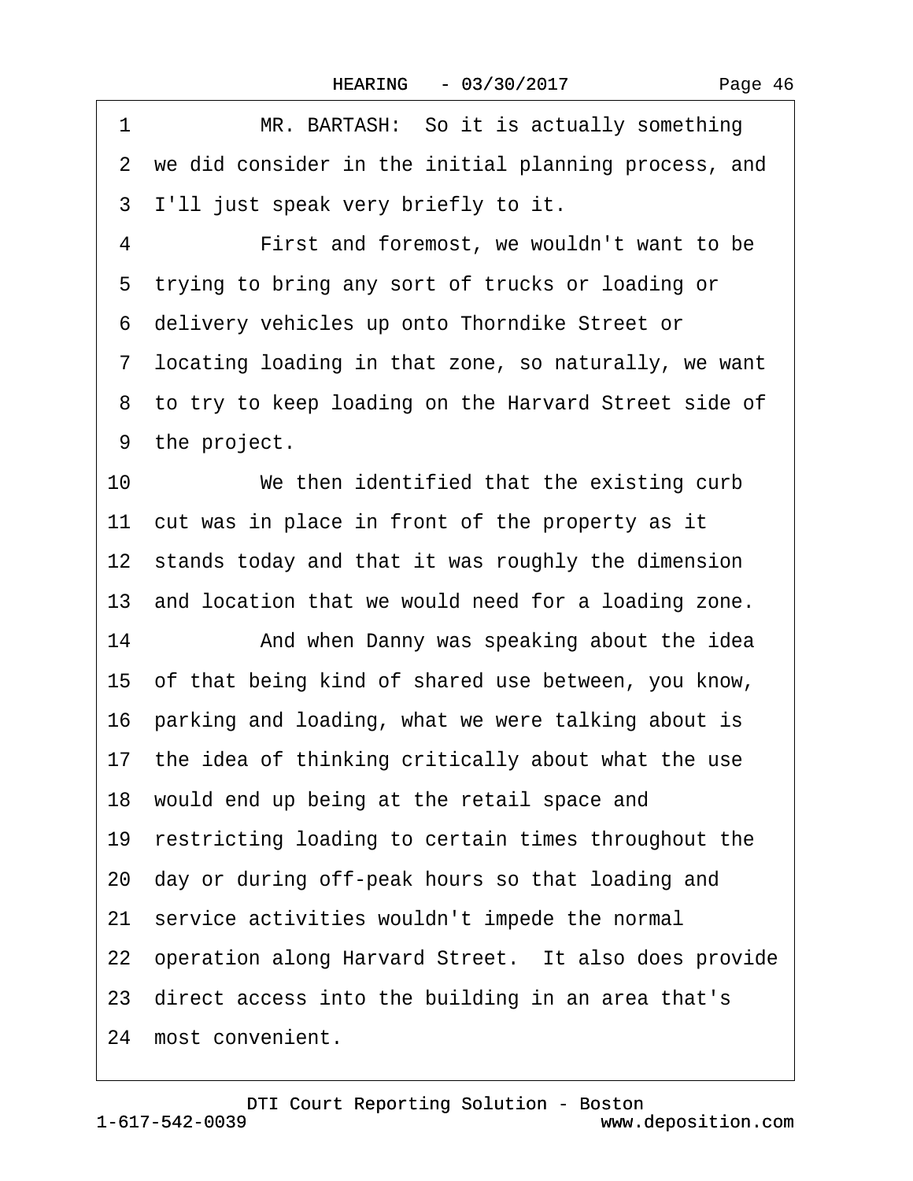1 MR. BARTASH: So it is actually something
2 we did consider in the initial planning process, and
3 I'll just speak very briefly to it.
4 First and foremost, we wouldn't want to be
5 trying to bring any sort of trucks or loading or
6 delivery vehicles up onto Thorndike Street or
7 locating loading in that zone, so naturally, we want
8 to try to keep loading on the Harvard Street side of
9 the project.
10 We then identified that the existing curb
11 cut was in place in front of the property as it
12 stands today and that it was roughly the dimension
13 and location that we would need for a loading zone.
14 And when Danny was speaking about the idea
15 of that being kind of shared use between, you know,
16 parking and loading, what we were talking about is
17 the idea of thinking critically about what the use
18 would end up being at the retail space and
19 restricting loading to certain times throughout the
20 day or during off-peak hours so that loading and
21 service activities wouldn't impede the normal
22 operation along Harvard Street. It also does provide
23 direct access into the building in an area that's
24 most convenient.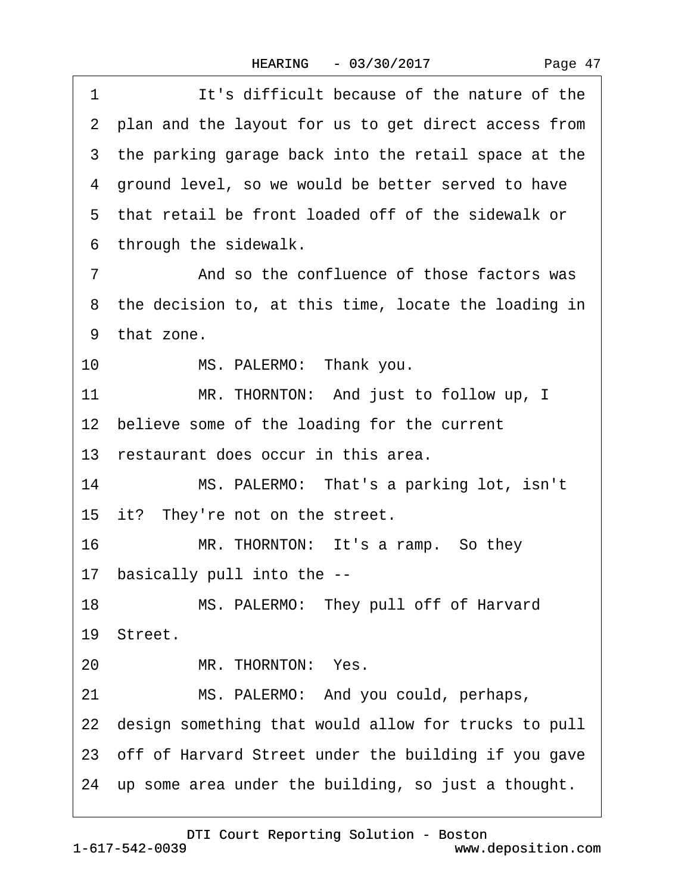1 It's difficult because of the nature of the
2 plan and the layout for us to get direct access from
3 the parking garage back into the retail space at the
4 ground level, so we would be better served to have
5 that retail be front loaded off of the sidewalk or
6 through the sidewalk.
7 And so the confluence of those factors was
8 the decision to, at this time, locate the loading in
9 that zone.
10 MS. PALERMO: Thank you.
11 MR. THORNTON: And just to follow up, I
12 believe some of the loading for the current
13 restaurant does occur in this area.
14 MS. PALERMO: That's a parking lot, isn't
15 it? They're not on the street.
16 MR. THORNTON: It's a ramp. So they
17 basically pull into the --
18 MS. PALERMO: They pull off of Harvard
19 Street.
20 MR. THORNTON: Yes.
21 MS. PALERMO: And you could, perhaps,
22 design something that would allow for trucks to pull
23 off of Harvard Street under the building if you gave
24 up some area under the building, so just a thought.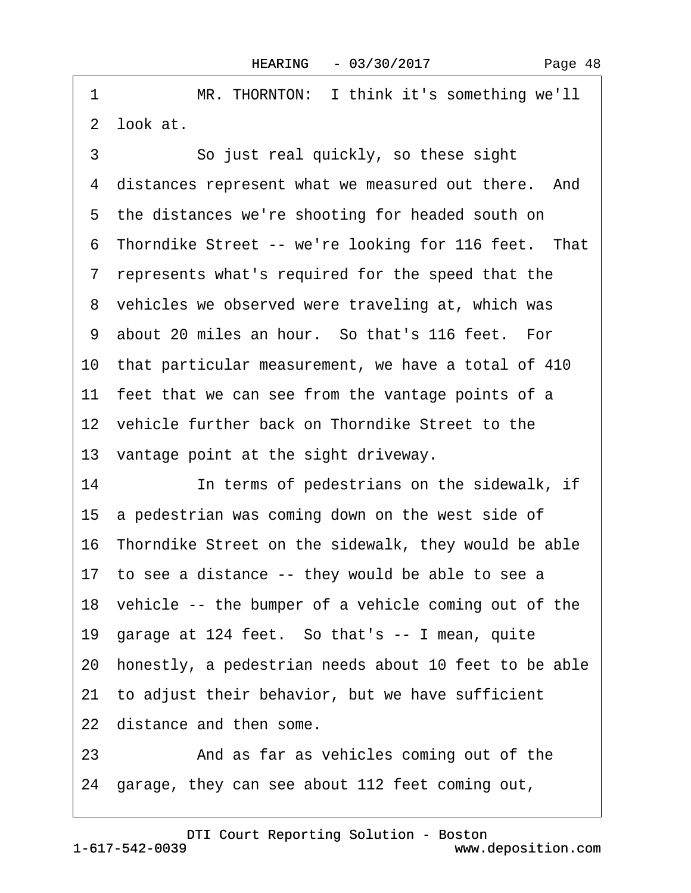MR. THORNTON: I think it's something we'll look at.

So just real quickly, so these sight distances represent what we measured out there. And the distances we're shooting for headed south on Thorndike Street -- we're looking for 116 feet. That represents what's required for the speed that the vehicles we observed were traveling at, which was about 20 miles an hour. So that's 116 feet. For that particular measurement, we have a total of 410 feet that we can see from the vantage points of a vehicle further back on Thorndike Street to the vantage point at the sight driveway.

In terms of pedestrians on the sidewalk, if a pedestrian was coming down on the west side of Thorndike Street on the sidewalk, they would be able to see a distance -- they would be able to see a vehicle -- the bumper of a vehicle coming out of the garage at 124 feet. So that's -- I mean, quite honestly, a pedestrian needs about 10 feet to be able to adjust their behavior, but we have sufficient distance and then some.

And as far as vehicles coming out of the garage, they can see about 112 feet coming out,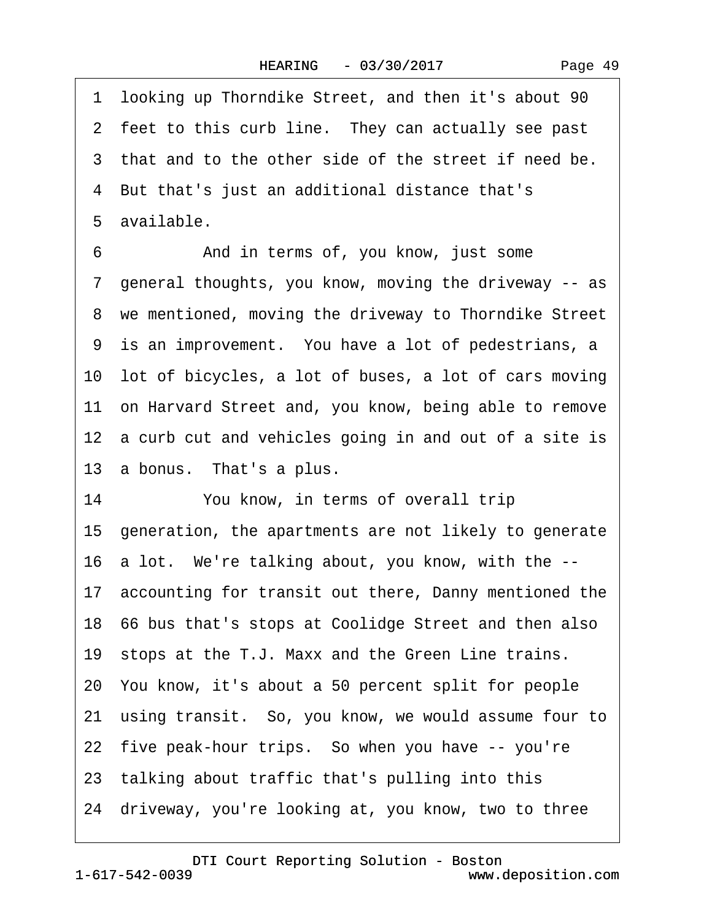1 looking up Thorndike Street, and then it's about 90
2 feet to this curb line. They can actually see past
3 that and to the other side of the street if need be.
4 But that's just an additional distance that's
5 available.

6 And in terms of, you know, just some
7 general thoughts, you know, moving the driveway -- as
8 we mentioned, moving the driveway to Thorndike Street
9 is an improvement. You have a lot of pedestrians, a
10 lot of bicycles, a lot of buses, a lot of cars moving
11 on Harvard Street and, you know, being able to remove
12 a curb cut and vehicles going in and out of a site is
13 a bonus. That's a plus.

14 You know, in terms of overall trip
15 generation, the apartments are not likely to generate
16 a lot. We're talking about, you know, with the --
17 accounting for transit out there, Danny mentioned the
18 66 bus that's stops at Coolidge Street and then also
19 stops at the T.J. Maxx and the Green Line trains.
20 You know, it's about a 50 percent split for people
21 using transit. So, you know, we would assume four to
22 five peak-hour trips. So when you have -- you're
23 talking about traffic that's pulling into this
24 driveway, you're looking at, you know, two to three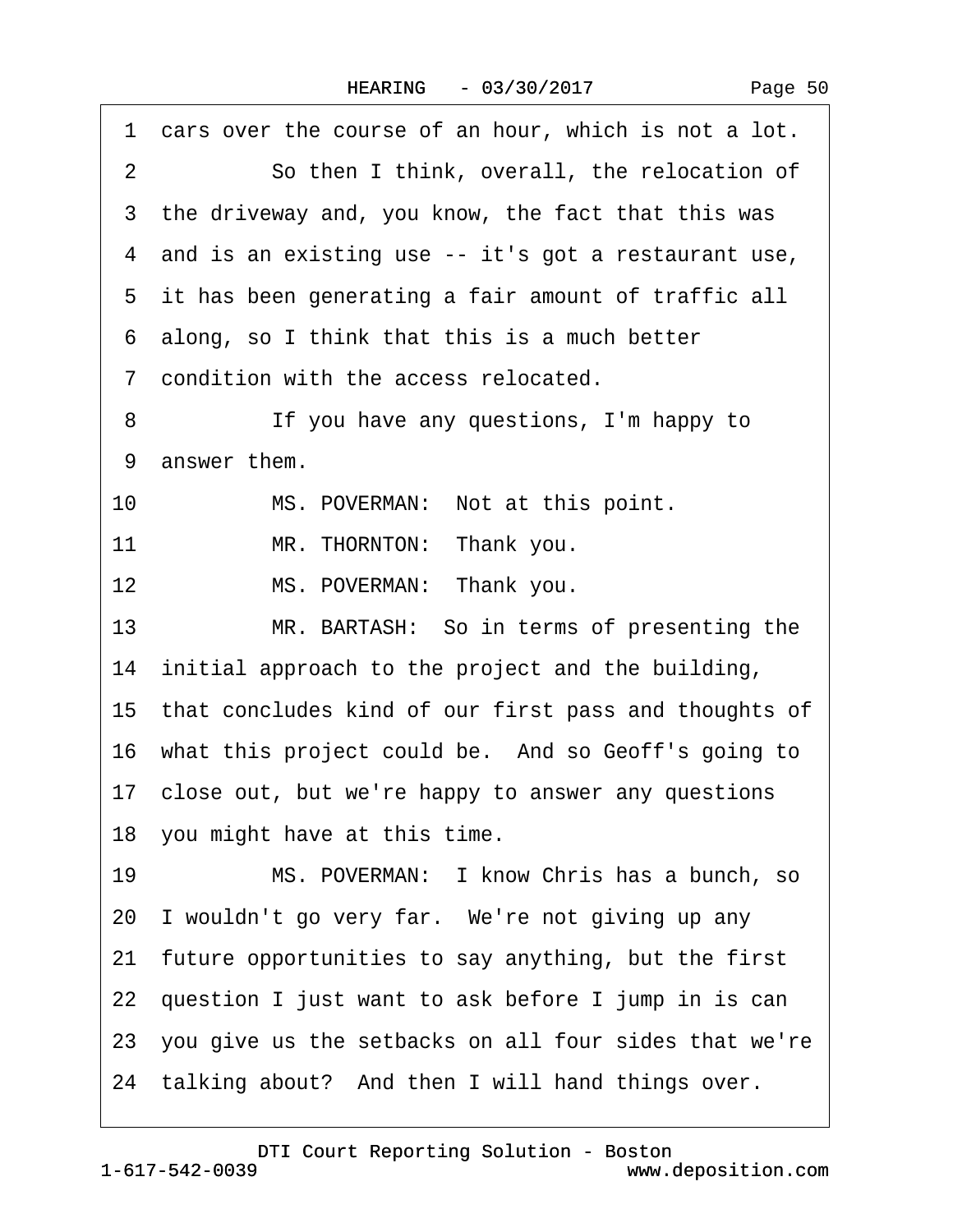1 cars over the course of an hour, which is not a lot.

2 So then I think, overall, the relocation of

3 the driveway and, you know, the fact that this was

4 and is an existing use -- it's got a restaurant use,

5 it has been generating a fair amount of traffic all

6 along, so I think that this is a much better

7 condition with the access relocated.

8 If you have any questions, I'm happy to

9 answer them.

10 MS. POVERMAN: Not at this point.

11 MR. THORNTON: Thank you.

12 MS. POVERMAN: Thank you.

13 MR. BARTASH: So in terms of presenting the

14 initial approach to the project and the building,

15 that concludes kind of our first pass and thoughts of

16 what this project could be. And so Geoff's going to

17 close out, but we're happy to answer any questions

18 you might have at this time.

19 MS. POVERMAN: I know Chris has a bunch, so

20 I wouldn't go very far. We're not giving up any

21 future opportunities to say anything, but the first

22 question I just want to ask before I jump in is can

23 you give us the setbacks on all four sides that we're

24 talking about? And then I will hand things over.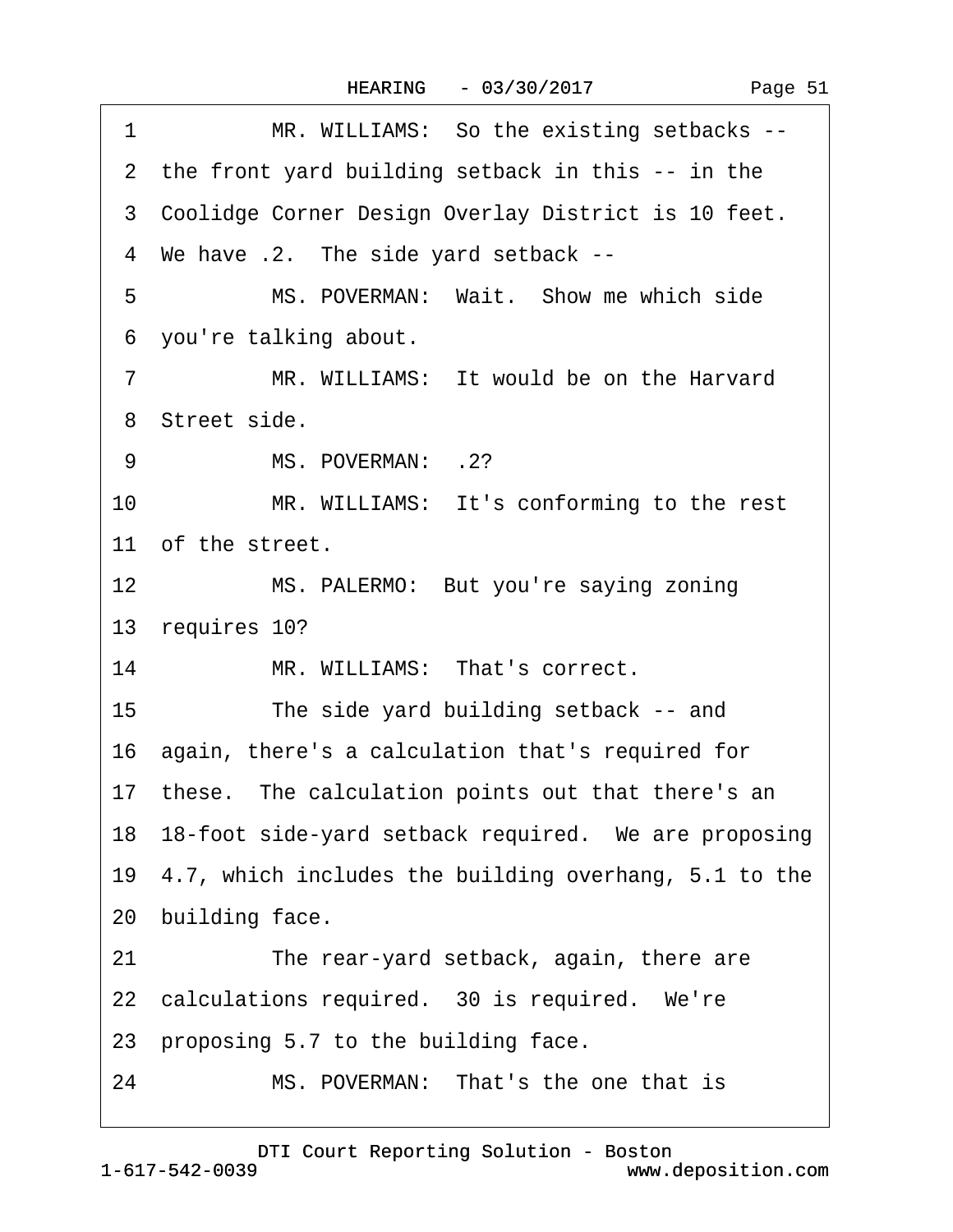1 MR. WILLIAMS: So the existing setbacks --

2 the front yard building setback in this -- in the

3 Coolidge Corner Design Overlay District is 10 feet.

4 We have .2. The side yard setback --

5 MS. POVERMAN: Wait. Show me which side

6 you're talking about.

7 MR. WILLIAMS: It would be on the Harvard

8 Street side.

9 MS. POVERMAN: .2?

10 MR. WILLIAMS: It's conforming to the rest

11 of the street.

12 MS. PALERMO: But you're saying zoning

13 requires 10?

14 MR. WILLIAMS: That's correct.

15 The side yard building setback -- and

16 again, there's a calculation that's required for

17 these. The calculation points out that there's an

18 18-foot side-yard setback required. We are proposing

19 4.7, which includes the building overhang, 5.1 to the

20 building face.

21 The rear-yard setback, again, there are

22 calculations required. 30 is required. We're

23 proposing 5.7 to the building face.

24 MS. POVERMAN: That's the one that is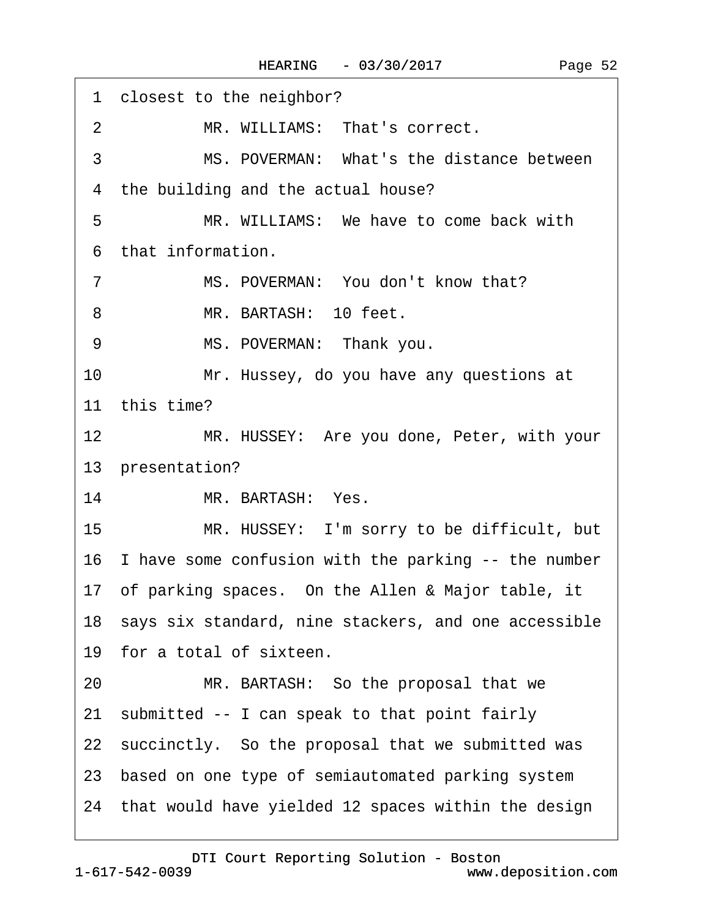1 closest to the neighbor?

2 MR. WILLIAMS: That's correct.

3 MS. POVERMAN: What's the distance between

4 the building and the actual house?

5 MR. WILLIAMS: We have to come back with

6 that information.

7 MS. POVERMAN: You don't know that?

8 MR. BARTASH: 10 feet.

9 MS. POVERMAN: Thank you.

10 Mr. Hussey, do you have any questions at

11 this time?

12 MR. HUSSEY: Are you done, Peter, with your

13 presentation?

14 MR. BARTASH: Yes.

15 MR. HUSSEY: I'm sorry to be difficult, but

16 I have some confusion with the parking -- the number

17 of parking spaces. On the Allen & Major table, it

18 says six standard, nine stackers, and one accessible

19 for a total of sixteen.

20 MR. BARTASH: So the proposal that we

21 submitted -- I can speak to that point fairly

22 succinctly. So the proposal that we submitted was

23 based on one type of semiautomated parking system

24 that would have yielded 12 spaces within the design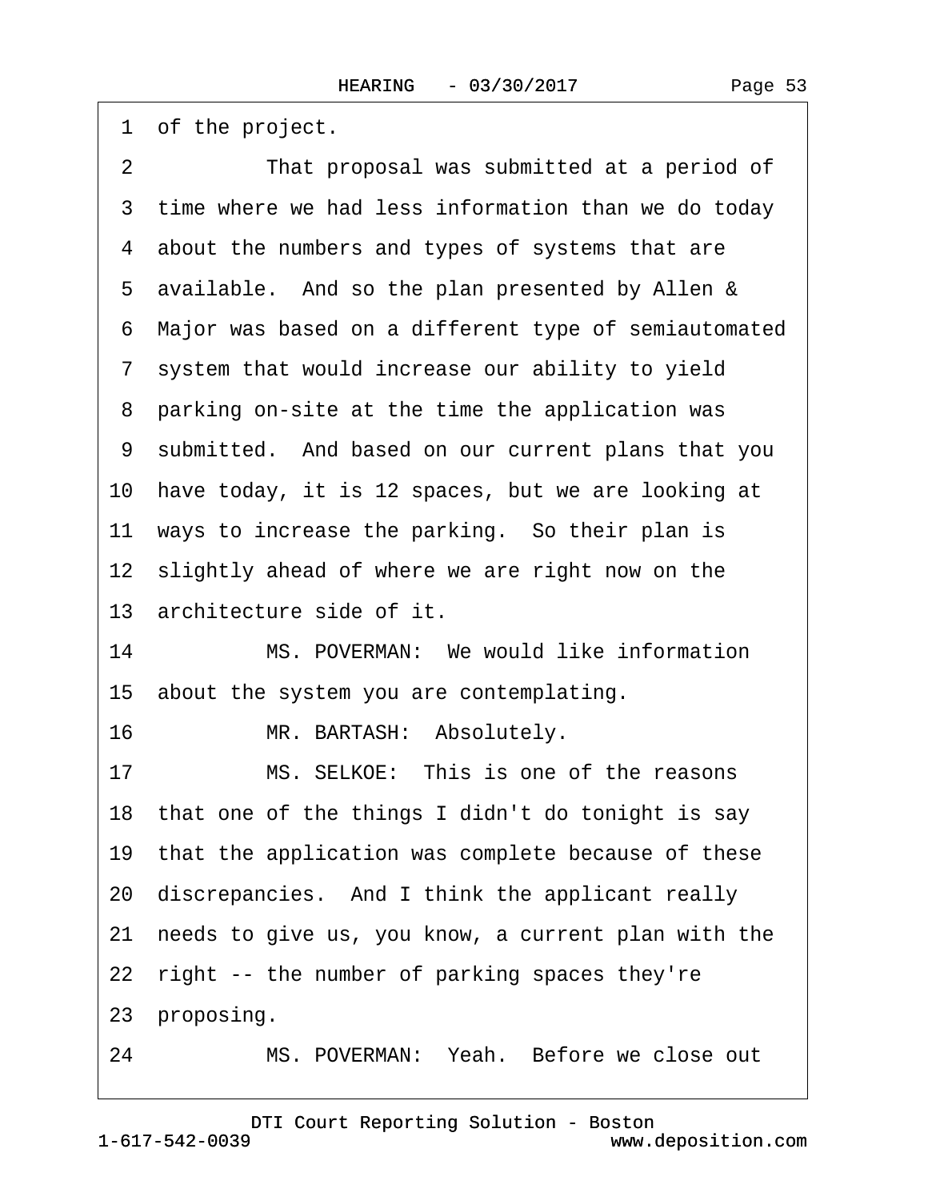1 of the project.

2 That proposal was submitted at a period of

3 time where we had less information than we do today

4 about the numbers and types of systems that are

5 available. And so the plan presented by Allen &

6 Major was based on a different type of semiautomated

7 system that would increase our ability to yield

8 parking on-site at the time the application was

9 submitted. And based on our current plans that you

10 have today, it is 12 spaces, but we are looking at

11 ways to increase the parking. So their plan is

12 slightly ahead of where we are right now on the

13 architecture side of it.

14 MS. POVERMAN: We would like information

15 about the system you are contemplating.

16 MR. BARTASH: Absolutely.

17 MS. SELKOE: This is one of the reasons

18 that one of the things I didn't do tonight is say

19 that the application was complete because of these

20 discrepancies. And I think the applicant really

21 needs to give us, you know, a current plan with the

22 right -- the number of parking spaces they're

23 proposing.

24 MS. POVERMAN: Yeah. Before we close out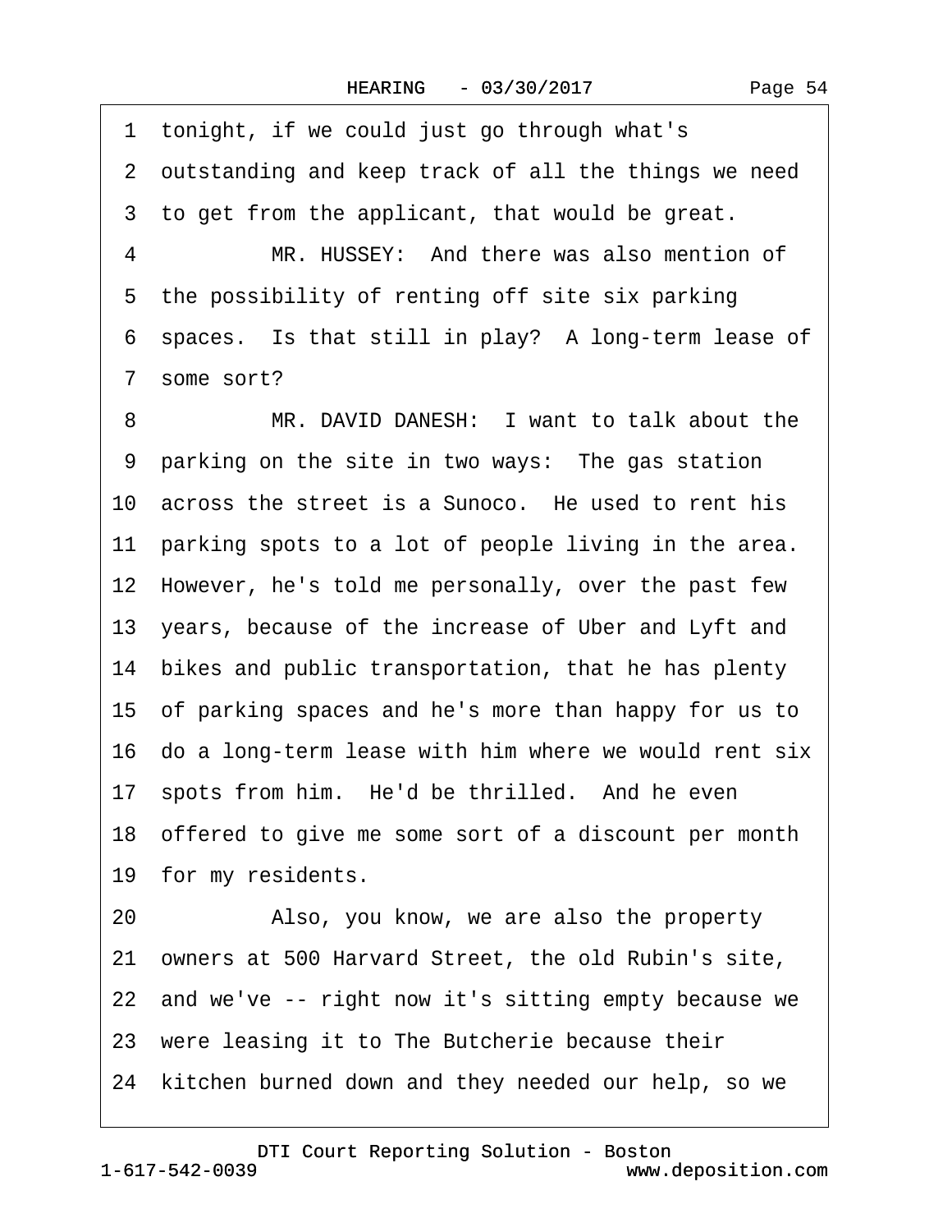1 tonight, if we could just go through what's
2 outstanding and keep track of all the things we need
3 to get from the applicant, that would be great.
4 MR. HUSSEY: And there was also mention of
5 the possibility of renting off site six parking
6 spaces. Is that still in play? A long-term lease of
7 some sort?
8 MR. DAVID DANESH: I want to talk about the
9 parking on the site in two ways: The gas station
10 across the street is a Sunoco. He used to rent his
11 parking spots to a lot of people living in the area.
12 However, he's told me personally, over the past few
13 years, because of the increase of Uber and Lyft and
14 bikes and public transportation, that he has plenty
15 of parking spaces and he's more than happy for us to
16 do a long-term lease with him where we would rent six
17 spots from him. He'd be thrilled. And he even
18 offered to give me some sort of a discount per month
19 for my residents.
20 Also, you know, we are also the property
21 owners at 500 Harvard Street, the old Rubin's site,
22 and we've -- right now it's sitting empty because we
23 were leasing it to The Butcherie because their
24 kitchen burned down and they needed our help, so we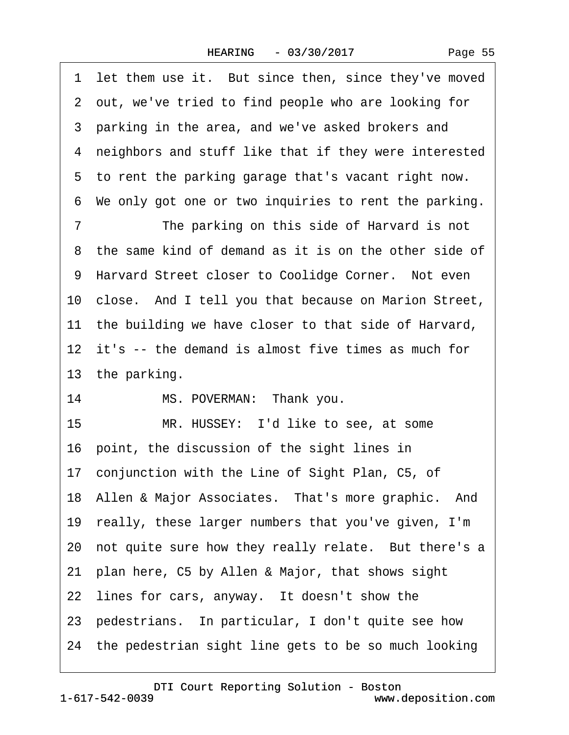1 let them use it. But since then, since they've moved
2 out, we've tried to find people who are looking for
3 parking in the area, and we've asked brokers and
4 neighbors and stuff like that if they were interested
5 to rent the parking garage that's vacant right now.
6 We only got one or two inquiries to rent the parking.
7 The parking on this side of Harvard is not
8 the same kind of demand as it is on the other side of
9 Harvard Street closer to Coolidge Corner. Not even
10 close. And I tell you that because on Marion Street,
11 the building we have closer to that side of Harvard,
12 it's -- the demand is almost five times as much for
13 the parking.
14 MS. POVERMAN: Thank you.
15 MR. HUSSEY: I'd like to see, at some
16 point, the discussion of the sight lines in
17 conjunction with the Line of Sight Plan, C5, of
18 Allen & Major Associates. That's more graphic. And
19 really, these larger numbers that you've given, I'm
20 not quite sure how they really relate. But there's a
21 plan here, C5 by Allen & Major, that shows sight
22 lines for cars, anyway. It doesn't show the
23 pedestrians. In particular, I don't quite see how
24 the pedestrian sight line gets to be so much looking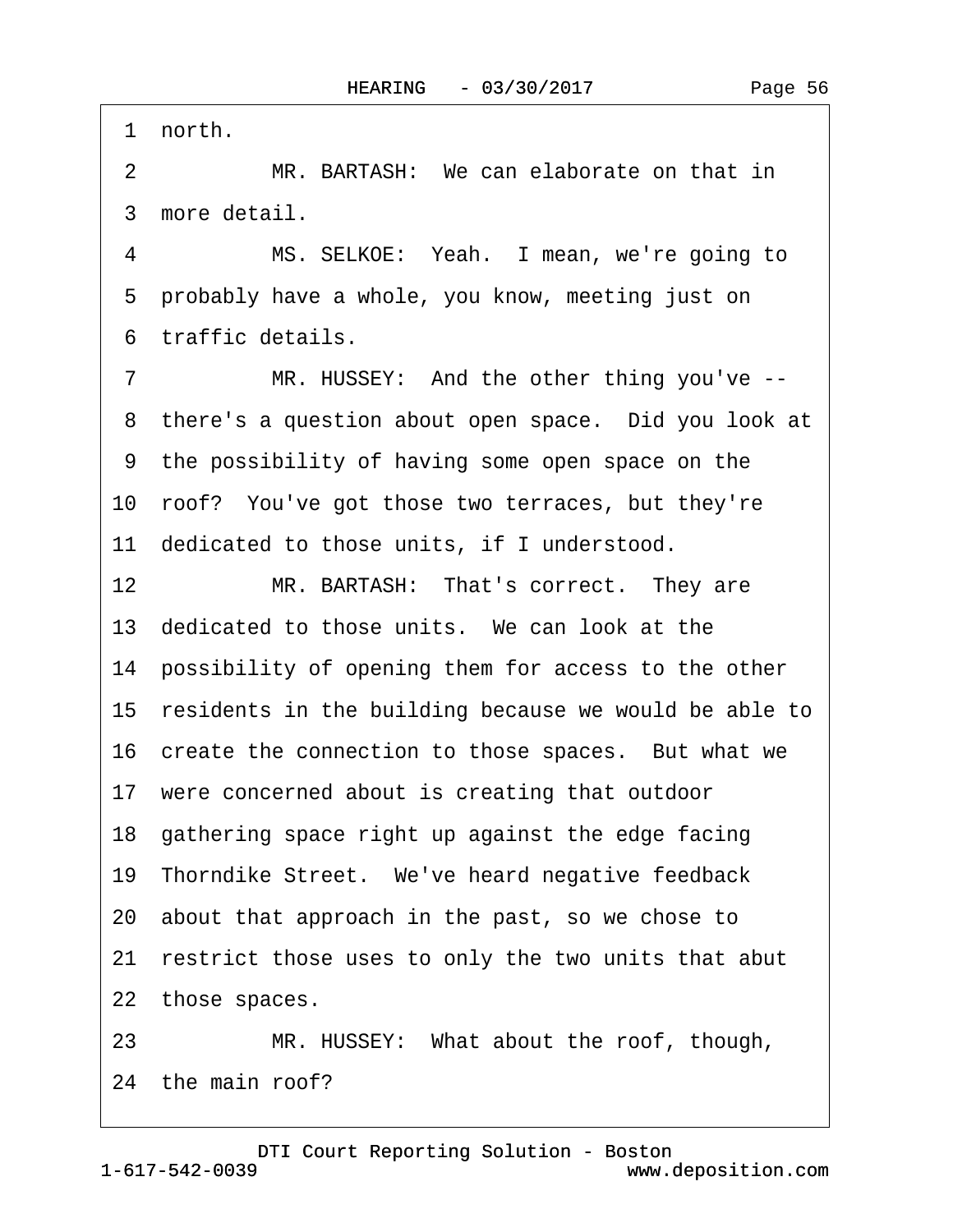1 north.

2 MR. BARTASH: We can elaborate on that in

3 more detail.

4 MS. SELKOE: Yeah. I mean, we're going to

5 probably have a whole, you know, meeting just on

6 traffic details.

7 MR. HUSSEY: And the other thing you've --

8 there's a question about open space. Did you look at

9 the possibility of having some open space on the

10 roof? You've got those two terraces, but they're

11 dedicated to those units, if I understood.

12 MR. BARTASH: That's correct. They are

13 dedicated to those units. We can look at the

14 possibility of opening them for access to the other

15 residents in the building because we would be able to

16 create the connection to those spaces. But what we

17 were concerned about is creating that outdoor

18 gathering space right up against the edge facing

19 Thorndike Street. We've heard negative feedback

20 about that approach in the past, so we chose to

21 restrict those uses to only the two units that abut

22 those spaces.

23 MR. HUSSEY: What about the roof, though,

24 the main roof?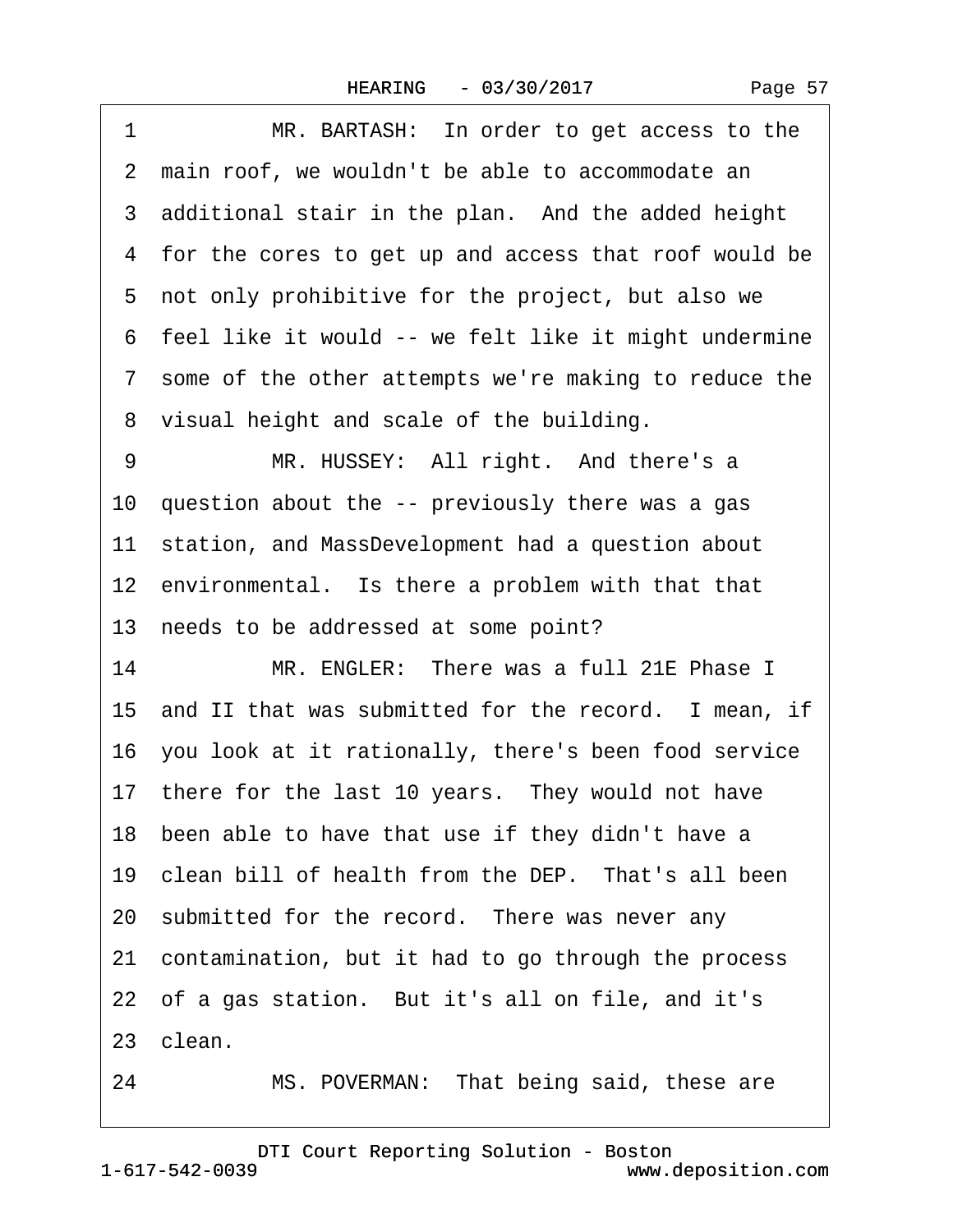1 MR. BARTASH: In order to get access to the
2 main roof, we wouldn't be able to accommodate an
3 additional stair in the plan. And the added height
4 for the cores to get up and access that roof would be
5 not only prohibitive for the project, but also we
6 feel like it would -- we felt like it might undermine
7 some of the other attempts we're making to reduce the
8 visual height and scale of the building.
9 MR. HUSSEY: All right. And there's a
10 question about the -- previously there was a gas
11 station, and MassDevelopment had a question about
12 environmental. Is there a problem with that that
13 needs to be addressed at some point?
14 MR. ENGLER: There was a full 21E Phase I
15 and II that was submitted for the record. I mean, if
16 you look at it rationally, there's been food service
17 there for the last 10 years. They would not have
18 been able to have that use if they didn't have a
19 clean bill of health from the DEP. That's all been
20 submitted for the record. There was never any
21 contamination, but it had to go through the process
22 of a gas station. But it's all on file, and it's
23 clean.
24 MS. POVERMAN: That being said, these are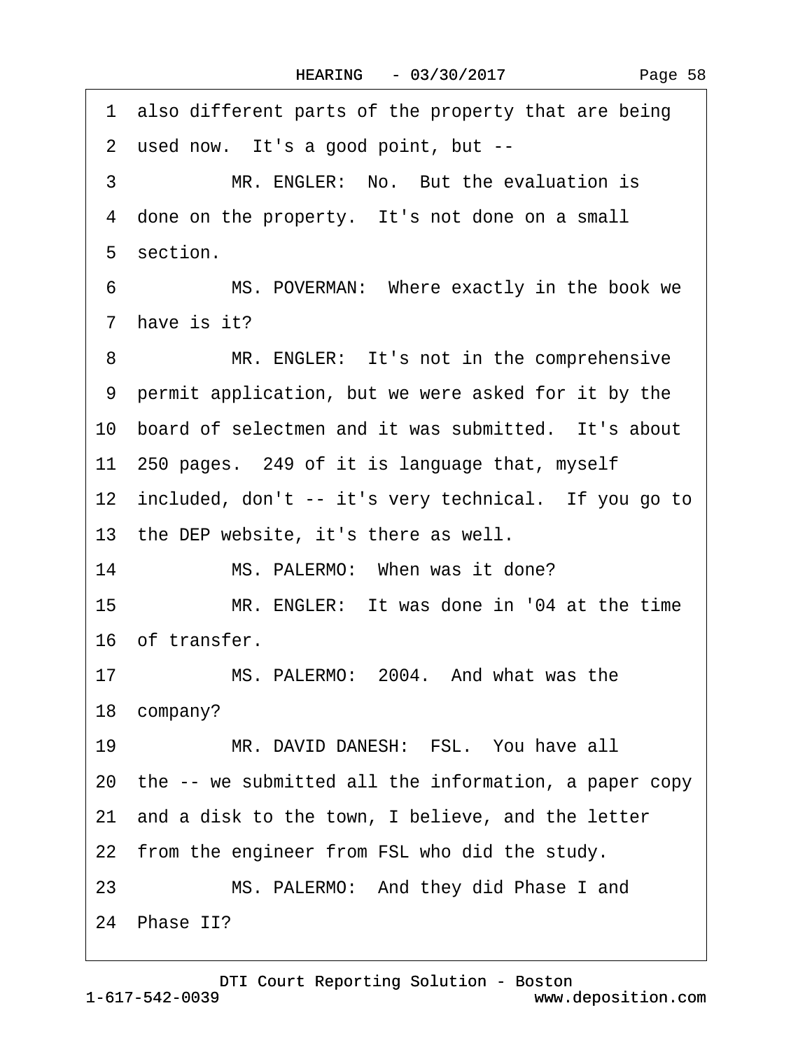1 also different parts of the property that are being
2 used now. It's a good point, but --
3 MR. ENGLER: No. But the evaluation is
4 done on the property. It's not done on a small
5 section.
6 MS. POVERMAN: Where exactly in the book we
7 have is it?
8 MR. ENGLER: It's not in the comprehensive
9 permit application, but we were asked for it by the
10 board of selectmen and it was submitted. It's about
11 250 pages. 249 of it is language that, myself
12 included, don't -- it's very technical. If you go to
13 the DEP website, it's there as well.
14 MS. PALERMO: When was it done?
15 MR. ENGLER: It was done in '04 at the time
16 of transfer.
17 MS. PALERMO: 2004. And what was the
18 company?
19 MR. DAVID DANESH: FSL. You have all
20 the -- we submitted all the information, a paper copy
21 and a disk to the town, I believe, and the letter
22 from the engineer from FSL who did the study.
23 MS. PALERMO: And they did Phase I and
24 Phase II?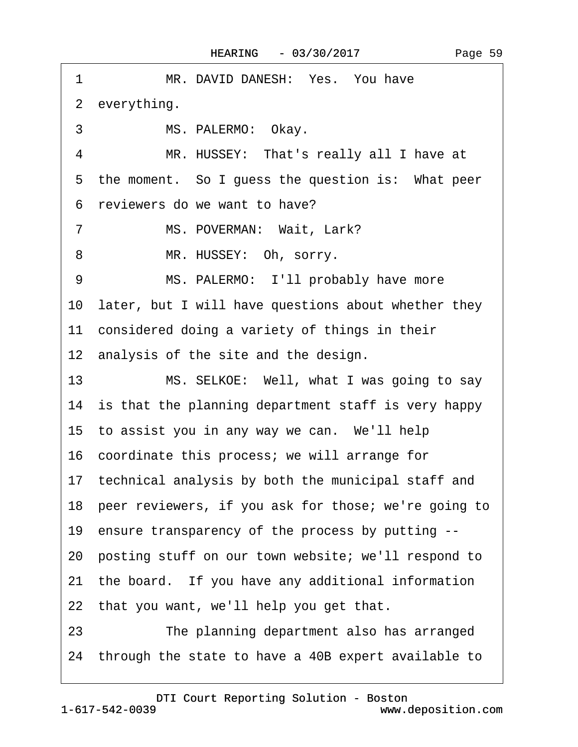1 MR. DAVID DANESH: Yes. You have
2 everything.
3 MS. PALERMO: Okay.
4 MR. HUSSEY: That's really all I have at
5 the moment. So I guess the question is: What peer
6 reviewers do we want to have?
7 MS. POVERMAN: Wait, Lark?
8 MR. HUSSEY: Oh, sorry.
9 MS. PALERMO: I'll probably have more
10 later, but I will have questions about whether they
11 considered doing a variety of things in their
12 analysis of the site and the design.
13 MS. SELKOE: Well, what I was going to say
14 is that the planning department staff is very happy
15 to assist you in any way we can. We'll help
16 coordinate this process; we will arrange for
17 technical analysis by both the municipal staff and
18 peer reviewers, if you ask for those; we're going to
19 ensure transparency of the process by putting --
20 posting stuff on our town website; we'll respond to
21 the board. If you have any additional information
22 that you want, we'll help you get that.
23 The planning department also has arranged
24 through the state to have a 40B expert available to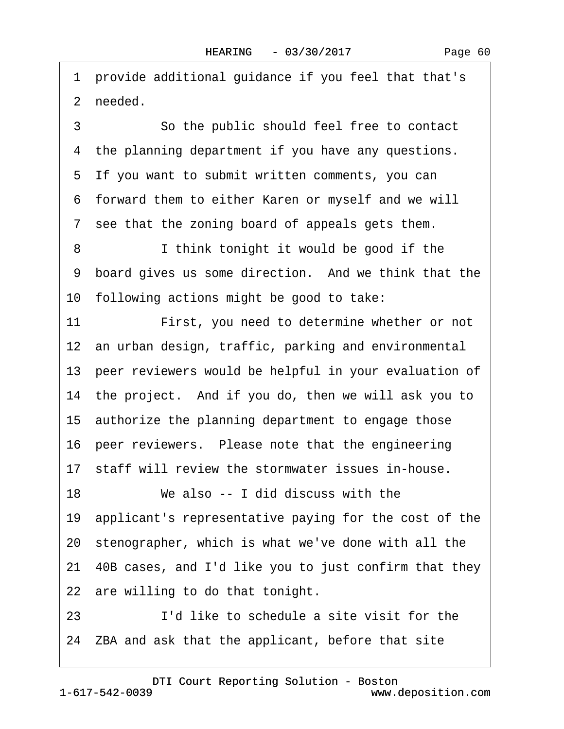1 provide additional guidance if you feel that that's
2 needed.
3 So the public should feel free to contact
4 the planning department if you have any questions.
5 If you want to submit written comments, you can
6 forward them to either Karen or myself and we will
7 see that the zoning board of appeals gets them.
8 I think tonight it would be good if the
9 board gives us some direction. And we think that the
10 following actions might be good to take:
11 First, you need to determine whether or not
12 an urban design, traffic, parking and environmental
13 peer reviewers would be helpful in your evaluation of
14 the project. And if you do, then we will ask you to
15 authorize the planning department to engage those
16 peer reviewers. Please note that the engineering
17 staff will review the stormwater issues in-house.
18 We also -- I did discuss with the
19 applicant's representative paying for the cost of the
20 stenographer, which is what we've done with all the
21 40B cases, and I'd like you to just confirm that they
22 are willing to do that tonight.
23 I'd like to schedule a site visit for the
24 ZBA and ask that the applicant, before that site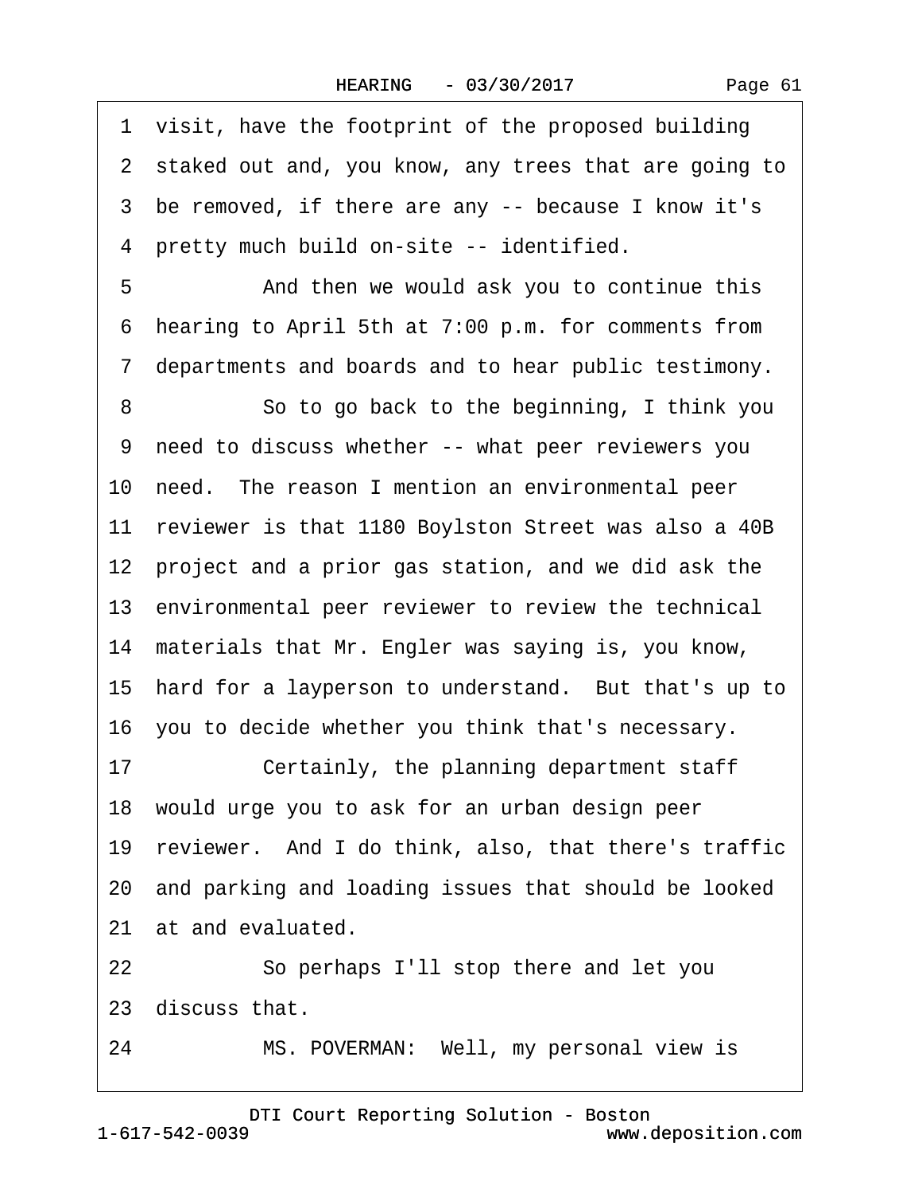1 visit, have the footprint of the proposed building
2 staked out and, you know, any trees that are going to
3 be removed, if there are any -- because I know it's
4 pretty much build on-site -- identified.
5 And then we would ask you to continue this
6 hearing to April 5th at 7:00 p.m. for comments from
7 departments and boards and to hear public testimony.
8 So to go back to the beginning, I think you
9 need to discuss whether -- what peer reviewers you
10 need. The reason I mention an environmental peer
11 reviewer is that 1180 Boylston Street was also a 40B
12 project and a prior gas station, and we did ask the
13 environmental peer reviewer to review the technical
14 materials that Mr. Engler was saying is, you know,
15 hard for a layperson to understand. But that's up to
16 you to decide whether you think that's necessary.
17 Certainly, the planning department staff
18 would urge you to ask for an urban design peer
19 reviewer. And I do think, also, that there's traffic
20 and parking and loading issues that should be looked
21 at and evaluated.
22 So perhaps I'll stop there and let you
23 discuss that.
24 MS. POVERMAN: Well, my personal view is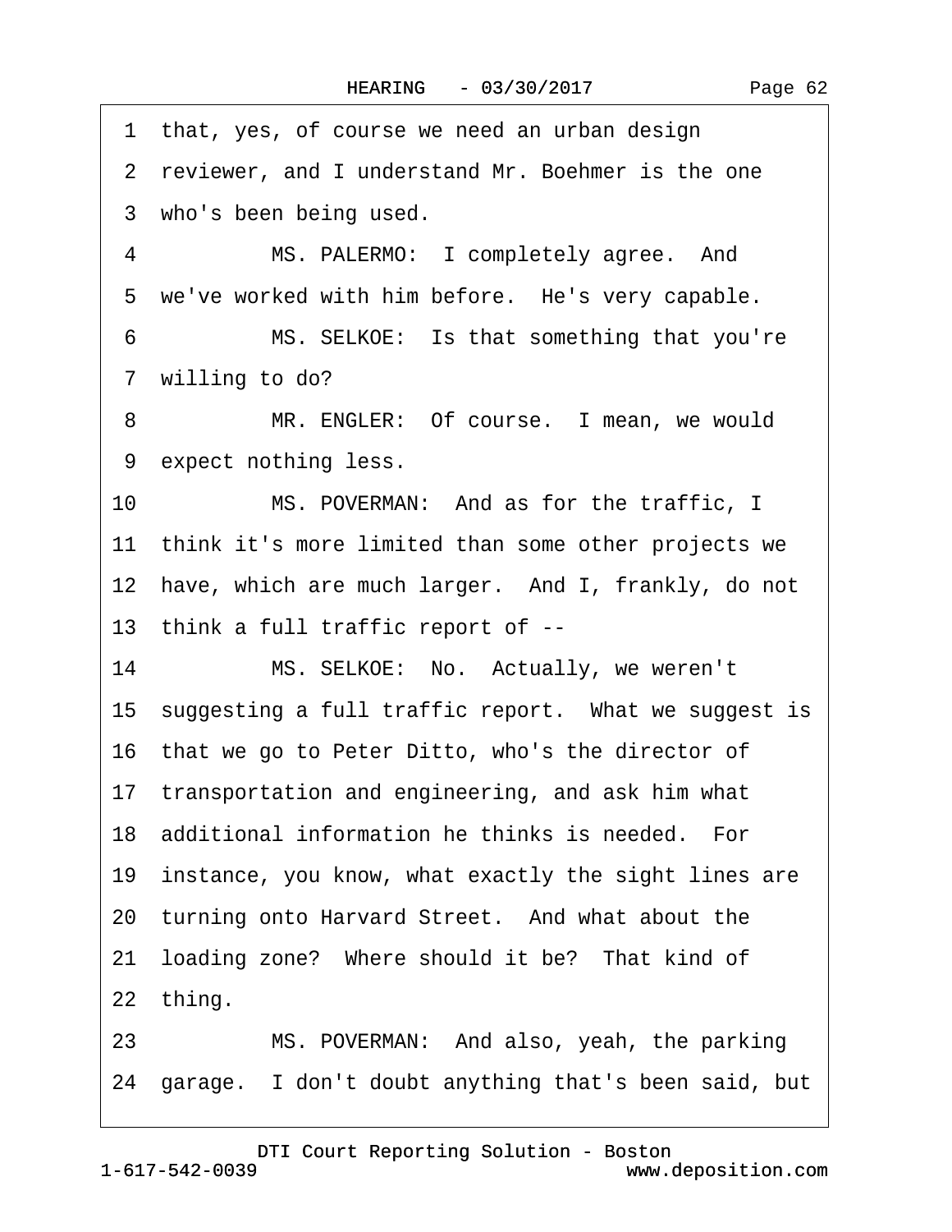1 that, yes, of course we need an urban design
2 reviewer, and I understand Mr. Boehmer is the one
3 who's been being used.

4 MS. PALERMO: I completely agree. And
5 we've worked with him before. He's very capable.

6 MS. SELKOE: Is that something that you're
7 willing to do?

8 MR. ENGLER: Of course. I mean, we would
9 expect nothing less.

10 MS. POVERMAN: And as for the traffic, I
11 think it's more limited than some other projects we
12 have, which are much larger. And I, frankly, do not
13 think a full traffic report of --

14 MS. SELKOE: No. Actually, we weren't
15 suggesting a full traffic report. What we suggest is
16 that we go to Peter Ditto, who's the director of
17 transportation and engineering, and ask him what
18 additional information he thinks is needed. For
19 instance, you know, what exactly the sight lines are
20 turning onto Harvard Street. And what about the
21 loading zone? Where should it be? That kind of
22 thing.

23 MS. POVERMAN: And also, yeah, the parking
24 garage. I don't doubt anything that's been said, but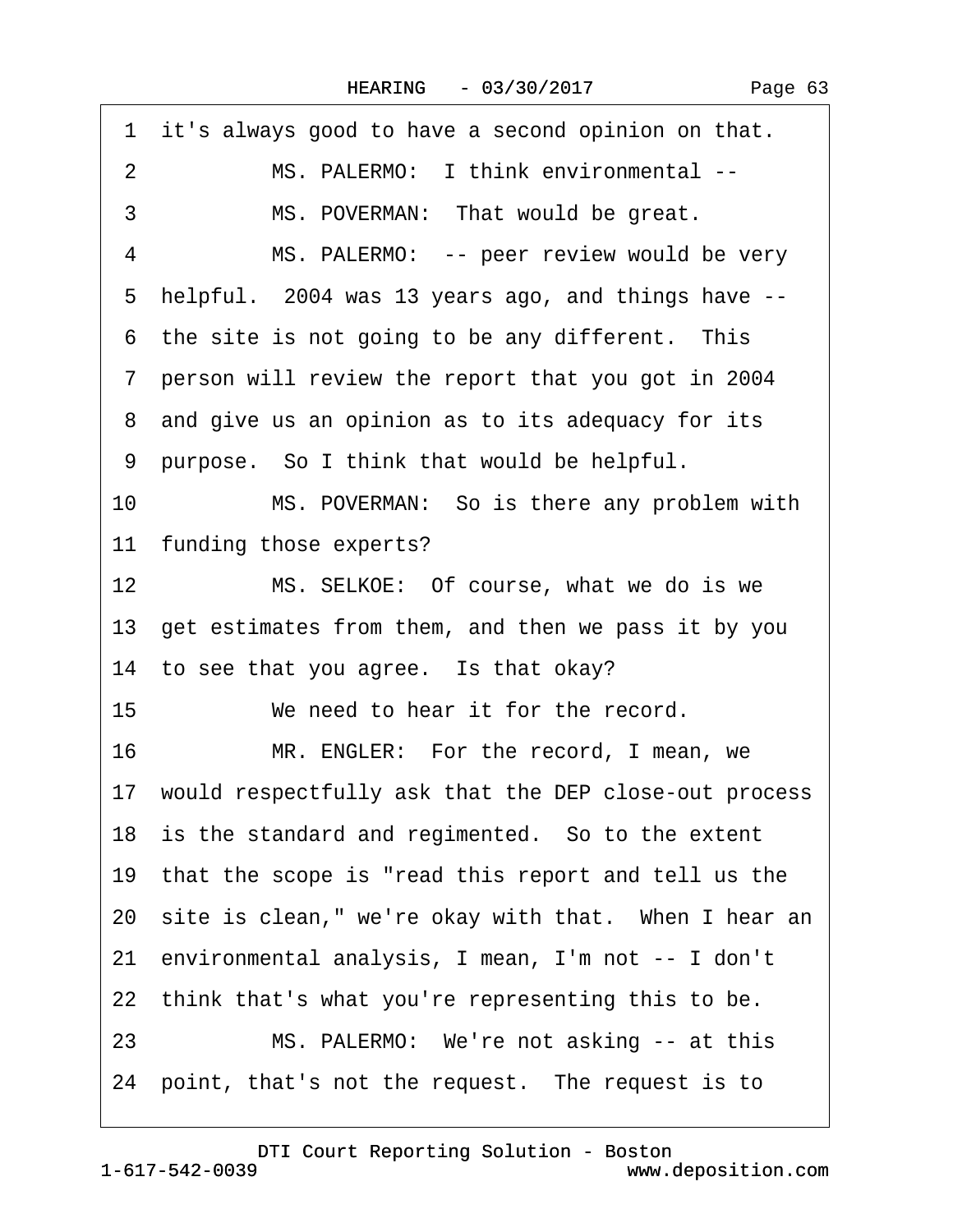1 it's always good to have a second opinion on that.

2 MS. PALERMO: I think environmental --

3 MS. POVERMAN: That would be great.

4 MS. PALERMO: -- peer review would be very

5 helpful. 2004 was 13 years ago, and things have --

6 the site is not going to be any different. This

7 person will review the report that you got in 2004

8 and give us an opinion as to its adequacy for its

9 purpose. So I think that would be helpful.

10 MS. POVERMAN: So is there any problem with

11 funding those experts?

12 MS. SELKOE: Of course, what we do is we

13 get estimates from them, and then we pass it by you

14 to see that you agree. Is that okay?

15 We need to hear it for the record.

16 MR. ENGLER: For the record, I mean, we

17 would respectfully ask that the DEP close-out process

18 is the standard and regimented. So to the extent

19 that the scope is "read this report and tell us the

20 site is clean," we're okay with that. When I hear an

21 environmental analysis, I mean, I'm not -- I don't

22 think that's what you're representing this to be.

23 MS. PALERMO: We're not asking -- at this

24 point, that's not the request. The request is to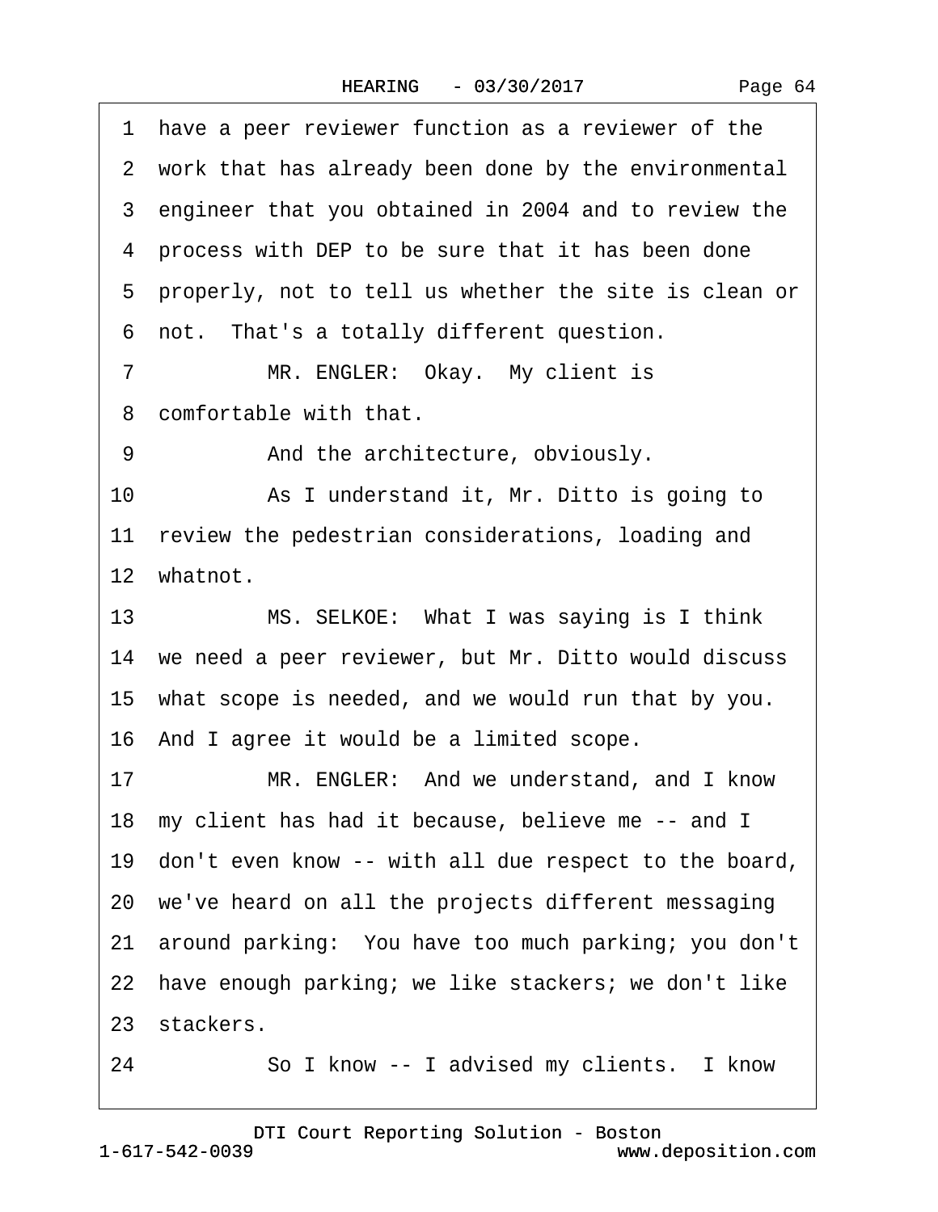1 have a peer reviewer function as a reviewer of the
2 work that has already been done by the environmental
3 engineer that you obtained in 2004 and to review the
4 process with DEP to be sure that it has been done
5 properly, not to tell us whether the site is clean or
6 not. That's a totally different question.
7 MR. ENGLER: Okay. My client is
8 comfortable with that.
9 And the architecture, obviously.
10 As I understand it, Mr. Ditto is going to
11 review the pedestrian considerations, loading and
12 whatnot.
13 MS. SELKOE: What I was saying is I think
14 we need a peer reviewer, but Mr. Ditto would discuss
15 what scope is needed, and we would run that by you.
16 And I agree it would be a limited scope.
17 MR. ENGLER: And we understand, and I know
18 my client has had it because, believe me -- and I
19 don't even know -- with all due respect to the board,
20 we've heard on all the projects different messaging
21 around parking: You have too much parking; you don't
22 have enough parking; we like stackers; we don't like
23 stackers.
24 So I know -- I advised my clients. I know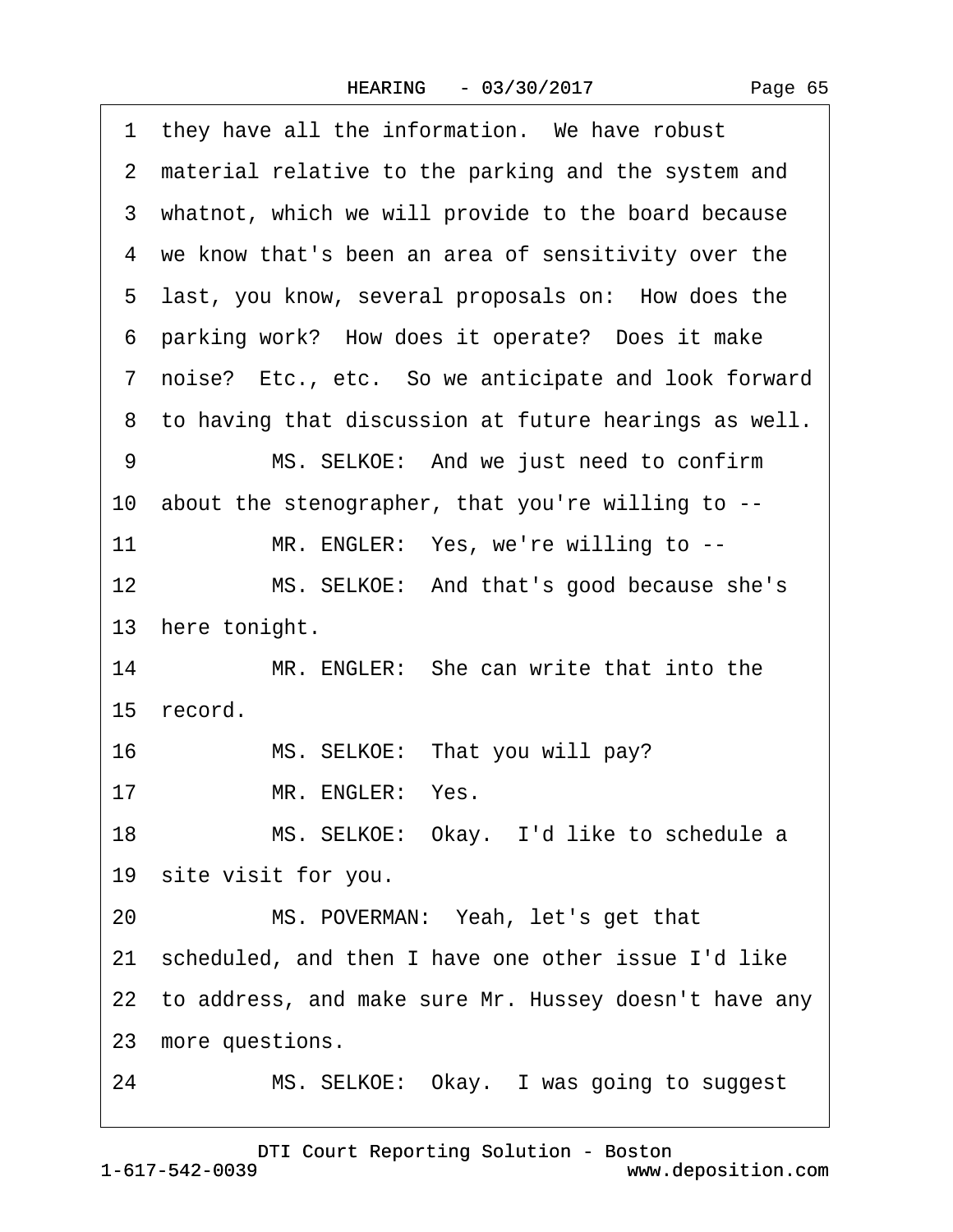1 they have all the information. We have robust

2 material relative to the parking and the system and

3 whatnot, which we will provide to the board because

4 we know that's been an area of sensitivity over the

5 last, you know, several proposals on: How does the

6 parking work? How does it operate? Does it make

7 noise? Etc., etc. So we anticipate and look forward

8 to having that discussion at future hearings as well.

9 MS. SELKOE: And we just need to confirm

10 about the stenographer, that you're willing to --

11 MR. ENGLER: Yes, we're willing to --

12 MS. SELKOE: And that's good because she's

13 here tonight.

14 MR. ENGLER: She can write that into the

15 record.

16 MS. SELKOE: That you will pay?

17 MR. ENGLER: Yes.

18 MS. SELKOE: Okay. I'd like to schedule a

19 site visit for you.

20 MS. POVERMAN: Yeah, let's get that

21 scheduled, and then I have one other issue I'd like

22 to address, and make sure Mr. Hussey doesn't have any

23 more questions.

24 MS. SELKOE: Okay. I was going to suggest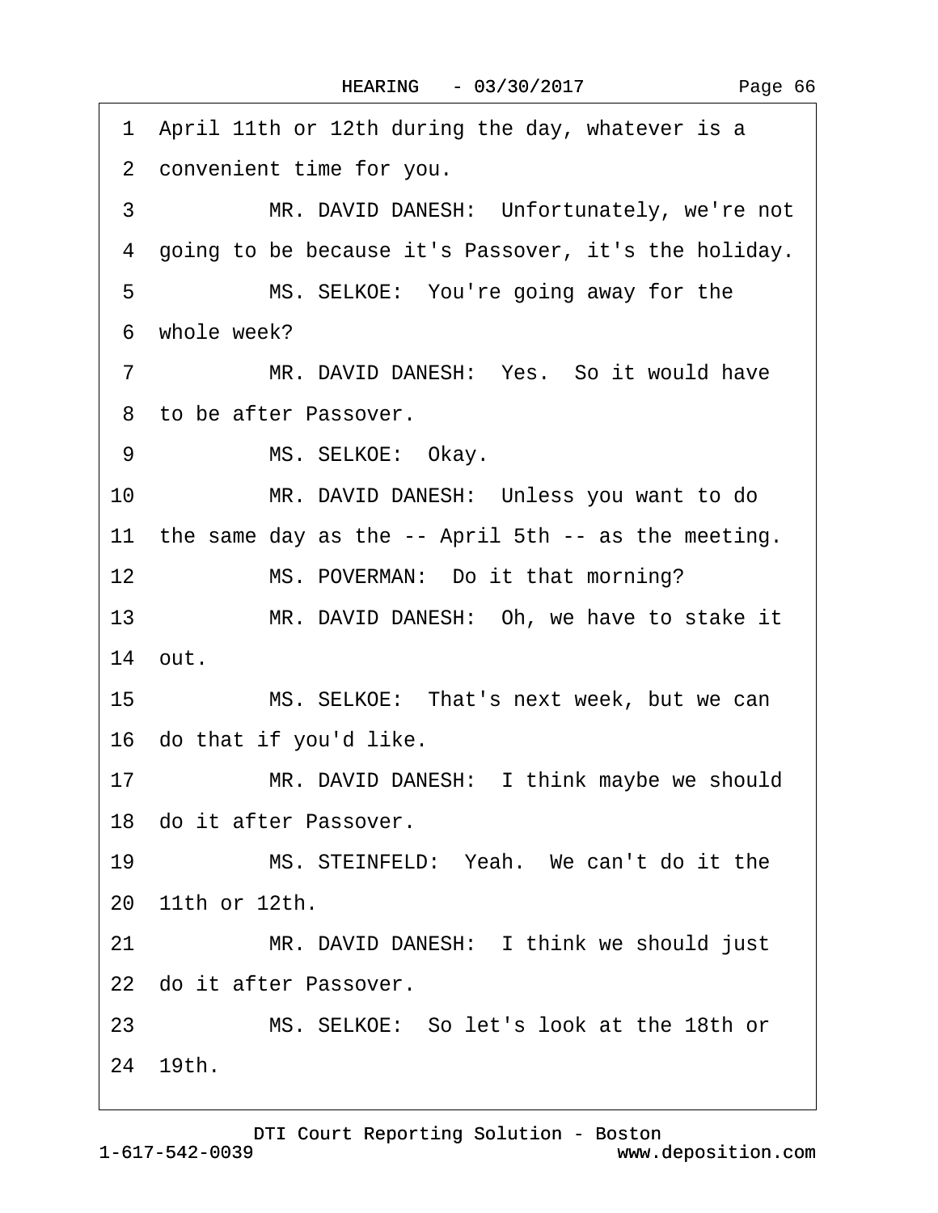1 April 11th or 12th during the day, whatever is a
2 convenient time for you.
3 MR. DAVID DANESH: Unfortunately, we're not
4 going to be because it's Passover, it's the holiday.
5 MS. SELKOE: You're going away for the
6 whole week?
7 MR. DAVID DANESH: Yes. So it would have
8 to be after Passover.
9 MS. SELKOE: Okay.
10 MR. DAVID DANESH: Unless you want to do
11 the same day as the -- April 5th -- as the meeting.
12 MS. POVERMAN: Do it that morning?
13 MR. DAVID DANESH: Oh, we have to stake it
14 out.
15 MS. SELKOE: That's next week, but we can
16 do that if you'd like.
17 MR. DAVID DANESH: I think maybe we should
18 do it after Passover.
19 MS. STEINFELD: Yeah. We can't do it the
20 11th or 12th.
21 MR. DAVID DANESH: I think we should just
22 do it after Passover.
23 MS. SELKOE: So let's look at the 18th or
24 19th.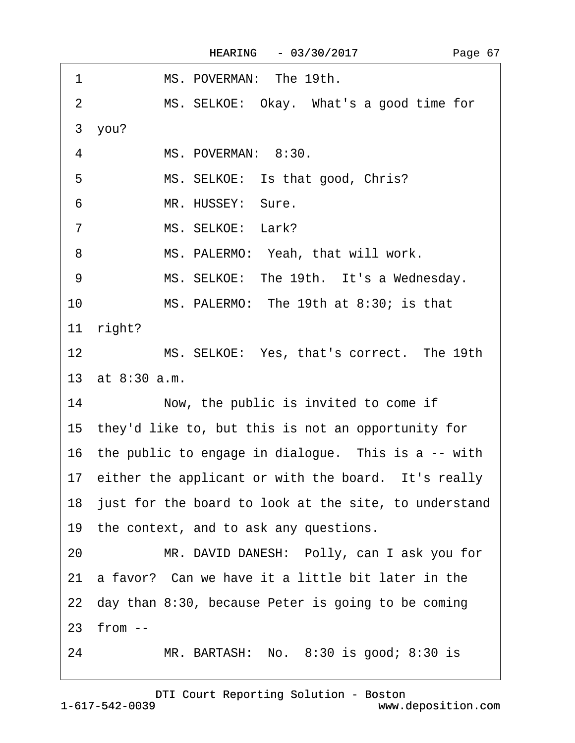1 MS. POVERMAN: The 19th.

2 MS. SELKOE: Okay. What's a good time for

3 you?

4 MS. POVERMAN: 8:30.

5 MS. SELKOE: Is that good, Chris?

6 MR. HUSSEY: Sure.

7 MS. SELKOE: Lark?

8 MS. PALERMO: Yeah, that will work.

9 MS. SELKOE: The 19th. It's a Wednesday.

10 MS. PALERMO: The 19th at 8:30; is that

11 right?

12 MS. SELKOE: Yes, that's correct. The 19th

13 at 8:30 a.m.

14 Now, the public is invited to come if

15 they'd like to, but this is not an opportunity for

16 the public to engage in dialogue. This is a -- with

17 either the applicant or with the board. It's really

18 just for the board to look at the site, to understand

19 the context, and to ask any questions.

20 MR. DAVID DANESH: Polly, can I ask you for

21 a favor? Can we have it a little bit later in the

22 day than 8:30, because Peter is going to be coming

23 from --

24 MR. BARTASH: No. 8:30 is good; 8:30 is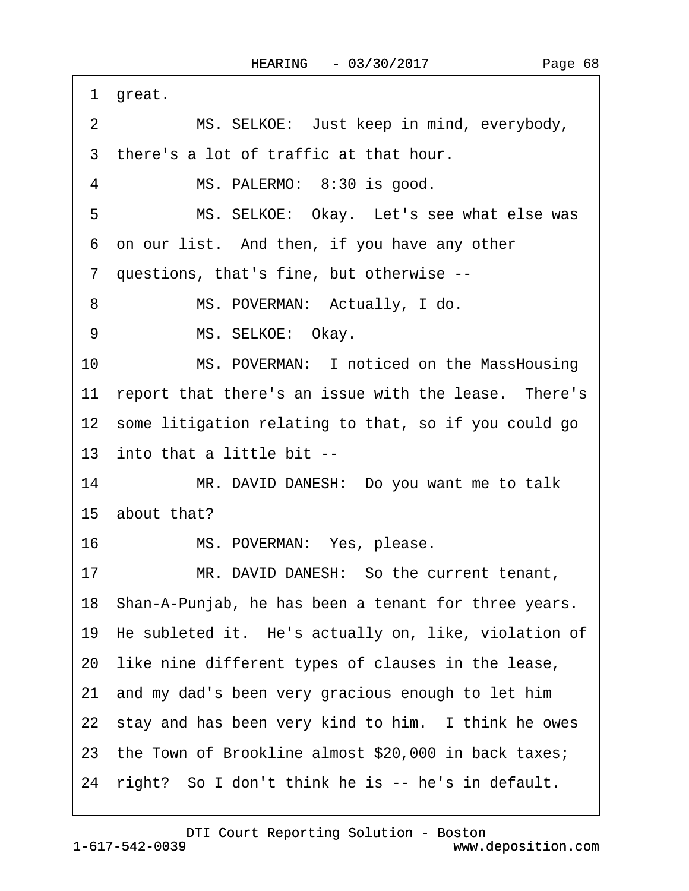1 great.

2 MS. SELKOE: Just keep in mind, everybody,

3 there's a lot of traffic at that hour.

4 MS. PALERMO: 8:30 is good.

5 MS. SELKOE: Okay. Let's see what else was

6 on our list. And then, if you have any other

7 questions, that's fine, but otherwise --

8 MS. POVERMAN: Actually, I do.

9 MS. SELKOE: Okay.

10 MS. POVERMAN: I noticed on the MassHousing

11 report that there's an issue with the lease. There's

12 some litigation relating to that, so if you could go

13 into that a little bit --

14 MR. DAVID DANESH: Do you want me to talk

15 about that?

16 MS. POVERMAN: Yes, please.

17 MR. DAVID DANESH: So the current tenant,

18 Shan-A-Punjab, he has been a tenant for three years.

19 He subleted it. He's actually on, like, violation of

20 like nine different types of clauses in the lease,

21 and my dad's been very gracious enough to let him

22 stay and has been very kind to him. I think he owes

23 the Town of Brookline almost $20,000 in back taxes;

24 right? So I don't think he is -- he's in default.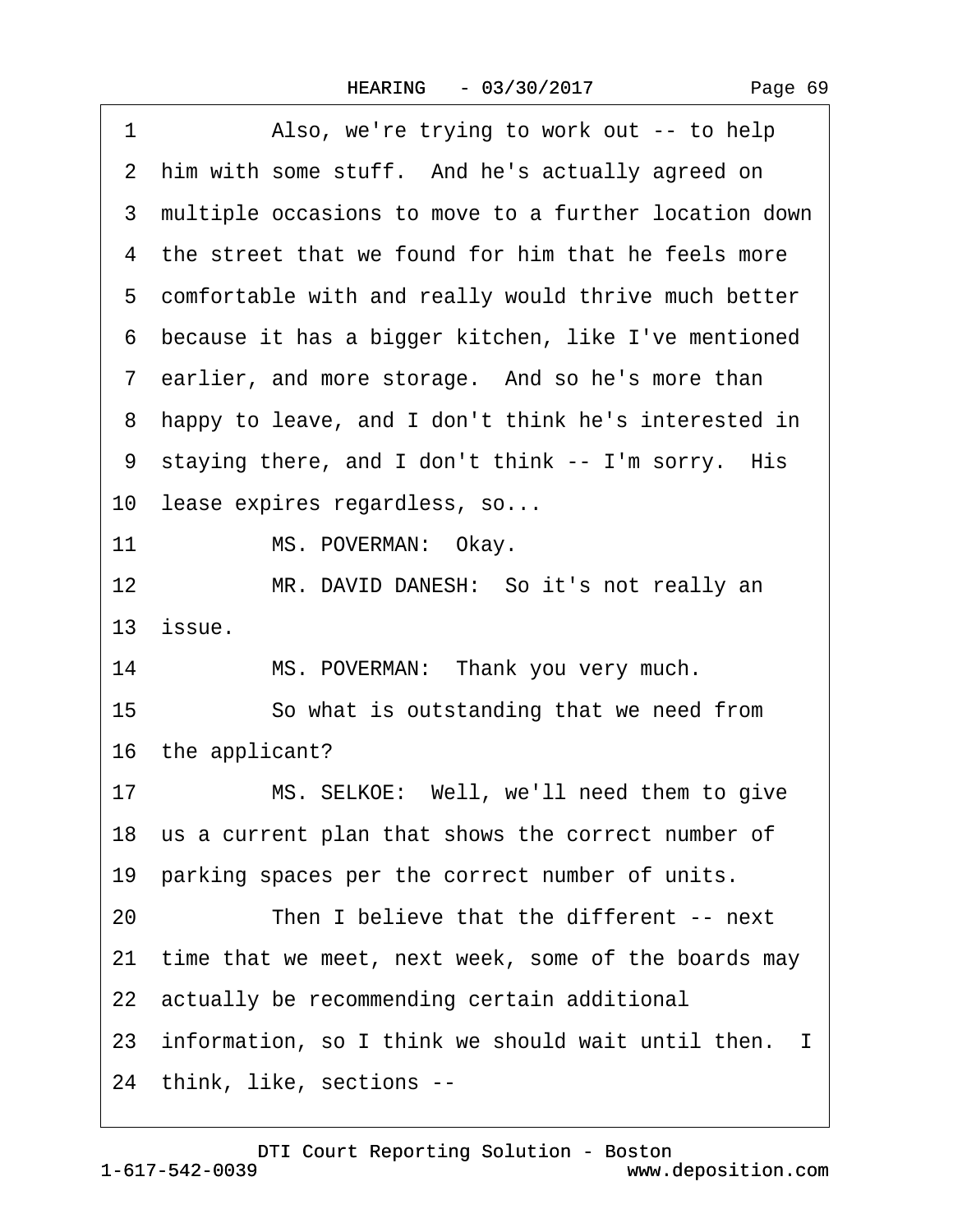1 Also, we're trying to work out -- to help
2 him with some stuff. And he's actually agreed on
3 multiple occasions to move to a further location down
4 the street that we found for him that he feels more
5 comfortable with and really would thrive much better
6 because it has a bigger kitchen, like I've mentioned
7 earlier, and more storage. And so he's more than
8 happy to leave, and I don't think he's interested in
9 staying there, and I don't think -- I'm sorry. His
10 lease expires regardless, so...
11 MS. POVERMAN: Okay.
12 MR. DAVID DANESH: So it's not really an
13 issue.
14 MS. POVERMAN: Thank you very much.
15 So what is outstanding that we need from
16 the applicant?
17 MS. SELKOE: Well, we'll need them to give
18 us a current plan that shows the correct number of
19 parking spaces per the correct number of units.
20 Then I believe that the different -- next
21 time that we meet, next week, some of the boards may
22 actually be recommending certain additional
23 information, so I think we should wait until then. I
24 think, like, sections --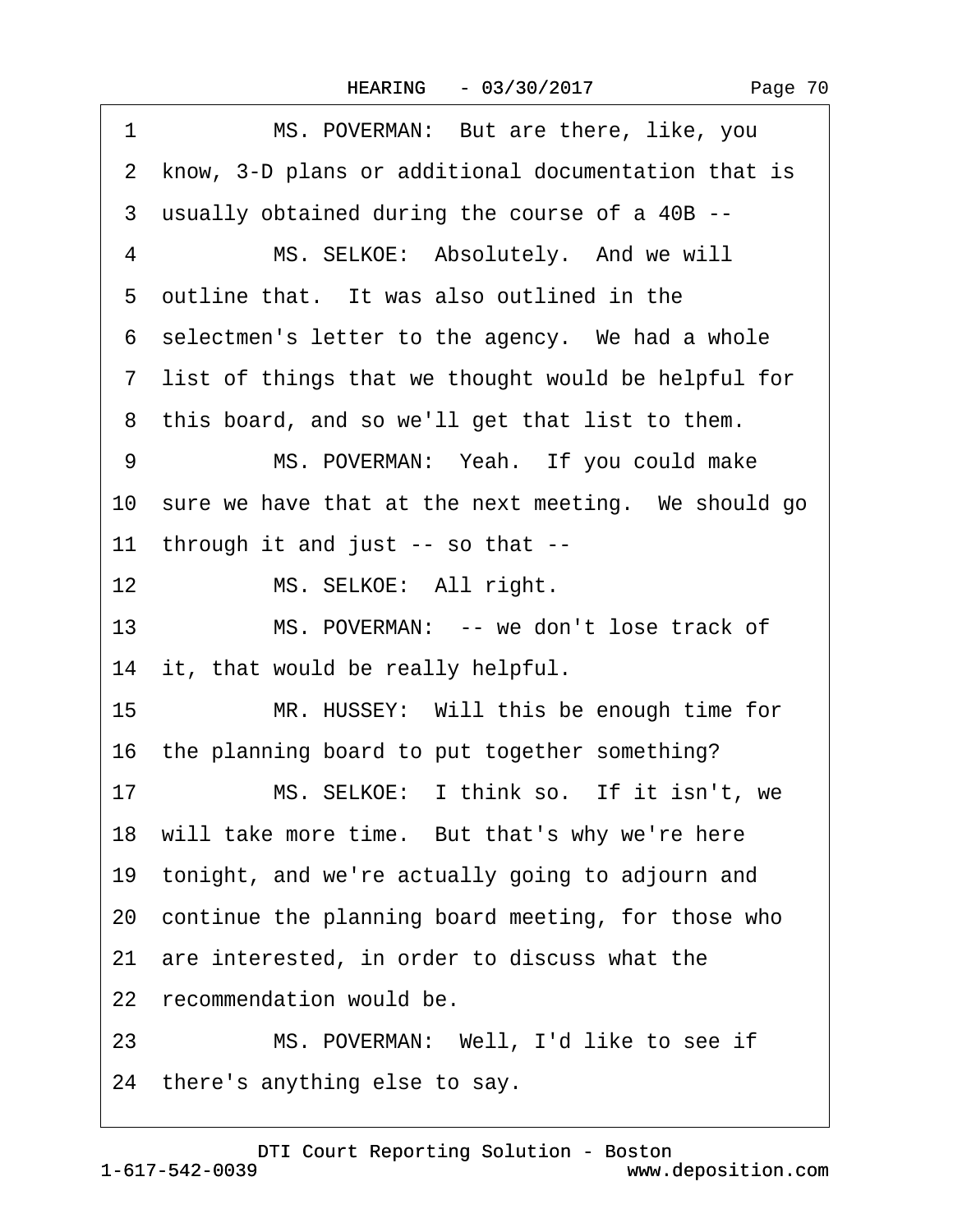1 MS. POVERMAN: But are there, like, you

2 know, 3-D plans or additional documentation that is

3 usually obtained during the course of a 40B --

4 MS. SELKOE: Absolutely. And we will

5 outline that. It was also outlined in the

6 selectmen's letter to the agency. We had a whole

7 list of things that we thought would be helpful for

8 this board, and so we'll get that list to them.

9 MS. POVERMAN: Yeah. If you could make

10 sure we have that at the next meeting. We should go

11 through it and just -- so that --

12 MS. SELKOE: All right.

13 MS. POVERMAN: -- we don't lose track of

14 it, that would be really helpful.

15 MR. HUSSEY: Will this be enough time for

16 the planning board to put together something?

17 MS. SELKOE: I think so. If it isn't, we

18 will take more time. But that's why we're here

19 tonight, and we're actually going to adjourn and

20 continue the planning board meeting, for those who

21 are interested, in order to discuss what the

22 recommendation would be.

23 MS. POVERMAN: Well, I'd like to see if

24 there's anything else to say.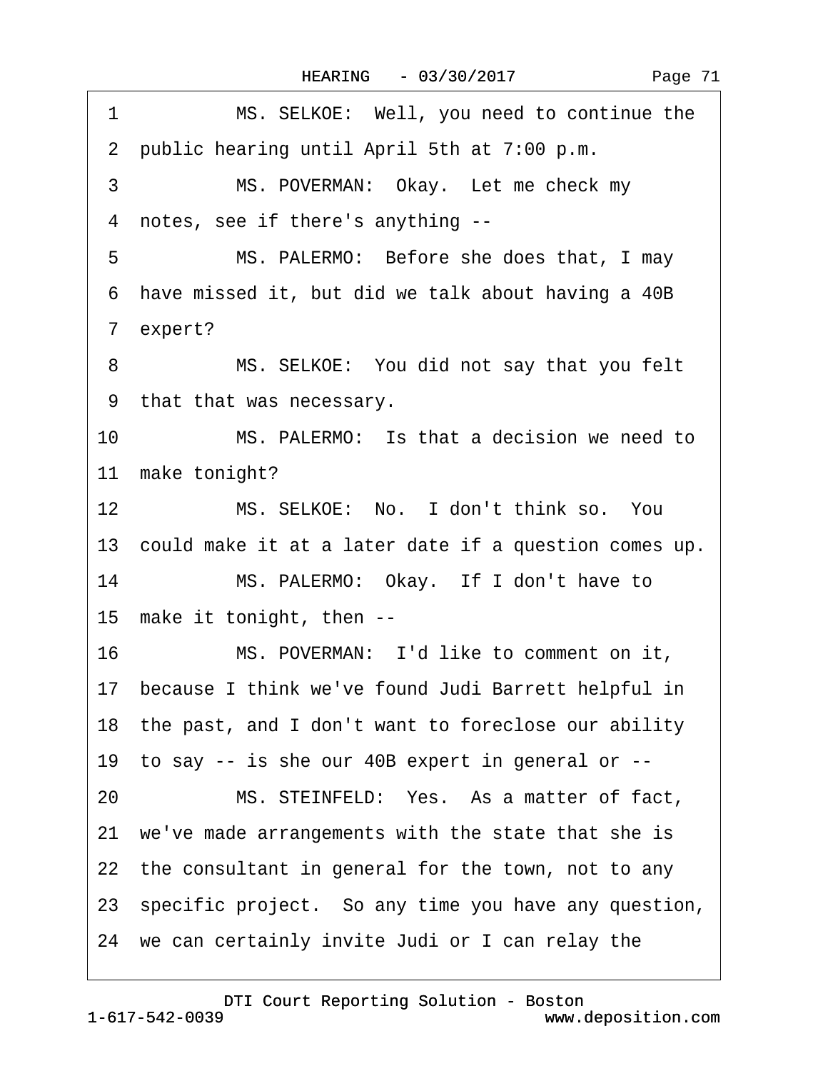1 MS. SELKOE: Well, you need to continue the
2 public hearing until April 5th at 7:00 p.m.
3 MS. POVERMAN: Okay. Let me check my
4 notes, see if there's anything --
5 MS. PALERMO: Before she does that, I may
6 have missed it, but did we talk about having a 40B
7 expert?
8 MS. SELKOE: You did not say that you felt
9 that that was necessary.
10 MS. PALERMO: Is that a decision we need to
11 make tonight?
12 MS. SELKOE: No. I don't think so. You
13 could make it at a later date if a question comes up.
14 MS. PALERMO: Okay. If I don't have to
15 make it tonight, then --
16 MS. POVERMAN: I'd like to comment on it,
17 because I think we've found Judi Barrett helpful in
18 the past, and I don't want to foreclose our ability
19 to say -- is she our 40B expert in general or --
20 MS. STEINFELD: Yes. As a matter of fact,
21 we've made arrangements with the state that she is
22 the consultant in general for the town, not to any
23 specific project. So any time you have any question,
24 we can certainly invite Judi or I can relay the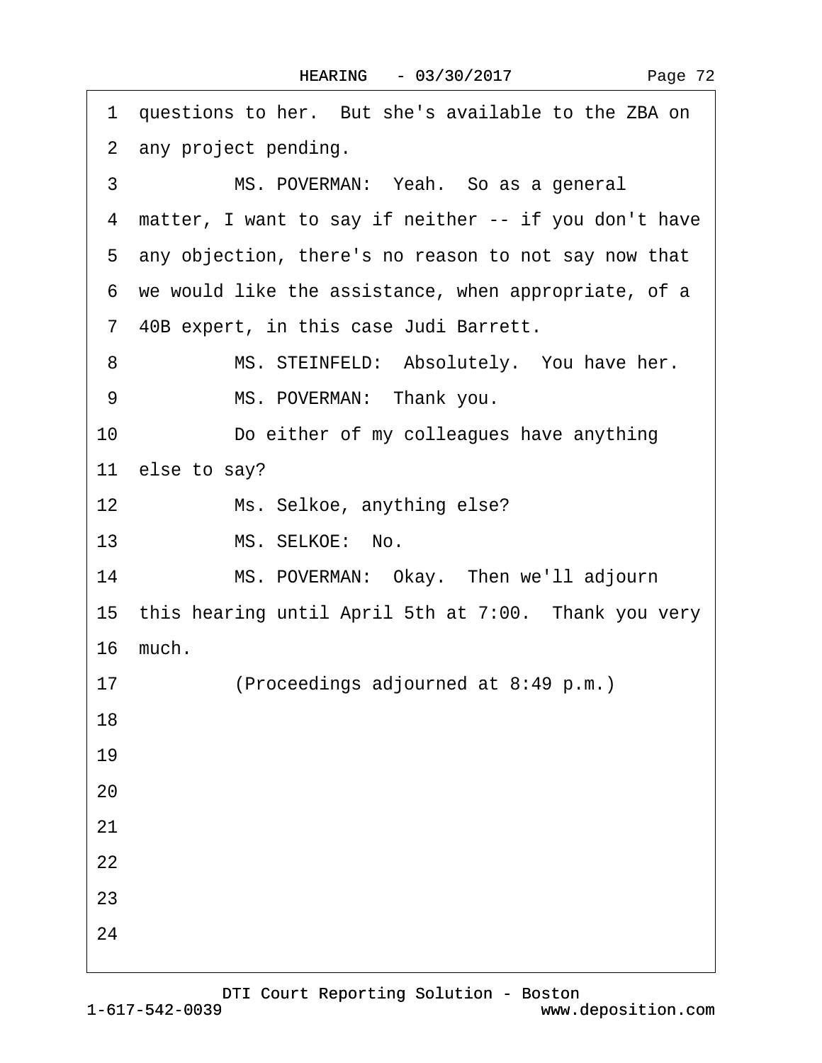1 questions to her. But she's available to the ZBA on
2 any project pending.
3 MS. POVERMAN: Yeah. So as a general
4 matter, I want to say if neither -- if you don't have
5 any objection, there's no reason to not say now that
6 we would like the assistance, when appropriate, of a
7 40B expert, in this case Judi Barrett.
8 MS. STEINFELD: Absolutely. You have her.
9 MS. POVERMAN: Thank you.
10 Do either of my colleagues have anything
11 else to say?
12 Ms. Selkoe, anything else?
13 MS. SELKOE: No.
14 MS. POVERMAN: Okay. Then we'll adjourn
15 this hearing until April 5th at 7:00. Thank you very
16 much.
17 (Proceedings adjourned at 8:49 p.m.)
18
19
20
21
22
23
24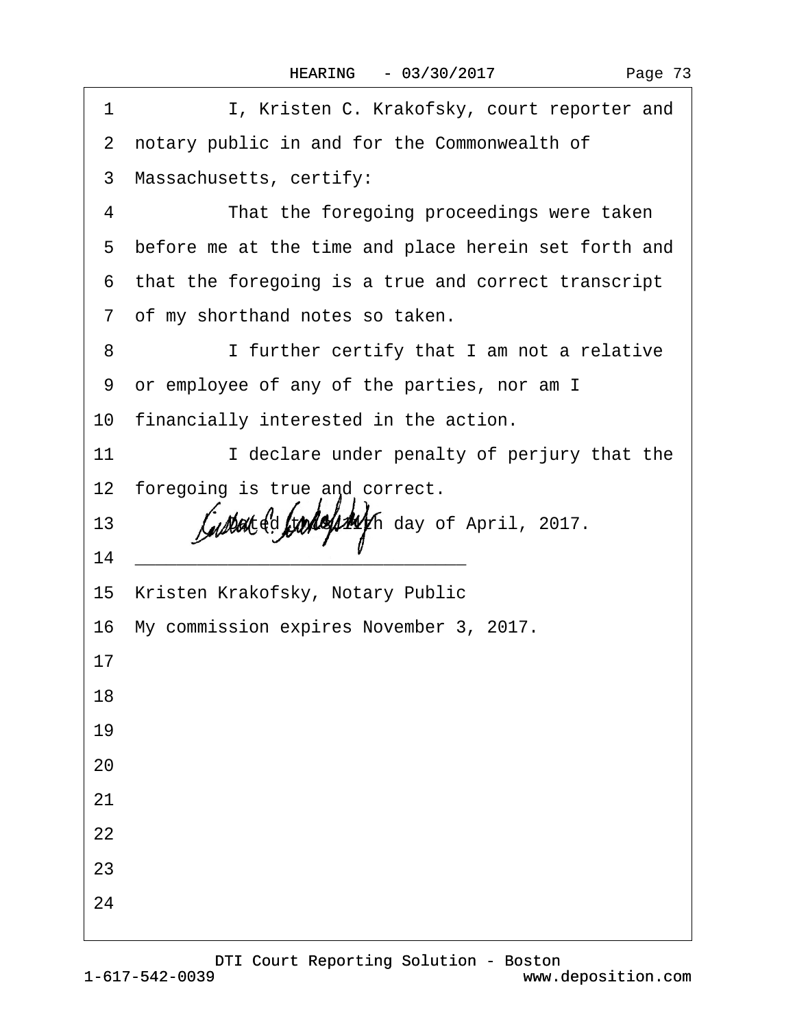1 I, Kristen C. Krakofsky, court reporter and

2 notary public in and for the Commonwealth of

3 Massachusetts, certify:

4 That the foregoing proceedings were taken

5 before me at the time and place herein set forth and

6 that the foregoing is a true and correct transcript

7 of my shorthand notes so taken.

8 I further certify that I am not a relative

9 or employee of any of the parties, nor am I

10 financially interested in the action.

11 I declare under penalty of perjury that the

12 foregoing is true and correct.

13 Dated this 11th day of April, 2017.

14 ______________________________

15 Kristen Krakofsky, Notary Public

16 My commission expires November 3, 2017.

17

18

19

20

21

22

23

24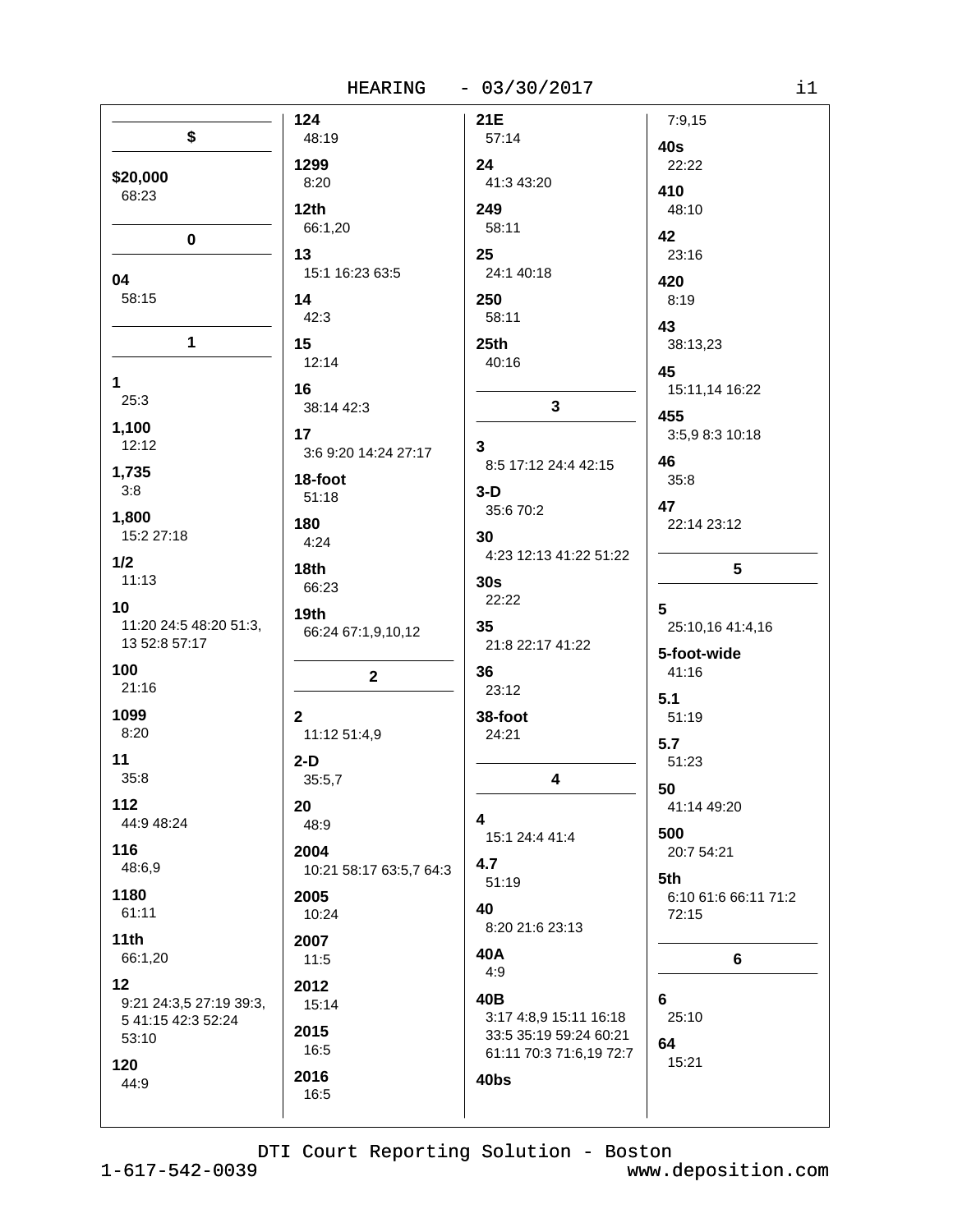## $

**$20,000**
68:23

## 0

**04**
58:15

## 1

**1**
25:3

**1,100**
12:12

**1,735**
3:8

**1,800**
15:2 27:18

**1/2**
11:13

**10**
11:20 24:5 48:20 51:3, 13 52:8 57:17

**100**
21:16

**1099**
8:20

**11**
35:8

**112**
44:9 48:24

**116**
48:6,9

**1180**
61:11

**11th**
66:1,20

**12**
9:21 24:3,5 27:19 39:3, 5 41:15 42:3 52:24 53:10

**120**
44:9

**124**
48:19

**1299**
8:20

**12th**
66:1,20

**13**
15:1 16:23 63:5

**14**
42:3

**15**
12:14

**16**
38:14 42:3

**17**
3:6 9:20 14:24 27:17

**18-foot**
51:18

**180**
4:24

**18th**
66:23

**19th**
66:24 67:1,9,10,12

## 2

**2**
11:12 51:4,9

**2-D**
35:5,7

**20**
48:9

**2004**
10:21 58:17 63:5,7 64:3

**2005**
10:24

**2007**
11:5

**2012**
15:14

**2015**
16:5

**2016**
16:5

**21E**
57:14

**24**
41:3 43:20

**249**
58:11

**25**
24:1 40:18

**250**
58:11

**25th**
40:16

## 3

**3**
8:5 17:12 24:4 42:15

**3-D**
35:6 70:2

**30**
4:23 12:13 41:22 51:22

**30s**
22:22

**35**
21:8 22:17 41:22

**36**
23:12

**38-foot**
24:21

## 4

**4**
15:1 24:4 41:4

**4.7**
51:19

**40**
8:20 21:6 23:13

**40A**
4:9

**40B**
3:17 4:8,9 15:11 16:18 33:5 35:19 59:24 60:21 61:11 70:3 71:6,19 72:7

**40bs**
7:9,15

**40s**
22:22

**410**
48:10

**42**
23:16

**420**
8:19

**43**
38:13,23

**45**
15:11,14 16:22

**455**
3:5,9 8:3 10:18

**46**
35:8

**47**
22:14 23:12

## 5

**5**
25:10,16 41:4,16

**5-foot-wide**
41:16

**5.1**
51:19

**5.7**
51:23

**50**
41:14 49:20

**500**
20:7 54:21

**5th**
6:10 61:6 66:11 71:2 72:15

## 6

**6**
25:10

**64**
15:21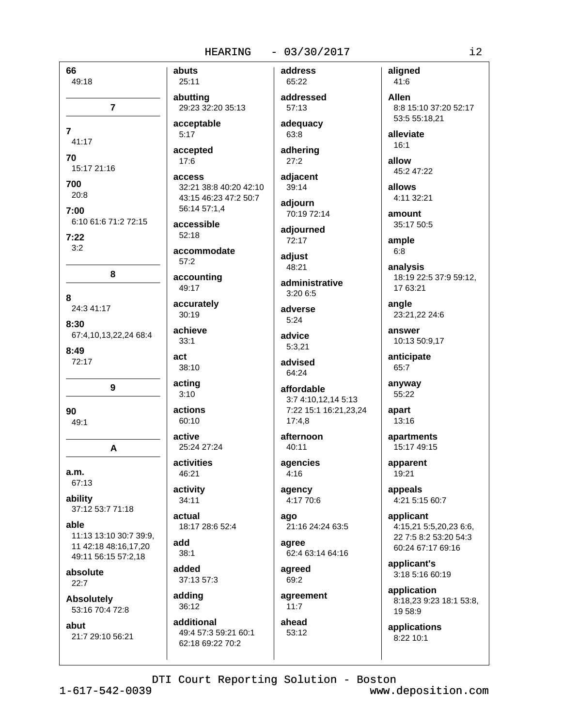**66**
49:18

**7**

**7**
41:17

**70**
15:17 21:16

**700**
20:8

**7:00**
6:10 61:6 71:2 72:15

**7:22**
3:2

**8**

**8**
24:3 41:17

**8:30**
67:4,10,13,22,24 68:4

**8:49**
72:17

**9**

**90**
49:1

**A**

**a.m.**
67:13

**ability**
37:12 53:7 71:18

**able**
11:13 13:10 30:7 39:9, 11 42:18 48:16,17,20 49:11 56:15 57:2,18

**absolute**
22:7

**Absolutely**
53:16 70:4 72:8

**abut**
21:7 29:10 56:21

**abuts**
25:11

**abutting**
29:23 32:20 35:13

**acceptable**
5:17

**accepted**
17:6

**access**
32:21 38:8 40:20 42:10 43:15 46:23 47:2 50:7 56:14 57:1,4

**accessible**
52:18

**accommodate**
57:2

**accounting**
49:17

**accurately**
30:19

**achieve**
33:1

**act**
38:10

**acting**
3:10

**actions**
60:10

**active**
25:24 27:24

**activities**
46:21

**activity**
34:11

**actual**
18:17 28:6 52:4

**add**
38:1

**added**
37:13 57:3

**adding**
36:12

**additional**
49:4 57:3 59:21 60:1 62:18 69:22 70:2

**address**
65:22

**addressed**
57:13

**adequacy**
63:8

**adhering**
27:2

**adjacent**
39:14

**adjourn**
70:19 72:14

**adjourned**
72:17

**adjust**
48:21

**administrative**
3:20 6:5

**adverse**
5:24

**advice**
5:3,21

**advised**
64:24

**affordable**
3:7 4:10,12,14 5:13 7:22 15:1 16:21,23,24 17:4,8

**afternoon**
40:11

**agencies**
4:16

**agency**
4:17 70:6

**ago**
21:16 24:24 63:5

**agree**
62:4 63:14 64:16

**agreed**
69:2

**agreement**
11:7

**ahead**
53:12

**aligned**
41:6

**Allen**
8:8 15:10 37:20 52:17 53:5 55:18,21

**alleviate**
16:1

**allow**
45:2 47:22

**allows**
4:11 32:21

**amount**
35:17 50:5

**ample**
6:8

**analysis**
18:19 22:5 37:9 59:12, 17 63:21

**angle**
23:21,22 24:6

**answer**
10:13 50:9,17

**anticipate**
65:7

**anyway**
55:22

**apart**
13:16

**apartments**
15:17 49:15

**apparent**
19:21

**appeals**
4:21 5:15 60:7

**applicant**
4:15,21 5:5,20,23 6:6, 22 7:5 8:2 53:20 54:3 60:24 67:17 69:16

**applicant's**
3:18 5:16 60:19

**application**
8:18,23 9:23 18:1 53:8, 19 58:9

**applications**
8:22 10:1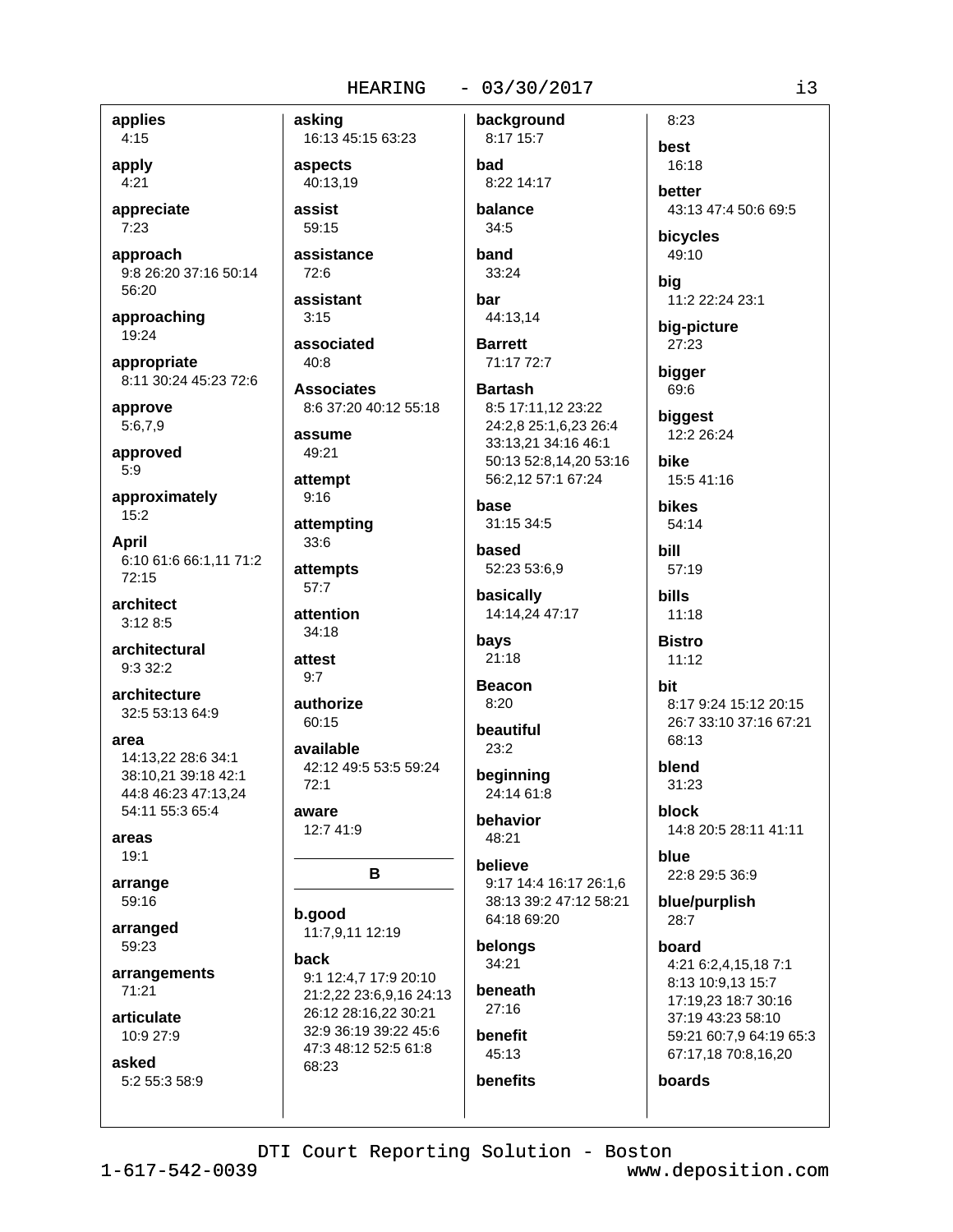**applies**
4:15

**apply**
4:21

**appreciate**
7:23

**approach**
9:8 26:20 37:16 50:14 56:20

**approaching**
19:24

**appropriate**
8:11 30:24 45:23 72:6

**approve**
5:6,7,9

**approved**
5:9

**approximately**
15:2

**April**
6:10 61:6 66:1,11 71:2 72:15

**architect**
3:12 8:5

**architectural**
9:3 32:2

**architecture**
32:5 53:13 64:9

**area**
14:13,22 28:6 34:1 38:10,21 39:18 42:1 44:8 46:23 47:13,24 54:11 55:3 65:4

**areas**
19:1

**arrange**
59:16

**arranged**
59:23

**arrangements**
71:21

**articulate**
10:9 27:9

**asked**
5:2 55:3 58:9

**asking**
16:13 45:15 63:23

**aspects**
40:13,19

**assist**
59:15

**assistance**
72:6

**assistant**
3:15

**associated**
40:8

**Associates**
8:6 37:20 40:12 55:18

**assume**
49:21

**attempt**
9:16

**attempting**
33:6

**attempts**
57:7

**attention**
34:18

**attest**
9:7

**authorize**
60:15

**available**
42:12 49:5 53:5 59:24 72:1

**aware**
12:7 41:9

## B

**b.good**
11:7,9,11 12:19

**back**
9:1 12:4,7 17:9 20:10 21:2,22 23:6,9,16 24:13 26:12 28:16,22 30:21 32:9 36:19 39:22 45:6 47:3 48:12 52:5 61:8 68:23

**background**
8:17 15:7

**bad**
8:22 14:17

**balance**
34:5

**band**
33:24

**bar**
44:13,14

**Barrett**
71:17 72:7

**Bartash**
8:5 17:11,12 23:22 24:2,8 25:1,6,23 26:4 33:13,21 34:16 46:1 50:13 52:8,14,20 53:16 56:2,12 57:1 67:24

**base**
31:15 34:5

**based**
52:23 53:6,9

**basically**
14:14,24 47:17

**bays**
21:18

**Beacon**
8:20

**beautiful**
23:2

**beginning**
24:14 61:8

**behavior**
48:21

**believe**
9:17 14:4 16:17 26:1,6 38:13 39:2 47:12 58:21 64:18 69:20

**belongs**
34:21

**beneath**
27:16

**benefit**
45:13

**benefits**
8:23

**best**
16:18

**better**
43:13 47:4 50:6 69:5

**bicycles**
49:10

**big**
11:2 22:24 23:1

**big-picture**
27:23

**bigger**
69:6

**biggest**
12:2 26:24

**bike**
15:5 41:16

**bikes**
54:14

**bill**
57:19

**bills**
11:18

**Bistro**
11:12

**bit**
8:17 9:24 15:12 20:15 26:7 33:10 37:16 67:21 68:13

**blend**
31:23

**block**
14:8 20:5 28:11 41:11

**blue**
22:8 29:5 36:9

**blue/purplish**
28:7

**board**
4:21 6:2,4,15,18 7:1 8:13 10:9,13 15:7 17:19,23 18:7 30:16 37:19 43:23 58:10 59:21 60:7,9 64:19 65:3 67:17,18 70:8,16,20

**boards**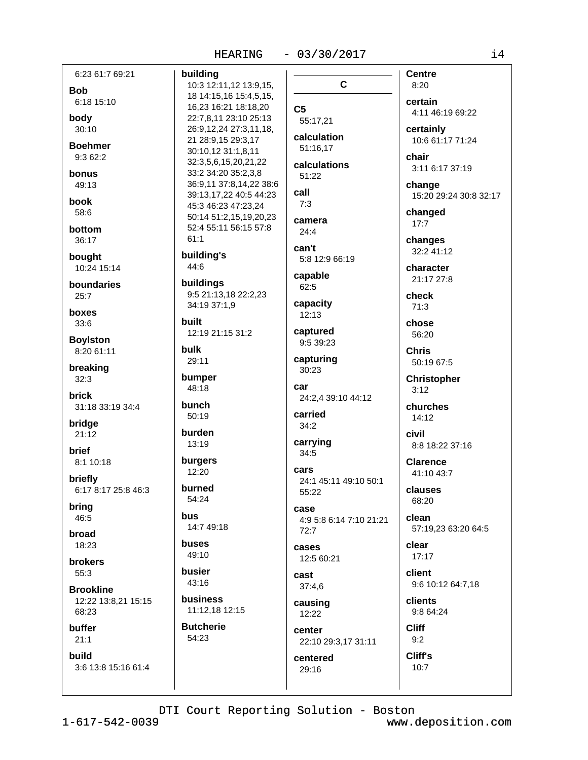6:23 61:7 69:21

**Bob**
6:18 15:10

**body**
30:10

**Boehmer**
9:3 62:2

**bonus**
49:13

**book**
58:6

**bottom**
36:17

**bought**
10:24 15:14

**boundaries**
25:7

**boxes**
33:6

**Boylston**
8:20 61:11

**breaking**
32:3

**brick**
31:18 33:19 34:4

**bridge**
21:12

**brief**
8:1 10:18

**briefly**
6:17 8:17 25:8 46:3

**bring**
46:5

**broad**
18:23

**brokers**
55:3

**Brookline**
12:22 13:8,21 15:15 68:23

**buffer**
21:1

**build**
3:6 13:8 15:16 61:4

**building**
10:3 12:11,12 13:9,15, 18 14:15,16 15:4,5,15, 16,23 16:21 18:18,20 22:7,8,11 23:10 25:13 26:9,12,24 27:3,11,18, 21 28:9,15 29:3,17 30:10,12 31:1,8,11 32:3,5,6,15,20,21,22 33:2 34:20 35:2,3,8 36:9,11 37:8,14,22 38:6 39:13,17,22 40:5 44:23 45:3 46:23 47:23,24 50:14 51:2,15,19,20,23 52:4 55:11 56:15 57:8 61:1

**building's**
44:6

**buildings**
9:5 21:13,18 22:2,23 34:19 37:1,9

**built**
12:19 21:15 31:2

**bulk**
29:11

**bumper**
48:18

**bunch**
50:19

**burden**
13:19

**burgers**
12:20

**burned**
54:24

**bus**
14:7 49:18

**buses**
49:10

**busier**
43:16

**business**
11:12,18 12:15

**Butcherie**
54:23

## C

**C5**
55:17,21

**calculation**
51:16,17

**calculations**
51:22

**call**
7:3

**camera**
24:4

**can't**
5:8 12:9 66:19

**capable**
62:5

**capacity**
12:13

**captured**
9:5 39:23

**capturing**
30:23

**car**
24:2,4 39:10 44:12

**carried**
34:2

**carrying**
34:5

**cars**
24:1 45:11 49:10 50:1 55:22

**case**
4:9 5:8 6:14 7:10 21:21 72:7

**cases**
12:5 60:21

**cast**
37:4,6

**causing**
12:22

**center**
22:10 29:3,17 31:11

**centered**
29:16

**Centre**
8:20

**certain**
4:11 46:19 69:22

**certainly**
10:6 61:17 71:24

**chair**
3:11 6:17 37:19

**change**
15:20 29:24 30:8 32:17

**changed**
17:7

**changes**
32:2 41:12

**character**
21:17 27:8

**check**
71:3

**chose**
56:20

**Chris**
50:19 67:5

**Christopher**
3:12

**churches**
14:12

**civil**
8:8 18:22 37:16

**Clarence**
41:10 43:7

**clauses**
68:20

**clean**
57:19,23 63:20 64:5

**clear**
17:17

**client**
9:6 10:12 64:7,18

**clients**
9:8 64:24

**Cliff**
9:2

**Cliff's**
10:7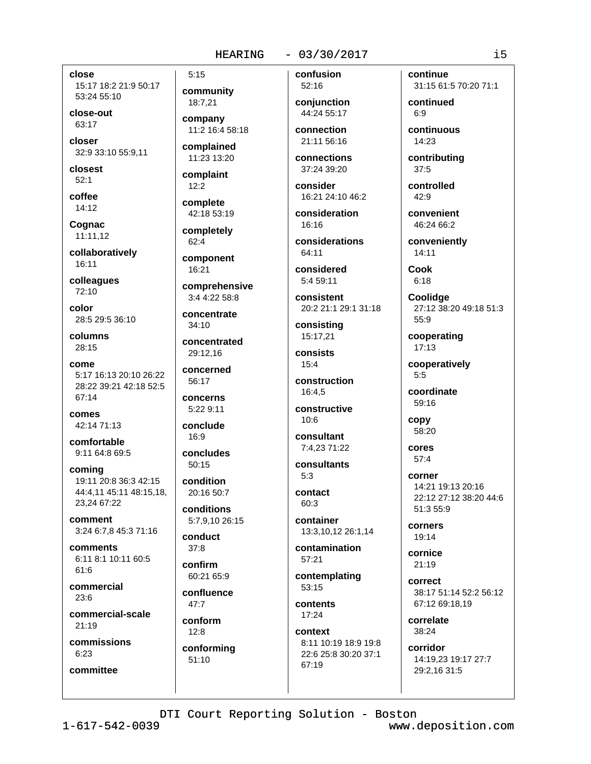**close**
15:17 18:2 21:9 50:17 53:24 55:10

**close-out**
63:17

**closer**
32:9 33:10 55:9,11

**closest**
52:1

**coffee**
14:12

**Cognac**
11:11,12

**collaboratively**
16:11

**colleagues**
72:10

**color**
28:5 29:5 36:10

**columns**
28:15

**come**
5:17 16:13 20:10 26:22 28:22 39:21 42:18 52:5 67:14

**comes**
42:14 71:13

**comfortable**
9:11 64:8 69:5

**coming**
19:11 20:8 36:3 42:15 44:4,11 45:11 48:15,18, 23,24 67:22

**comment**
3:24 6:7,8 45:3 71:16

**comments**
6:11 8:1 10:11 60:5 61:6

**commercial**
23:6

**commercial-scale**
21:19

**commissions**
6:23

**committee**
5:15

**community**
18:7,21

**company**
11:2 16:4 58:18

**complained**
11:23 13:20

**complaint**
12:2

**complete**
42:18 53:19

**completely**
62:4

**component**
16:21

**comprehensive**
3:4 4:22 58:8

**concentrate**
34:10

**concentrated**
29:12,16

**concerned**
56:17

**concerns**
5:22 9:11

**conclude**
16:9

**concludes**
50:15

**condition**
20:16 50:7

**conditions**
5:7,9,10 26:15

**conduct**
37:8

**confirm**
60:21 65:9

**confluence**
47:7

**conform**
12:8

**conforming**
51:10

**confusion**
52:16

**conjunction**
44:24 55:17

**connection**
21:11 56:16

**connections**
37:24 39:20

**consider**
16:21 24:10 46:2

**consideration**
16:16

**considerations**
64:11

**considered**
5:4 59:11

**consistent**
20:2 21:1 29:1 31:18

**consisting**
15:17,21

**consists**
15:4

**construction**
16:4,5

**constructive**
10:6

**consultant**
7:4,23 71:22

**consultants**
5:3

**contact**
60:3

**container**
13:3,10,12 26:1,14

**contamination**
57:21

**contemplating**
53:15

**contents**
17:24

**context**
8:11 10:19 18:9 19:8 22:6 25:8 30:20 37:1 67:19

**continue**
31:15 61:5 70:20 71:1

**continued**
6:9

**continuous**
14:23

**contributing**
37:5

**controlled**
42:9

**convenient**
46:24 66:2

**conveniently**
14:11

**Cook**
6:18

**Coolidge**
27:12 38:20 49:18 51:3 55:9

**cooperating**
17:13

**cooperatively**
5:5

**coordinate**
59:16

**copy**
58:20

**cores**
57:4

**corner**
14:21 19:13 20:16 22:12 27:12 38:20 44:6 51:3 55:9

**corners**
19:14

**cornice**
21:19

**correct**
38:17 51:14 52:2 56:12 67:12 69:18,19

**correlate**
38:24

**corridor**
14:19,23 19:17 27:7 29:2,16 31:5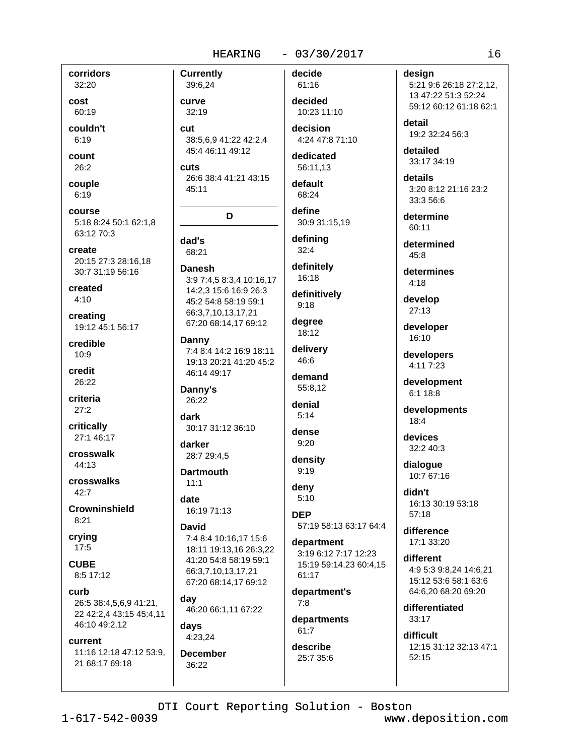**corridors**
32:20

**cost**
60:19

**couldn't**
6:19

**count**
26:2

**couple**
6:19

**course**
5:18 8:24 50:1 62:1,8 63:12 70:3

**create**
20:15 27:3 28:16,18 30:7 31:19 56:16

**created**
4:10

**creating**
19:12 45:1 56:17

**credible**
10:9

**credit**
26:22

**criteria**
27:2

**critically**
27:1 46:17

**crosswalk**
44:13

**crosswalks**
42:7

**Crowninshield**
8:21

**crying**
17:5

**CUBE**
8:5 17:12

**curb**
26:5 38:4,5,6,9 41:21, 22 42:2,4 43:15 45:4,11 46:10 49:2,12

**current**
11:16 12:18 47:12 53:9, 21 68:17 69:18

**Currently**
39:6,24

**curve**
32:19

**cut**
38:5,6,9 41:22 42:2,4 45:4 46:11 49:12

**cuts**
26:6 38:4 41:21 43:15 45:11

## D

**dad's**
68:21

**Danesh**
3:9 7:4,5 8:3,4 10:16,17 14:2,3 15:6 16:9 26:3 45:2 54:8 58:19 59:1 66:3,7,10,13,17,21 67:20 68:14,17 69:12

**Danny**
7:4 8:4 14:2 16:9 18:11 19:13 20:21 41:20 45:2 46:14 49:17

**Danny's**
26:22

**dark**
30:17 31:12 36:10

**darker**
28:7 29:4,5

**Dartmouth**
11:1

**date**
16:19 71:13

**David**
7:4 8:4 10:16,17 15:6 18:11 19:13,16 26:3,22 41:20 54:8 58:19 59:1 66:3,7,10,13,17,21 67:20 68:14,17 69:12

**day**
46:20 66:1,11 67:22

**days**
4:23,24

**December**
36:22

**decide**
61:16

**decided**
10:23 11:10

**decision**
4:24 47:8 71:10

**dedicated**
56:11,13

**default**
68:24

**define**
30:9 31:15,19

**defining**
32:4

**definitely**
16:18

**definitively**
9:18

**degree**
18:12

**delivery**
46:6

**demand**
55:8,12

**denial**
5:14

**dense**
9:20

**density**
9:19

**deny**
5:10

**DEP**
57:19 58:13 63:17 64:4

**department**
3:19 6:12 7:17 12:23 15:19 59:14,23 60:4,15 61:17

**department's**
7:8

**departments**
61:7

**describe**
25:7 35:6

**design**
5:21 9:6 26:18 27:2,12, 13 47:22 51:3 52:24 59:12 60:12 61:18 62:1

**detail**
19:2 32:24 56:3

**detailed**
33:17 34:19

**details**
3:20 8:12 21:16 23:2 33:3 56:6

**determine**
60:11

**determined**
45:8

**determines**
4:18

**develop**
27:13

**developer**
16:10

**developers**
4:11 7:23

**development**
6:1 18:8

**developments**
18:4

**devices**
32:2 40:3

**dialogue**
10:7 67:16

**didn't**
16:13 30:19 53:18 57:18

**difference**
17:1 33:20

**different**
4:9 5:3 9:8,24 14:6,21 15:12 53:6 58:1 63:6 64:6,20 68:20 69:20

**differentiated**
33:17

**difficult**
12:15 31:12 32:13 47:1 52:15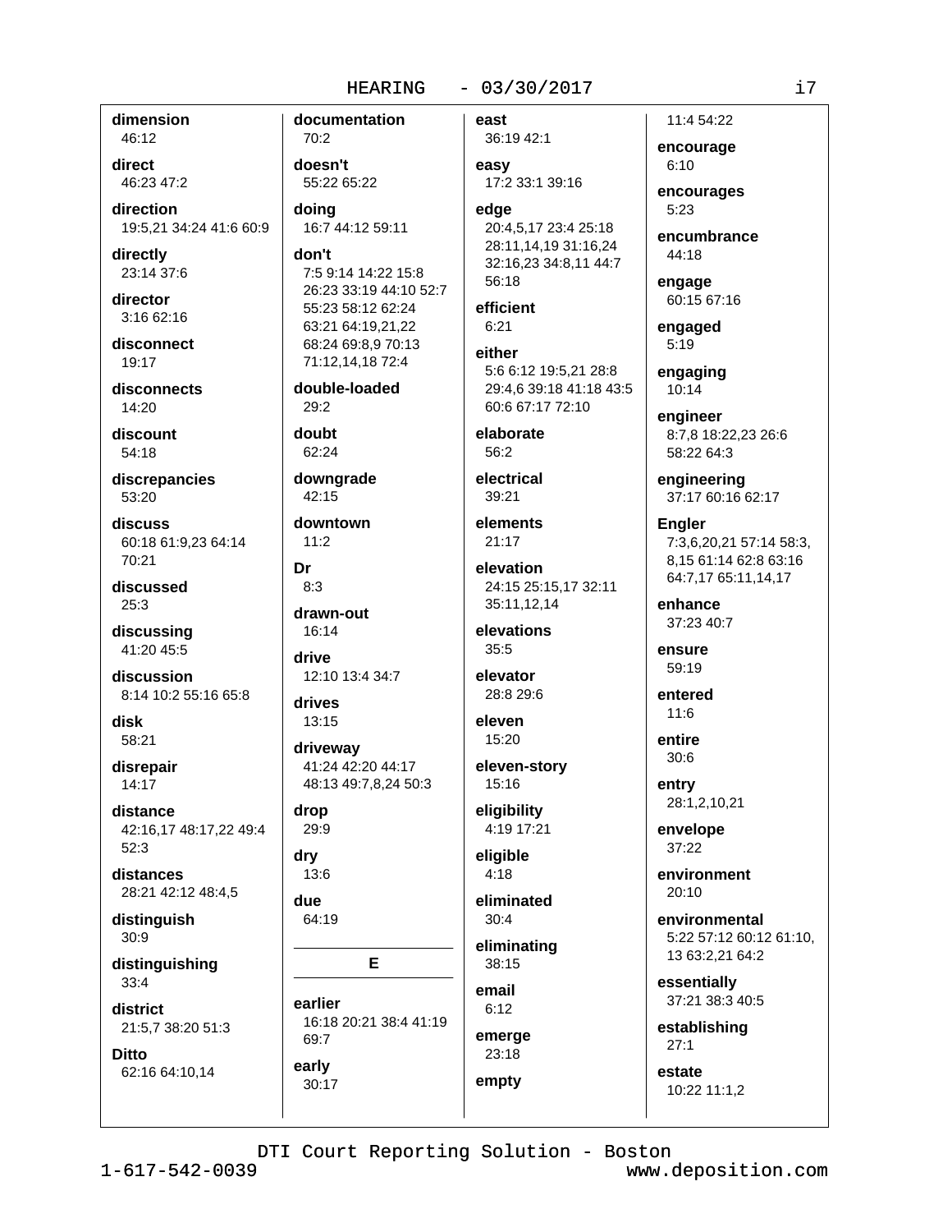**dimension**
46:12

**direct**
46:23 47:2

**direction**
19:5,21 34:24 41:6 60:9

**directly**
23:14 37:6

**director**
3:16 62:16

**disconnect**
19:17

**disconnects**
14:20

**discount**
54:18

**discrepancies**
53:20

**discuss**
60:18 61:9,23 64:14 70:21

**discussed**
25:3

**discussing**
41:20 45:5

**discussion**
8:14 10:2 55:16 65:8

**disk**
58:21

**disrepair**
14:17

**distance**
42:16,17 48:17,22 49:4 52:3

**distances**
28:21 42:12 48:4,5

**distinguish**
30:9

**distinguishing**
33:4

**district**
21:5,7 38:20 51:3

**Ditto**
62:16 64:10,14

**documentation**
70:2

**doesn't**
55:22 65:22

**doing**
16:7 44:12 59:11

**don't**
7:5 9:14 14:22 15:8 26:23 33:19 44:10 52:7 55:23 58:12 62:24 63:21 64:19,21,22 68:24 69:8,9 70:13 71:12,14,18 72:4

**double-loaded**
29:2

**doubt**
62:24

**downgrade**
42:15

**downtown**
11:2

**Dr**
8:3

**drawn-out**
16:14

**drive**
12:10 13:4 34:7

**drives**
13:15

**driveway**
41:24 42:20 44:17 48:13 49:7,8,24 50:3

**drop**
29:9

**dry**
13:6

**due**
64:19

## E

**earlier**
16:18 20:21 38:4 41:19 69:7

**early**
30:17

**east**
36:19 42:1

**easy**
17:2 33:1 39:16

**edge**
20:4,5,17 23:4 25:18 28:11,14,19 31:16,24 32:16,23 34:8,11 44:7 56:18

**efficient**
6:21

**either**
5:6 6:12 19:5,21 28:8 29:4,6 39:18 41:18 43:5 60:6 67:17 72:10

**elaborate**
56:2

**electrical**
39:21

**elements**
21:17

**elevation**
24:15 25:15,17 32:11 35:11,12,14

**elevations**
35:5

**elevator**
28:8 29:6

**eleven**
15:20

**eleven-story**
15:16

**eligibility**
4:19 17:21

**eligible**
4:18

**eliminated**
30:4

**eliminating**
38:15

**email**
6:12

**emerge**
23:18

**empty**
11:4 54:22

**encourage**
6:10

**encourages**
5:23

**encumbrance**
44:18

**engage**
60:15 67:16

**engaged**
5:19

**engaging**
10:14

**engineer**
8:7,8 18:22,23 26:6 58:22 64:3

**engineering**
37:17 60:16 62:17

**Engler**
7:3,6,20,21 57:14 58:3,8,15 61:14 62:8 63:16 64:7,17 65:11,14,17

**enhance**
37:23 40:7

**ensure**
59:19

**entered**
11:6

**entire**
30:6

**entry**
28:1,2,10,21

**envelope**
37:22

**environment**
20:10

**environmental**
5:22 57:12 60:12 61:10,13 63:2,21 64:2

**essentially**
37:21 38:3 40:5

**establishing**
27:1

**estate**
10:22 11:1,2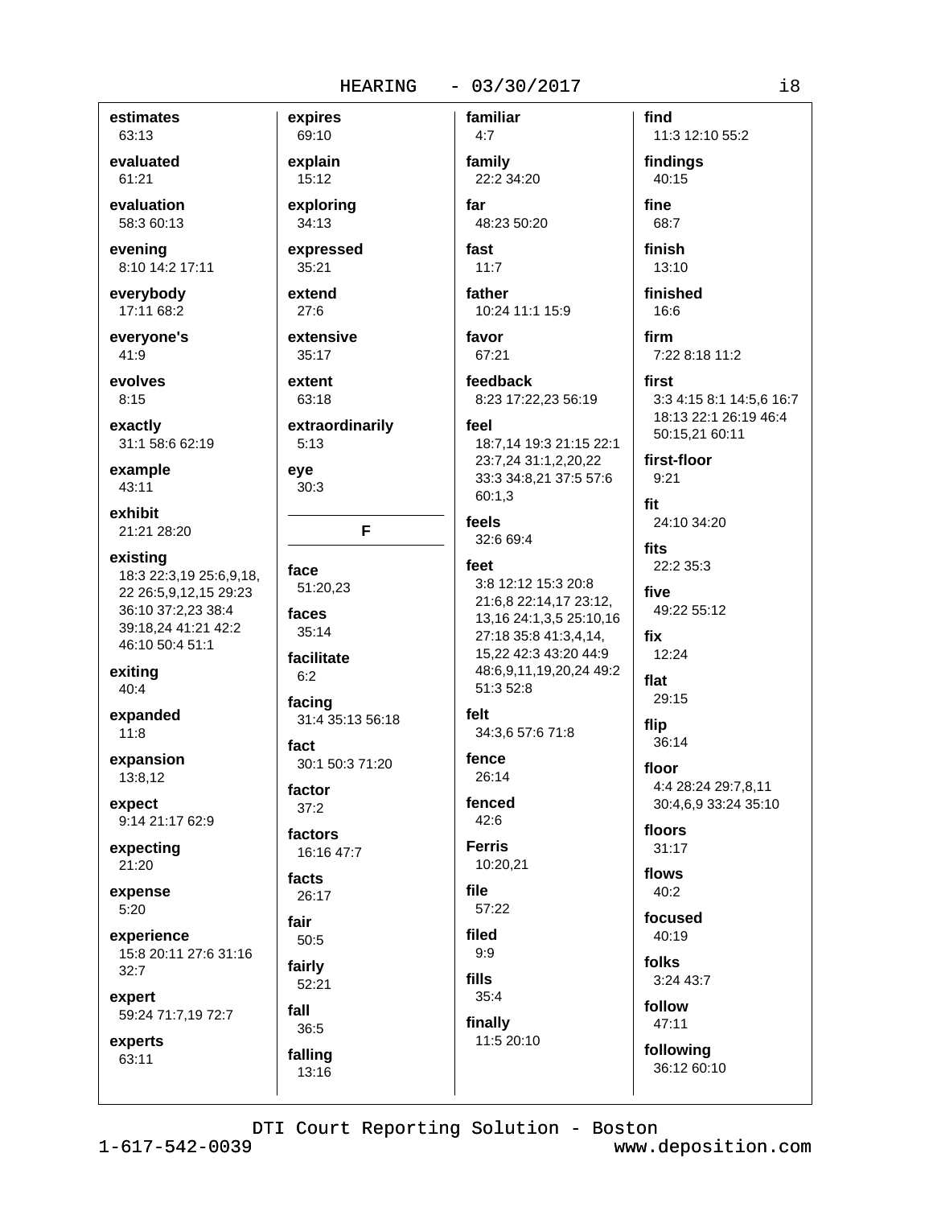**estimates**
63:13

**evaluated**
61:21

**evaluation**
58:3 60:13

**evening**
8:10 14:2 17:11

**everybody**
17:11 68:2

**everyone's**
41:9

**evolves**
8:15

**exactly**
31:1 58:6 62:19

**example**
43:11

**exhibit**
21:21 28:20

**existing**
18:3 22:3,19 25:6,9,18, 22 26:5,9,12,15 29:23 36:10 37:2,23 38:4 39:18,24 41:21 42:2 46:10 50:4 51:1

**exiting**
40:4

**expanded**
11:8

**expansion**
13:8,12

**expect**
9:14 21:17 62:9

**expecting**
21:20

**expense**
5:20

**experience**
15:8 20:11 27:6 31:16 32:7

**expert**
59:24 71:7,19 72:7

**experts**
63:11

**expires**
69:10

**explain**
15:12

**exploring**
34:13

**expressed**
35:21

**extend**
27:6

**extensive**
35:17

**extent**
63:18

**extraordinarily**
5:13

**eye**
30:3

## F

**face**
51:20,23

**faces**
35:14

**facilitate**
6:2

**facing**
31:4 35:13 56:18

**fact**
30:1 50:3 71:20

**factor**
37:2

**factors**
16:16 47:7

**facts**
26:17

**fair**
50:5

**fairly**
52:21

**fall**
36:5

**falling**
13:16

**familiar**
4:7

**family**
22:2 34:20

**far**
48:23 50:20

**fast**
11:7

**father**
10:24 11:1 15:9

**favor**
67:21

**feedback**
8:23 17:22,23 56:19

**feel**
18:7,14 19:3 21:15 22:1 23:7,24 31:1,2,20,22 33:3 34:8,21 37:5 57:6 60:1,3

**feels**
32:6 69:4

**feet**
3:8 12:12 15:3 20:8 21:6,8 22:14,17 23:12, 13,16 24:1,3,5 25:10,16 27:18 35:8 41:3,4,14, 15,22 42:3 43:20 44:9 48:6,9,11,19,20,24 49:2 51:3 52:8

**felt**
34:3,6 57:6 71:8

**fence**
26:14

**fenced**
42:6

**Ferris**
10:20,21

**file**
57:22

**filed**
9:9

**fills**
35:4

**finally**
11:5 20:10

**find**
11:3 12:10 55:2

**findings**
40:15

**fine**
68:7

**finish**
13:10

**finished**
16:6

**firm**
7:22 8:18 11:2

**first**
3:3 4:15 8:1 14:5,6 16:7 18:13 22:1 26:19 46:4 50:15,21 60:11

**first-floor**
9:21

**fit**
24:10 34:20

**fits**
22:2 35:3

**five**
49:22 55:12

**fix**
12:24

**flat**
29:15

**flip**
36:14

**floor**
4:4 28:24 29:7,8,11 30:4,6,9 33:24 35:10

**floors**
31:17

**flows**
40:2

**focused**
40:19

**folks**
3:24 43:7

**follow**
47:11

**following**
36:12 60:10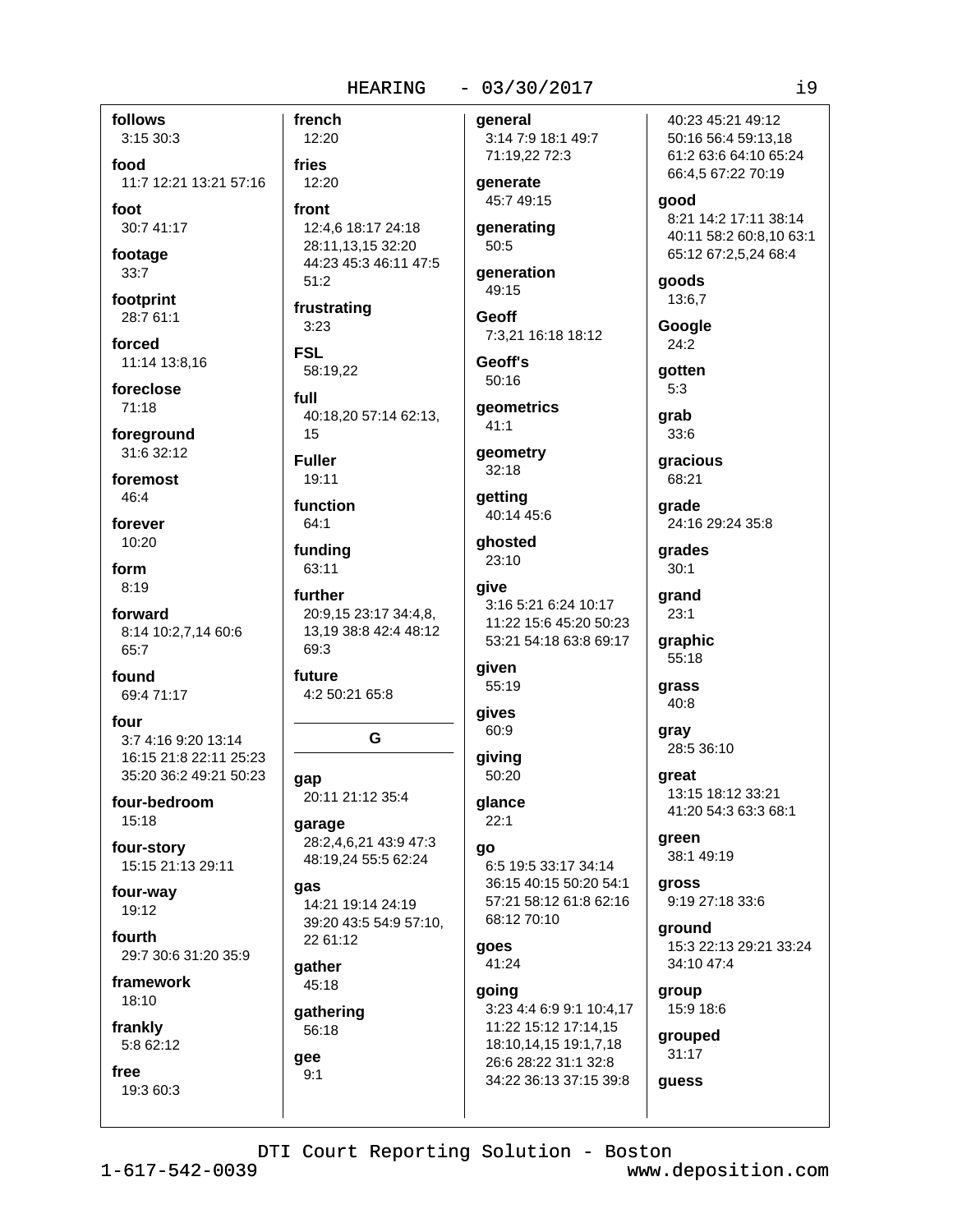**follows**
3:15 30:3

**food**
11:7 12:21 13:21 57:16

**foot**
30:7 41:17

**footage**
33:7

**footprint**
28:7 61:1

**forced**
11:14 13:8,16

**foreclose**
71:18

**foreground**
31:6 32:12

**foremost**
46:4

**forever**
10:20

**form**
8:19

**forward**
8:14 10:2,7,14 60:6 65:7

**found**
69:4 71:17

**four**
3:7 4:16 9:20 13:14 16:15 21:8 22:11 25:23 35:20 36:2 49:21 50:23

**four-bedroom**
15:18

**four-story**
15:15 21:13 29:11

**four-way**
19:12

**fourth**
29:7 30:6 31:20 35:9

**framework**
18:10

**frankly**
5:8 62:12

**free**
19:3 60:3

**french**
12:20

**fries**
12:20

**front**
12:4,6 18:17 24:18 28:11,13,15 32:20 44:23 45:3 46:11 47:5 51:2

**frustrating**
3:23

**FSL**
58:19,22

**full**
40:18,20 57:14 62:13, 15

**Fuller**
19:11

**function**
64:1

**funding**
63:11

**further**
20:9,15 23:17 34:4,8, 13,19 38:8 42:4 48:12 69:3

**future**
4:2 50:21 65:8

## G

**gap**
20:11 21:12 35:4

**garage**
28:2,4,6,21 43:9 47:3 48:19,24 55:5 62:24

**gas**
14:21 19:14 24:19 39:20 43:5 54:9 57:10, 22 61:12

**gather**
45:18

**gathering**
56:18

**gee**
9:1

**general**
3:14 7:9 18:1 49:7 71:19,22 72:3

**generate**
45:7 49:15

**generating**
50:5

**generation**
49:15

**Geoff**
7:3,21 16:18 18:12

**Geoff's**
50:16

**geometrics**
41:1

**geometry**
32:18

**getting**
40:14 45:6

**ghosted**
23:10

**give**
3:16 5:21 6:24 10:17 11:22 15:6 45:20 50:23 53:21 54:18 63:8 69:17

**given**
55:19

**gives**
60:9

**giving**
50:20

**glance**
22:1

**go**
6:5 19:5 33:17 34:14 36:15 40:15 50:20 54:1 57:21 58:12 61:8 62:16 68:12 70:10

**goes**
41:24

**going**
3:23 4:4 6:9 9:1 10:4,17 11:22 15:12 17:14,15 18:10,14,15 19:1,7,18 26:6 28:22 31:1 32:8 34:22 36:13 37:15 39:8 40:23 45:21 49:12 50:16 56:4 59:13,18 61:2 63:6 64:10 65:24 66:4,5 67:22 70:19

**good**
8:21 14:2 17:11 38:14 40:11 58:2 60:8,10 63:1 65:12 67:2,5,24 68:4

**goods**
13:6,7

**Google**
24:2

**gotten**
5:3

**grab**
33:6

**gracious**
68:21

**grade**
24:16 29:24 35:8

**grades**
30:1

**grand**
23:1

**graphic**
55:18

**grass**
40:8

**gray**
28:5 36:10

**great**
13:15 18:12 33:21 41:20 54:3 63:3 68:1

**green**
38:1 49:19

**gross**
9:19 27:18 33:6

**ground**
15:3 22:13 29:21 33:24 34:10 47:4

**group**
15:9 18:6

**grouped**
31:17

**guess**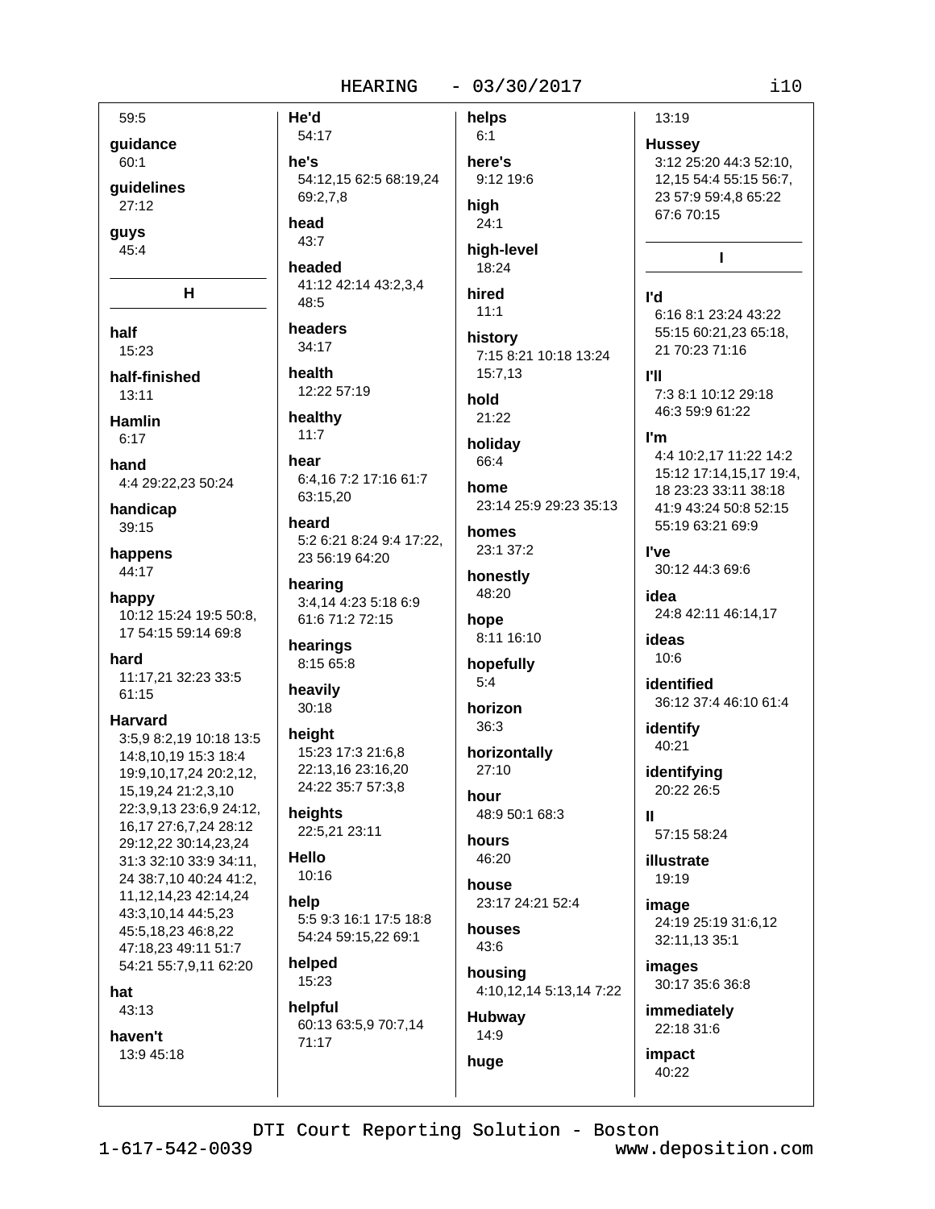59:5

**guidance**
60:1

**guidelines**
27:12

**guys**
45:4

## H

**half**
15:23

**half-finished**
13:11

**Hamlin**
6:17

**hand**
4:4 29:22,23 50:24

**handicap**
39:15

**happens**
44:17

**happy**
10:12 15:24 19:5 50:8, 17 54:15 59:14 69:8

**hard**
11:17,21 32:23 33:5 61:15

**Harvard**
3:5,9 8:2,19 10:18 13:5 14:8,10,19 15:3 18:4 19:9,10,17,24 20:2,12, 15,19,24 21:2,3,10 22:3,9,13 23:6,9 24:12, 16,17 27:6,7,24 28:12 29:12,22 30:14,23,24 31:3 32:10 33:9 34:11, 24 38:7,10 40:24 41:2, 11,12,14,23 42:14,24 43:3,10,14 44:5,23 45:5,18,23 46:8,22 47:18,23 49:11 51:7 54:21 55:7,9,11 62:20

**hat**
43:13

**haven't**
13:9 45:18

**He'd**
54:17

**he's**
54:12,15 62:5 68:19,24 69:2,7,8

**head**
43:7

**headed**
41:12 42:14 43:2,3,4 48:5

**headers**
34:17

**health**
12:22 57:19

**healthy**
11:7

**hear**
6:4,16 7:2 17:16 61:7 63:15,20

**heard**
5:2 6:21 8:24 9:4 17:22, 23 56:19 64:20

**hearing**
3:4,14 4:23 5:18 6:9 61:6 71:2 72:15

**hearings**
8:15 65:8

**heavily**
30:18

**height**
15:23 17:3 21:6,8 22:13,16 23:16,20 24:22 35:7 57:3,8

**heights**
22:5,21 23:11

**Hello**
10:16

**help**
5:5 9:3 16:1 17:5 18:8 54:24 59:15,22 69:1

**helped**
15:23

**helpful**
60:13 63:5,9 70:7,14 71:17

**helps**
6:1

**here's**
9:12 19:6

**high**
24:1

**high-level**
18:24

**hired**
11:1

**history**
7:15 8:21 10:18 13:24 15:7,13

**hold**
21:22

**holiday**
66:4

**home**
23:14 25:9 29:23 35:13

**homes**
23:1 37:2

**honestly**
48:20

**hope**
8:11 16:10

**hopefully**
5:4

**horizon**
36:3

**horizontally**
27:10

**hour**
48:9 50:1 68:3

**hours**
46:20

**house**
23:17 24:21 52:4

**houses**
43:6

**housing**
4:10,12,14 5:13,14 7:22

**Hubway**
14:9

**huge**
13:19

**Hussey**
3:12 25:20 44:3 52:10, 12,15 54:4 55:15 56:7, 23 57:9 59:4,8 65:22 67:6 70:15

## I

**I'd**
6:16 8:1 23:24 43:22 55:15 60:21,23 65:18, 21 70:23 71:16

**I'll**
7:3 8:1 10:12 29:18 46:3 59:9 61:22

**I'm**
4:4 10:2,17 11:22 14:2 15:12 17:14,15,17 19:4, 18 23:23 33:11 38:18 41:9 43:24 50:8 52:15 55:19 63:21 69:9

**I've**
30:12 44:3 69:6

**idea**
24:8 42:11 46:14,17

**ideas**
10:6

**identified**
36:12 37:4 46:10 61:4

**identify**
40:21

**identifying**
20:22 26:5

**II**
57:15 58:24

**illustrate**
19:19

**image**
24:19 25:19 31:6,12 32:11,13 35:1

**images**
30:17 35:6 36:8

**immediately**
22:18 31:6

**impact**
40:22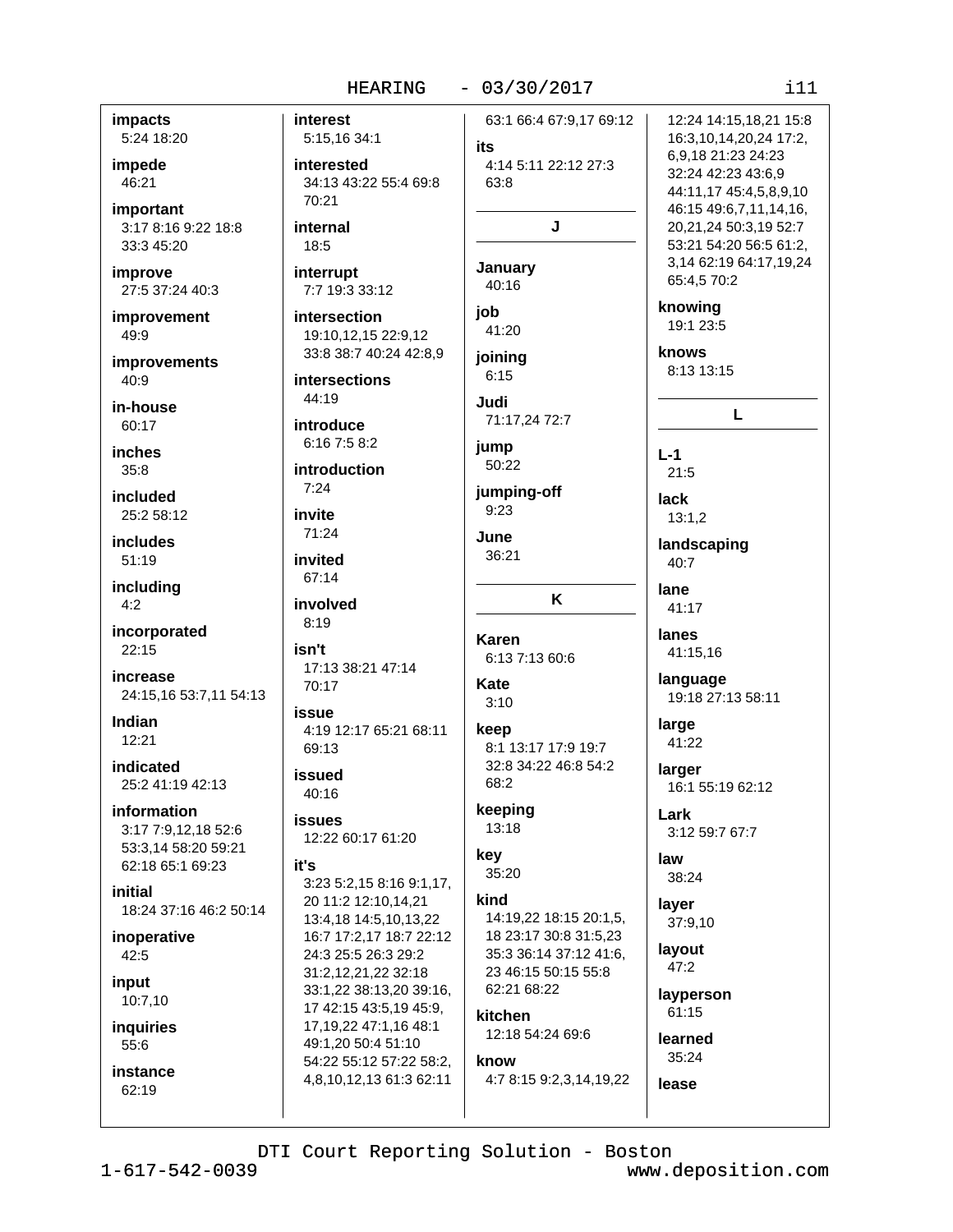**impacts**
5:24 18:20

**impede**
46:21

**important**
3:17 8:16 9:22 18:8 33:3 45:20

**improve**
27:5 37:24 40:3

**improvement**
49:9

**improvements**
40:9

**in-house**
60:17

**inches**
35:8

**included**
25:2 58:12

**includes**
51:19

**including**
4:2

**incorporated**
22:15

**increase**
24:15,16 53:7,11 54:13

**Indian**
12:21

**indicated**
25:2 41:19 42:13

**information**
3:17 7:9,12,18 52:6 53:3,14 58:20 59:21 62:18 65:1 69:23

**initial**
18:24 37:16 46:2 50:14

**inoperative**
42:5

**input**
10:7,10

**inquiries**
55:6

**instance**
62:19

**interest**
5:15,16 34:1

**interested**
34:13 43:22 55:4 69:8 70:21

**internal**
18:5

**interrupt**
7:7 19:3 33:12

**intersection**
19:10,12,15 22:9,12 33:8 38:7 40:24 42:8,9

**intersections**
44:19

**introduce**
6:16 7:5 8:2

**introduction**
7:24

**invite**
71:24

**invited**
67:14

**involved**
8:19

**isn't**
17:13 38:21 47:14 70:17

**issue**
4:19 12:17 65:21 68:11 69:13

**issued**
40:16

**issues**
12:22 60:17 61:20

**it's**
3:23 5:2,15 8:16 9:1,17, 20 11:2 12:10,14,21 13:4,18 14:5,10,13,22 16:7 17:2,17 18:7 22:12 24:3 25:5 26:3 29:2 31:2,12,21,22 32:18 33:1,22 38:13,20 39:16, 17 42:15 43:5,19 45:9, 17,19,22 47:1,16 48:1 49:1,20 50:4 51:10 54:22 55:12 57:22 58:2, 4,8,10,12,13 61:3 62:11 63:1 66:4 67:9,17 69:12

**its**
4:14 5:11 22:12 27:3 63:8

## J

**January**
40:16

**job**
41:20

**joining**
6:15

**Judi**
71:17,24 72:7

**jump**
50:22

**jumping-off**
9:23

**June**
36:21

## K

**Karen**
6:13 7:13 60:6

**Kate**
3:10

**keep**
8:1 13:17 17:9 19:7 32:8 34:22 46:8 54:2 68:2

**keeping**
13:18

**key**
35:20

**kind**
14:19,22 18:15 20:1,5, 18 23:17 30:8 31:5,23 35:3 36:14 37:12 41:6, 23 46:15 50:15 55:8 62:21 68:22

**kitchen**
12:18 54:24 69:6

**know**
4:7 8:15 9:2,3,14,19,22 12:24 14:15,18,21 15:8 16:3,10,14,20,24 17:2, 6,9,18 21:23 24:23 32:24 42:23 43:6,9 44:11,17 45:4,5,8,9,10 46:15 49:6,7,11,14,16, 20,21,24 50:3,19 52:7 53:21 54:20 56:5 61:2, 3,14 62:19 64:17,19,24 65:4,5 70:2

**knowing**
19:1 23:5

**knows**
8:13 13:15

## L

**L-1**
21:5

**lack**
13:1,2

**landscaping**
40:7

**lane**
41:17

**lanes**
41:15,16

**language**
19:18 27:13 58:11

**large**
41:22

**larger**
16:1 55:19 62:12

**Lark**
3:12 59:7 67:7

**law**
38:24

**layer**
37:9,10

**layout**
47:2

**layperson**
61:15

**learned**
35:24

**lease**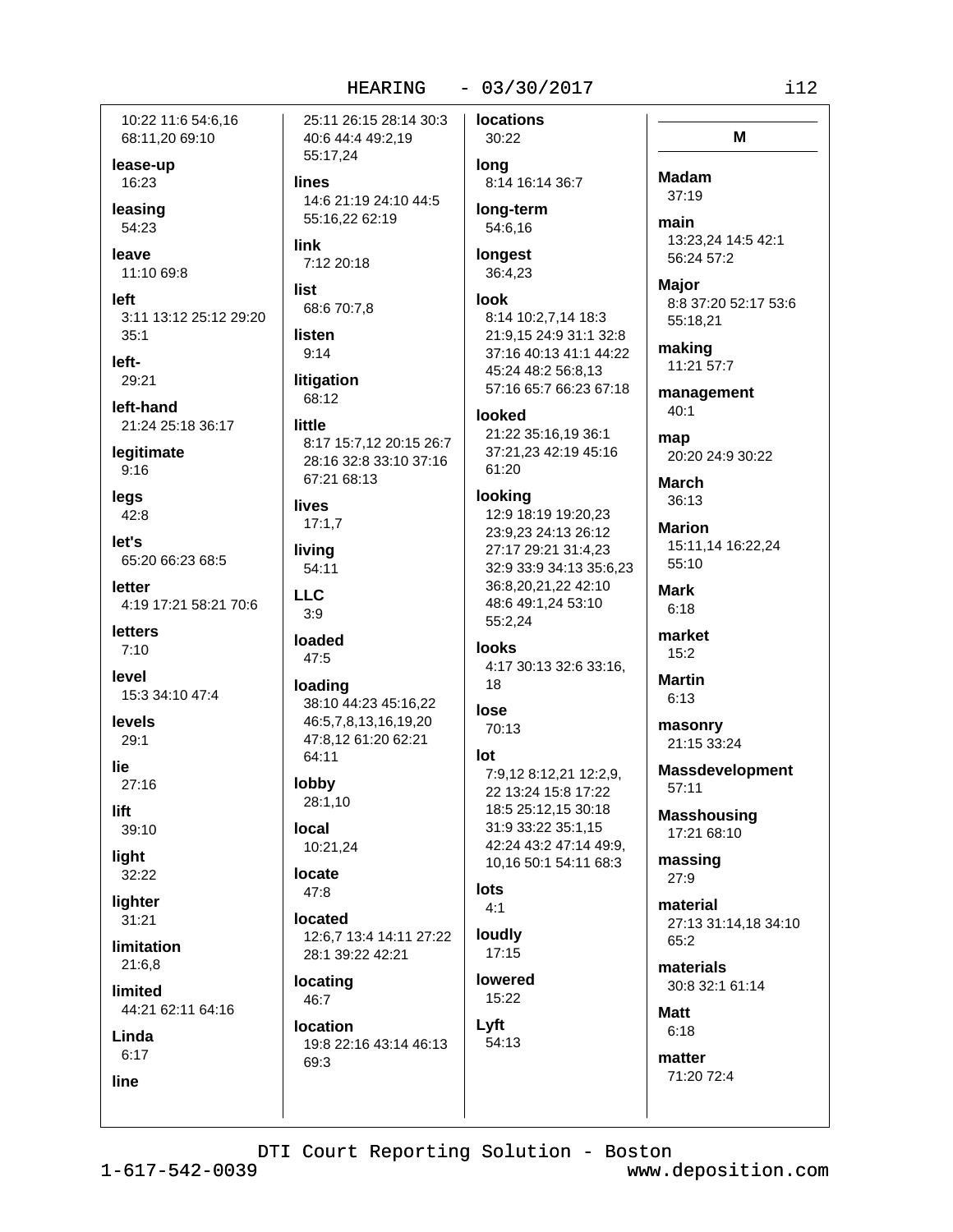10:22 11:6 54:6,16 68:11,20 69:10

**lease-up**
16:23

**leasing**
54:23

**leave**
11:10 69:8

**left**
3:11 13:12 25:12 29:20 35:1

**left-**
29:21

**left-hand**
21:24 25:18 36:17

**legitimate**
9:16

**legs**
42:8

**let's**
65:20 66:23 68:5

**letter**
4:19 17:21 58:21 70:6

**letters**
7:10

**level**
15:3 34:10 47:4

**levels**
29:1

**lie**
27:16

**lift**
39:10

**light**
32:22

**lighter**
31:21

**limitation**
21:6,8

**limited**
44:21 62:11 64:16

**Linda**
6:17

**line**
25:11 26:15 28:14 30:3 40:6 44:4 49:2,19 55:17,24

**lines**
14:6 21:19 24:10 44:5 55:16,22 62:19

**link**
7:12 20:18

**list**
68:6 70:7,8

**listen**
9:14

**litigation**
68:12

**little**
8:17 15:7,12 20:15 26:7 28:16 32:8 33:10 37:16 67:21 68:13

**lives**
17:1,7

**living**
54:11

**LLC**
3:9

**loaded**
47:5

**loading**
38:10 44:23 45:16,22 46:5,7,8,13,16,19,20 47:8,12 61:20 62:21 64:11

**lobby**
28:1,10

**local**
10:21,24

**locate**
47:8

**located**
12:6,7 13:4 14:11 27:22 28:1 39:22 42:21

**locating**
46:7

**location**
19:8 22:16 43:14 46:13 69:3

**locations**
30:22

**long**
8:14 16:14 36:7

**long-term**
54:6,16

**longest**
36:4,23

**look**
8:14 10:2,7,14 18:3 21:9,15 24:9 31:1 32:8 37:16 40:13 41:1 44:22 45:24 48:2 56:8,13 57:16 65:7 66:23 67:18

**looked**
21:22 35:16,19 36:1 37:21,23 42:19 45:16 61:20

**looking**
12:9 18:19 19:20,23 23:9,23 24:13 26:12 27:17 29:21 31:4,23 32:9 33:9 34:13 35:6,23 36:8,20,21,22 42:10 48:6 49:1,24 53:10 55:2,24

**looks**
4:17 30:13 32:6 33:16,18

**lose**
70:13

**lot**
7:9,12 8:12,21 12:2,9,22 13:24 15:8 17:22 18:5 25:12,15 30:18 31:9 33:22 35:1,15 42:24 43:2 47:14 49:9,10,16 50:1 54:11 68:3

**lots**
4:1

**loudly**
17:15

**lowered**
15:22

**Lyft**
54:13

## M

**Madam**
37:19

**main**
13:23,24 14:5 42:1 56:24 57:2

**Major**
8:8 37:20 52:17 53:6 55:18,21

**making**
11:21 57:7

**management**
40:1

**map**
20:20 24:9 30:22

**March**
36:13

**Marion**
15:11,14 16:22,24 55:10

**Mark**
6:18

**market**
15:2

**Martin**
6:13

**masonry**
21:15 33:24

**Massdevelopment**
57:11

**Masshousing**
17:21 68:10

**massing**
27:9

**material**
27:13 31:14,18 34:10 65:2

**materials**
30:8 32:1 61:14

**Matt**
6:18

**matter**
71:20 72:4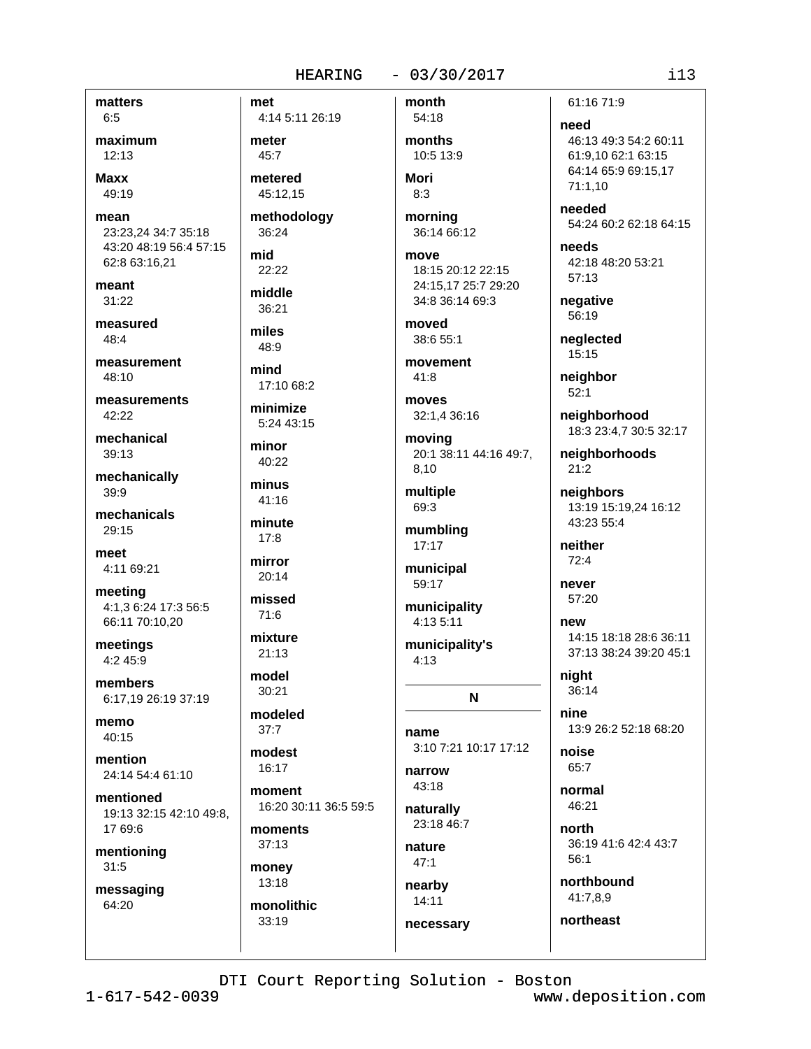**matters**
6:5

**maximum**
12:13

**Maxx**
49:19

**mean**
23:23,24 34:7 35:18 43:20 48:19 56:4 57:15 62:8 63:16,21

**meant**
31:22

**measured**
48:4

**measurement**
48:10

**measurements**
42:22

**mechanical**
39:13

**mechanically**
39:9

**mechanicals**
29:15

**meet**
4:11 69:21

**meeting**
4:1,3 6:24 17:3 56:5 66:11 70:10,20

**meetings**
4:2 45:9

**members**
6:17,19 26:19 37:19

**memo**
40:15

**mention**
24:14 54:4 61:10

**mentioned**
19:13 32:15 42:10 49:8, 17 69:6

**mentioning**
31:5

**messaging**
64:20

**met**
4:14 5:11 26:19

**meter**
45:7

**metered**
45:12,15

**methodology**
36:24

**mid**
22:22

**middle**
36:21

**miles**
48:9

**mind**
17:10 68:2

**minimize**
5:24 43:15

**minor**
40:22

**minus**
41:16

**minute**
17:8

**mirror**
20:14

**missed**
71:6

**mixture**
21:13

**model**
30:21

**modeled**
37:7

**modest**
16:17

**moment**
16:20 30:11 36:5 59:5

**moments**
37:13

**money**
13:18

**monolithic**
33:19

**month**
54:18

**months**
10:5 13:9

**Mori**
8:3

**morning**
36:14 66:12

**move**
18:15 20:12 22:15 24:15,17 25:7 29:20 34:8 36:14 69:3

**moved**
38:6 55:1

**movement**
41:8

**moves**
32:1,4 36:16

**moving**
20:1 38:11 44:16 49:7, 8,10

**multiple**
69:3

**mumbling**
17:17

**municipal**
59:17

**municipality**
4:13 5:11

**municipality's**
4:13

## N

**name**
3:10 7:21 10:17 17:12

**narrow**
43:18

**naturally**
23:18 46:7

**nature**
47:1

**nearby**
14:11

**necessary**
61:16 71:9

**need**
46:13 49:3 54:2 60:11 61:9,10 62:1 63:15 64:14 65:9 69:15,17 71:1,10

**needed**
54:24 60:2 62:18 64:15

**needs**
42:18 48:20 53:21 57:13

**negative**
56:19

**neglected**
15:15

**neighbor**
52:1

**neighborhood**
18:3 23:4,7 30:5 32:17

**neighborhoods**
21:2

**neighbors**
13:19 15:19,24 16:12 43:23 55:4

**neither**
72:4

**never**
57:20

**new**
14:15 18:18 28:6 36:11 37:13 38:24 39:20 45:1

**night**
36:14

**nine**
13:9 26:2 52:18 68:20

**noise**
65:7

**normal**
46:21

**north**
36:19 41:6 42:4 43:7 56:1

**northbound**
41:7,8,9

**northeast**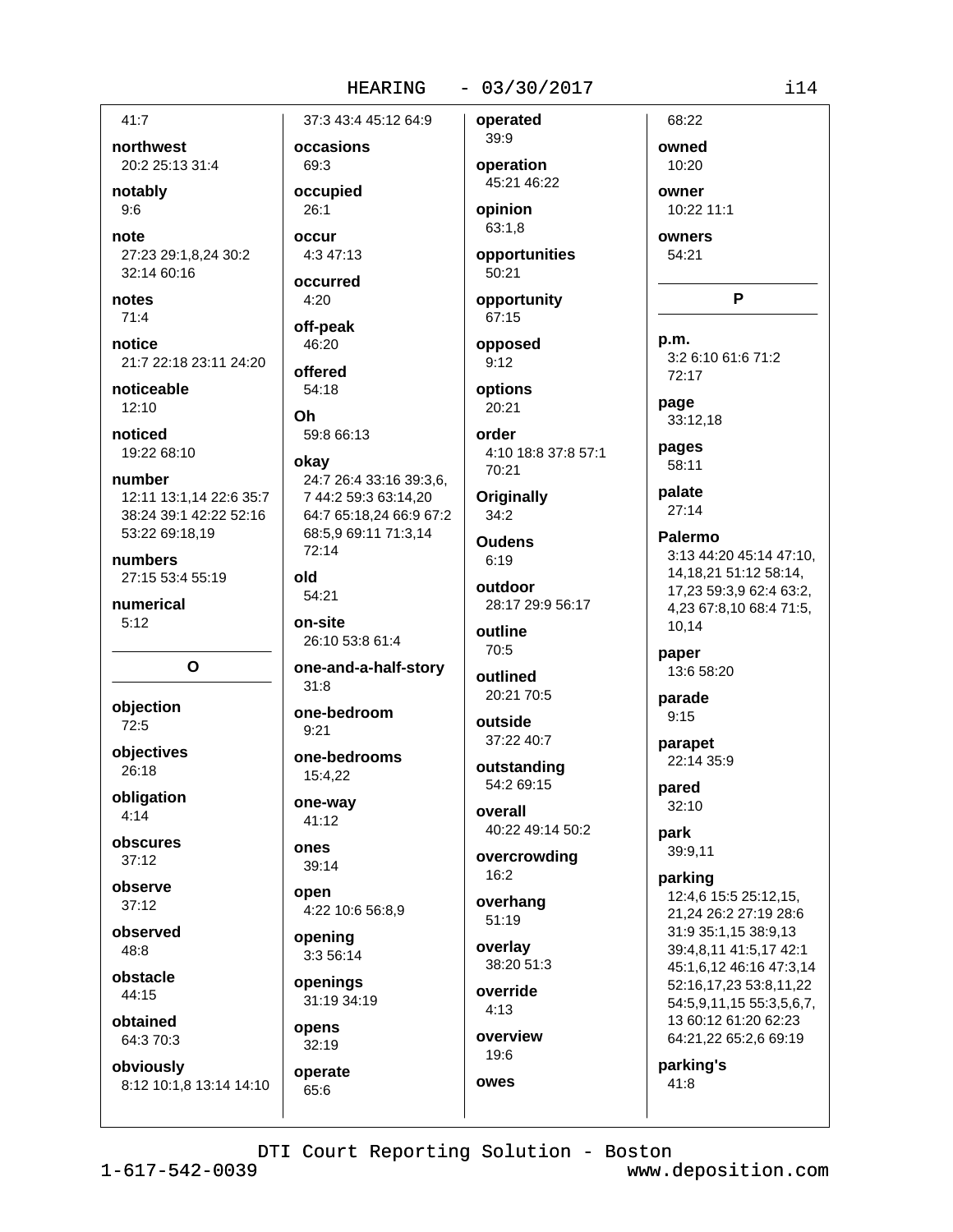41:7

**northwest**
20:2 25:13 31:4

**notably**
9:6

**note**
27:23 29:1,8,24 30:2 32:14 60:16

**notes**
71:4

**notice**
21:7 22:18 23:11 24:20

**noticeable**
12:10

**noticed**
19:22 68:10

**number**
12:11 13:1,14 22:6 35:7 38:24 39:1 42:22 52:16 53:22 69:18,19

**numbers**
27:15 53:4 55:19

**numerical**
5:12

## O

**objection**
72:5

**objectives**
26:18

**obligation**
4:14

**obscures**
37:12

**observe**
37:12

**observed**
48:8

**obstacle**
44:15

**obtained**
64:3 70:3

**obviously**
8:12 10:1,8 13:14 14:10 37:3 43:4 45:12 64:9

**occasions**
69:3

**occupied**
26:1

**occur**
4:3 47:13

**occurred**
4:20

**off-peak**
46:20

**offered**
54:18

**Oh**
59:8 66:13

**okay**
24:7 26:4 33:16 39:3,6, 7 44:2 59:3 63:14,20 64:7 65:18,24 66:9 67:2 68:5,9 69:11 71:3,14 72:14

**old**
54:21

**on-site**
26:10 53:8 61:4

**one-and-a-half-story**
31:8

**one-bedroom**
9:21

**one-bedrooms**
15:4,22

**one-way**
41:12

**ones**
39:14

**open**
4:22 10:6 56:8,9

**opening**
3:3 56:14

**openings**
31:19 34:19

**opens**
32:19

**operate**
65:6

**operated**
39:9

**operation**
45:21 46:22

**opinion**
63:1,8

**opportunities**
50:21

**opportunity**
67:15

**opposed**
9:12

**options**
20:21

**order**
4:10 18:8 37:8 57:1 70:21

**Originally**
34:2

**Oudens**
6:19

**outdoor**
28:17 29:9 56:17

**outline**
70:5

**outlined**
20:21 70:5

**outside**
37:22 40:7

**outstanding**
54:2 69:15

**overall**
40:22 49:14 50:2

**overcrowding**
16:2

**overhang**
51:19

**overlay**
38:20 51:3

**override**
4:13

**overview**
19:6

**owes**
68:22

**owned**
10:20

**owner**
10:22 11:1

**owners**
54:21

## P

**p.m.**
3:2 6:10 61:6 71:2 72:17

**page**
33:12,18

**pages**
58:11

**palate**
27:14

**Palermo**
3:13 44:20 45:14 47:10, 14,18,21 51:12 58:14, 17,23 59:3,9 62:4 63:2, 4,23 67:8,10 68:4 71:5, 10,14

**paper**
13:6 58:20

**parade**
9:15

**parapet**
22:14 35:9

**pared**
32:10

**park**
39:9,11

**parking**
12:4,6 15:5 25:12,15, 21,24 26:2 27:19 28:6 31:9 35:1,15 38:9,13 39:4,8,11 41:5,17 42:1 45:1,6,12 46:16 47:3,14 52:16,17,23 53:8,11,22 54:5,9,11,15 55:3,5,6,7, 13 60:12 61:20 62:23 64:21,22 65:2,6 69:19

**parking's**
41:8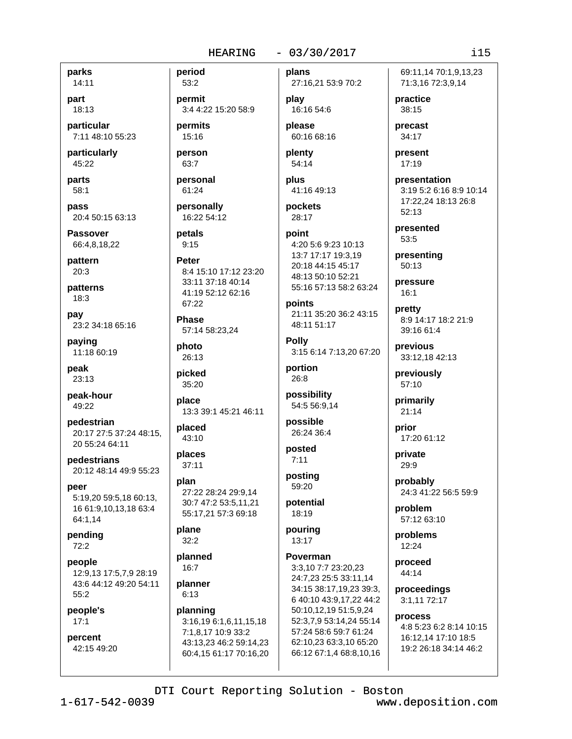**parks**
14:11

**part**
18:13

**particular**
7:11 48:10 55:23

**particularly**
45:22

**parts**
58:1

**pass**
20:4 50:15 63:13

**Passover**
66:4,8,18,22

**pattern**
20:3

**patterns**
18:3

**pay**
23:2 34:18 65:16

**paying**
11:18 60:19

**peak**
23:13

**peak-hour**
49:22

**pedestrian**
20:17 27:5 37:24 48:15, 20 55:24 64:11

**pedestrians**
20:12 48:14 49:9 55:23

**peer**
5:19,20 59:5,18 60:13, 16 61:9,10,13,18 63:4 64:1,14

**pending**
72:2

**people**
12:9,13 17:5,7,9 28:19 43:6 44:12 49:20 54:11 55:2

**people's**
17:1

**percent**
42:15 49:20

**period**
53:2

**permit**
3:4 4:22 15:20 58:9

**permits**
15:16

**person**
63:7

**personal**
61:24

**personally**
16:22 54:12

**petals**
9:15

**Peter**
8:4 15:10 17:12 23:20 33:11 37:18 40:14 41:19 52:12 62:16 67:22

**Phase**
57:14 58:23,24

**photo**
26:13

**picked**
35:20

**place**
13:3 39:1 45:21 46:11

**placed**
43:10

**places**
37:11

**plan**
27:22 28:24 29:9,14 30:7 47:2 53:5,11,21 55:17,21 57:3 69:18

**plane**
32:2

**planned**
16:7

**planner**
6:13

**planning**
3:16,19 6:1,6,11,15,18 7:1,8,17 10:9 33:2 43:13,23 46:2 59:14,23 60:4,15 61:17 70:16,20

**plans**
27:16,21 53:9 70:2

**play**
16:16 54:6

**please**
60:16 68:16

**plenty**
54:14

**plus**
41:16 49:13

**pockets**
28:17

**point**
4:20 5:6 9:23 10:13 13:7 17:17 19:3,19 20:18 44:15 45:17 48:13 50:10 52:21 55:16 57:13 58:2 63:24

**points**
21:11 35:20 36:2 43:15 48:11 51:17

**Polly**
3:15 6:14 7:13,20 67:20

**portion**
26:8

**possibility**
54:5 56:9,14

**possible**
26:24 36:4

**posted**
7:11

**posting**
59:20

**potential**
18:19

**pouring**
13:17

**Poverman**
3:3,10 7:7 23:20,23 24:7,23 25:5 33:11,14 34:15 38:17,19,23 39:3, 6 40:10 43:9,17,22 44:2 50:10,12,19 51:5,9,24 52:3,7,9 53:14,24 55:14 57:24 58:6 59:7 61:24 62:10,23 63:3,10 65:20 66:12 67:1,4 68:8,10,16 69:11,14 70:1,9,13,23 71:3,16 72:3,9,14

**practice**
38:15

**precast**
34:17

**present**
17:19

**presentation**
3:19 5:2 6:16 8:9 10:14 17:22,24 18:13 26:8 52:13

**presented**
53:5

**presenting**
50:13

**pressure**
16:1

**pretty**
8:9 14:17 18:2 21:9 39:16 61:4

**previous**
33:12,18 42:13

**previously**
57:10

**primarily**
21:14

**prior**
17:20 61:12

**private**
29:9

**probably**
24:3 41:22 56:5 59:9

**problem**
57:12 63:10

**problems**
12:24

**proceed**
44:14

**proceedings**
3:1,11 72:17

**process**
4:8 5:23 6:2 8:14 10:15 16:12,14 17:10 18:5 19:2 26:18 34:14 46:2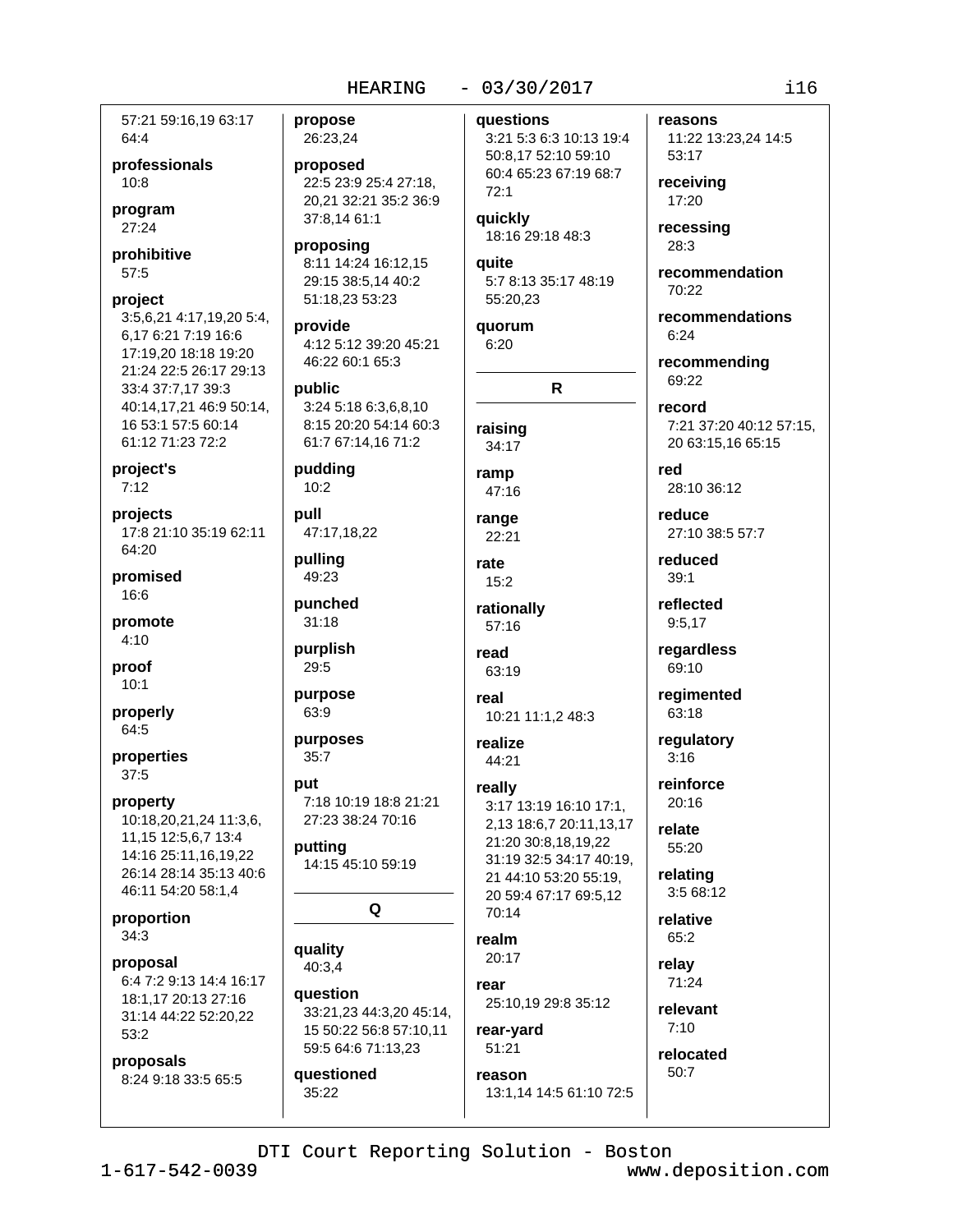57:21 59:16,19 63:17 64:4

**professionals**
10:8

**program**
27:24

**prohibitive**
57:5

**project**
3:5,6,21 4:17,19,20 5:4, 6,17 6:21 7:19 16:6 17:19,20 18:18 19:20 21:24 22:5 26:17 29:13 33:4 37:7,17 39:3 40:14,17,21 46:9 50:14, 16 53:1 57:5 60:14 61:12 71:23 72:2

**project's**
7:12

**projects**
17:8 21:10 35:19 62:11 64:20

**promised**
16:6

**promote**
4:10

**proof**
10:1

**properly**
64:5

**properties**
37:5

**property**
10:18,20,21,24 11:3,6, 11,15 12:5,6,7 13:4 14:16 25:11,16,19,22 26:14 28:14 35:13 40:6 46:11 54:20 58:1,4

**proportion**
34:3

**proposal**
6:4 7:2 9:13 14:4 16:17 18:1,17 20:13 27:16 31:14 44:22 52:20,22 53:2

**proposals**
8:24 9:18 33:5 65:5

**propose**
26:23,24

**proposed**
22:5 23:9 25:4 27:18, 20,21 32:21 35:2 36:9 37:8,14 61:1

**proposing**
8:11 14:24 16:12,15 29:15 38:5,14 40:2 51:18,23 53:23

**provide**
4:12 5:12 39:20 45:21 46:22 60:1 65:3

**public**
3:24 5:18 6:3,6,8,10 8:15 20:20 54:14 60:3 61:7 67:14,16 71:2

**pudding**
10:2

**pull**
47:17,18,22

**pulling**
49:23

**punched**
31:18

**purplish**
29:5

**purpose**
63:9

**purposes**
35:7

**put**
7:18 10:19 18:8 21:21 27:23 38:24 70:16

**putting**
14:15 45:10 59:19

## Q

**quality**
40:3,4

**question**
33:21,23 44:3,20 45:14, 15 50:22 56:8 57:10,11 59:5 64:6 71:13,23

**questioned**
35:22

**questions**
3:21 5:3 6:3 10:13 19:4 50:8,17 52:10 59:10 60:4 65:23 67:19 68:7 72:1

**quickly**
18:16 29:18 48:3

**quite**
5:7 8:13 35:17 48:19 55:20,23

**quorum**
6:20

## R

**raising**
34:17

**ramp**
47:16

**range**
22:21

**rate**
15:2

**rationally**
57:16

**read**
63:19

**real**
10:21 11:1,2 48:3

**realize**
44:21

**really**
3:17 13:19 16:10 17:1, 2,13 18:6,7 20:11,13,17 21:20 30:8,18,19,22 31:19 32:5 34:17 40:19, 21 44:10 53:20 55:19, 20 59:4 67:17 69:5,12 70:14

**realm**
20:17

**rear**
25:10,19 29:8 35:12

**rear-yard**
51:21

**reason**
13:1,14 14:5 61:10 72:5

**reasons**
11:22 13:23,24 14:5 53:17

**receiving**
17:20

**recessing**
28:3

**recommendation**
70:22

**recommendations**
6:24

**recommending**
69:22

**record**
7:21 37:20 40:12 57:15, 20 63:15,16 65:15

**red**
28:10 36:12

**reduce**
27:10 38:5 57:7

**reduced**
39:1

**reflected**
9:5,17

**regardless**
69:10

**regimented**
63:18

**regulatory**
3:16

**reinforce**
20:16

**relate**
55:20

**relating**
3:5 68:12

**relative**
65:2

**relay**
71:24

**relevant**
7:10

**relocated**
50:7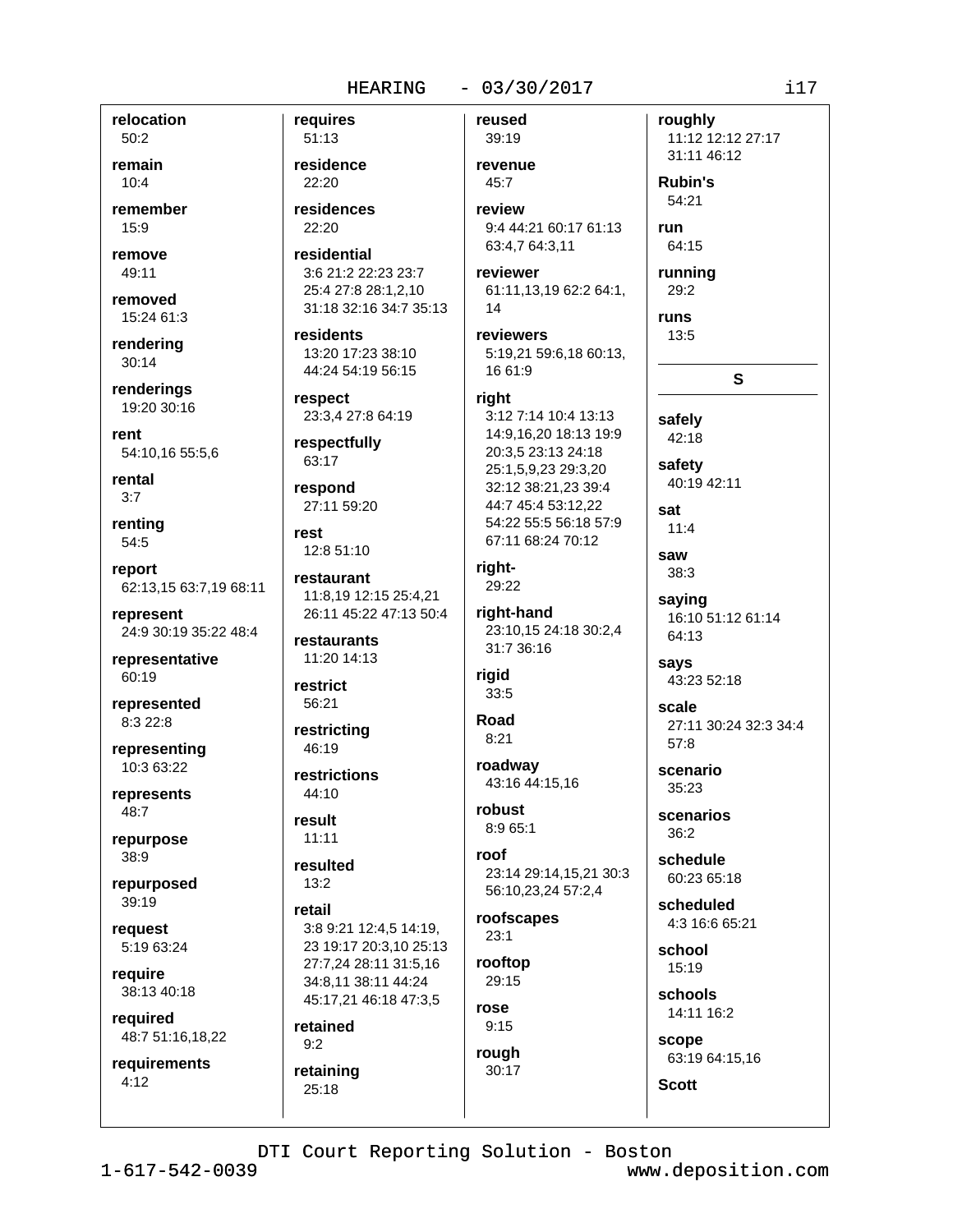**relocation**
50:2

**remain**
10:4

**remember**
15:9

**remove**
49:11

**removed**
15:24 61:3

**rendering**
30:14

**renderings**
19:20 30:16

**rent**
54:10,16 55:5,6

**rental**
3:7

**renting**
54:5

**report**
62:13,15 63:7,19 68:11

**represent**
24:9 30:19 35:22 48:4

**representative**
60:19

**represented**
8:3 22:8

**representing**
10:3 63:22

**represents**
48:7

**repurpose**
38:9

**repurposed**
39:19

**request**
5:19 63:24

**require**
38:13 40:18

**required**
48:7 51:16,18,22

**requirements**
4:12

**requires**
51:13

**residence**
22:20

**residences**
22:20

**residential**
3:6 21:2 22:23 23:7 25:4 27:8 28:1,2,10 31:18 32:16 34:7 35:13

**residents**
13:20 17:23 38:10 44:24 54:19 56:15

**respect**
23:3,4 27:8 64:19

**respectfully**
63:17

**respond**
27:11 59:20

**rest**
12:8 51:10

**restaurant**
11:8,19 12:15 25:4,21 26:11 45:22 47:13 50:4

**restaurants**
11:20 14:13

**restrict**
56:21

**restricting**
46:19

**restrictions**
44:10

**result**
11:11

**resulted**
13:2

**retail**
3:8 9:21 12:4,5 14:19, 23 19:17 20:3,10 25:13 27:7,24 28:11 31:5,16 34:8,11 38:11 44:24 45:17,21 46:18 47:3,5

**retained**
9:2

**retaining**
25:18

**reused**
39:19

**revenue**
45:7

**review**
9:4 44:21 60:17 61:13 63:4,7 64:3,11

**reviewer**
61:11,13,19 62:2 64:1, 14

**reviewers**
5:19,21 59:6,18 60:13, 16 61:9

**right**
3:12 7:14 10:4 13:13 14:9,16,20 18:13 19:9 20:3,5 23:13 24:18 25:1,5,9,23 29:3,20 32:12 38:21,23 39:4 44:7 45:4 53:12,22 54:22 55:5 56:18 57:9 67:11 68:24 70:12

**right-**
29:22

**right-hand**
23:10,15 24:18 30:2,4 31:7 36:16

**rigid**
33:5

**Road**
8:21

**roadway**
43:16 44:15,16

**robust**
8:9 65:1

**roof**
23:14 29:14,15,21 30:3 56:10,23,24 57:2,4

**roofscapes**
23:1

**rooftop**
29:15

**rose**
9:15

**rough**
30:17

**roughly**
11:12 12:12 27:17 31:11 46:12

**Rubin's**
54:21

**run**
64:15

**running**
29:2

**runs**
13:5

## S

**safely**
42:18

**safety**
40:19 42:11

**sat**
11:4

**saw**
38:3

**saying**
16:10 51:12 61:14 64:13

**says**
43:23 52:18

**scale**
27:11 30:24 32:3 34:4 57:8

**scenario**
35:23

**scenarios**
36:2

**schedule**
60:23 65:18

**scheduled**
4:3 16:6 65:21

**school**
15:19

**schools**
14:11 16:2

**scope**
63:19 64:15,16

**Scott**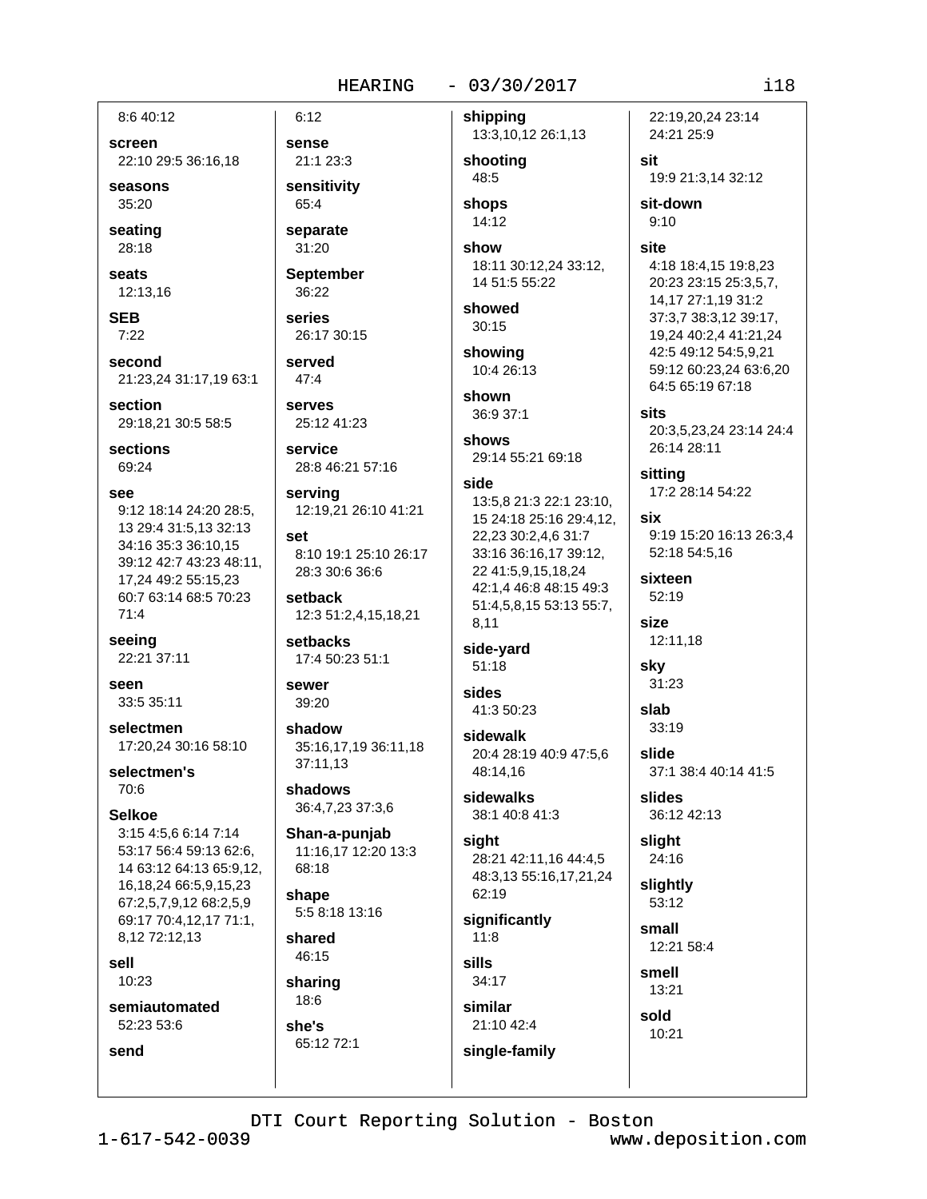8:6 40:12

**screen**
22:10 29:5 36:16,18

**seasons**
35:20

**seating**
28:18

**seats**
12:13,16

**SEB**
7:22

**second**
21:23,24 31:17,19 63:1

**section**
29:18,21 30:5 58:5

**sections**
69:24

**see**
9:12 18:14 24:20 28:5, 13 29:4 31:5,13 32:13 34:16 35:3 36:10,15 39:12 42:7 43:23 48:11, 17,24 49:2 55:15,23 60:7 63:14 68:5 70:23 71:4

**seeing**
22:21 37:11

**seen**
33:5 35:11

**selectmen**
17:20,24 30:16 58:10

**selectmen's**
70:6

**Selkoe**
3:15 4:5,6 6:14 7:14 53:17 56:4 59:13 62:6, 14 63:12 64:13 65:9,12, 16,18,24 66:5,9,15,23 67:2,5,7,9,12 68:2,5,9 69:17 70:4,12,17 71:1, 8,12 72:12,13

**sell**
10:23

**semiautomated**
52:23 53:6

**send**
6:12

**sense**
21:1 23:3

**sensitivity**
65:4

**separate**
31:20

**September**
36:22

**series**
26:17 30:15

**served**
47:4

**serves**
25:12 41:23

**service**
28:8 46:21 57:16

**serving**
12:19,21 26:10 41:21

**set**
8:10 19:1 25:10 26:17 28:3 30:6 36:6

**setback**
12:3 51:2,4,15,18,21

**setbacks**
17:4 50:23 51:1

**sewer**
39:20

**shadow**
35:16,17,19 36:11,18 37:11,13

**shadows**
36:4,7,23 37:3,6

**Shan-a-punjab**
11:16,17 12:20 13:3 68:18

**shape**
5:5 8:18 13:16

**shared**
46:15

**sharing**
18:6

**she's**
65:12 72:1

**shipping**
13:3,10,12 26:1,13

**shooting**
48:5

**shops**
14:12

**show**
18:11 30:12,24 33:12, 14 51:5 55:22

**showed**
30:15

**showing**
10:4 26:13

**shown**
36:9 37:1

**shows**
29:14 55:21 69:18

**side**
13:5,8 21:3 22:1 23:10, 15 24:18 25:16 29:4,12, 22,23 30:2,4,6 31:7 33:16 36:16,17 39:12, 22 41:5,9,15,18,24 42:1,4 46:8 48:15 49:3 51:4,5,8,15 53:13 55:7, 8,11

**side-yard**
51:18

**sides**
41:3 50:23

**sidewalk**
20:4 28:19 40:9 47:5,6 48:14,16

**sidewalks**
38:1 40:8 41:3

**sight**
28:21 42:11,16 44:4,5 48:3,13 55:16,17,21,24 62:19

**significantly**
11:8

**sills**
34:17

**similar**
21:10 42:4

**single-family**
22:19,20,24 23:14 24:21 25:9

**sit**
19:9 21:3,14 32:12

**sit-down**
9:10

**site**
4:18 18:4,15 19:8,23 20:23 23:15 25:3,5,7, 14,17 27:1,19 31:2 37:3,7 38:3,12 39:17, 19,24 40:2,4 41:21,24 42:5 49:12 54:5,9,21 59:12 60:23,24 63:6,20 64:5 65:19 67:18

**sits**
20:3,5,23,24 23:14 24:4 26:14 28:11

**sitting**
17:2 28:14 54:22

**six**
9:19 15:20 16:13 26:3,4 52:18 54:5,16

**sixteen**
52:19

**size**
12:11,18

**sky**
31:23

**slab**
33:19

**slide**
37:1 38:4 40:14 41:5

**slides**
36:12 42:13

**slight**
24:16

**slightly**
53:12

**small**
12:21 58:4

**smell**
13:21

**sold**
10:21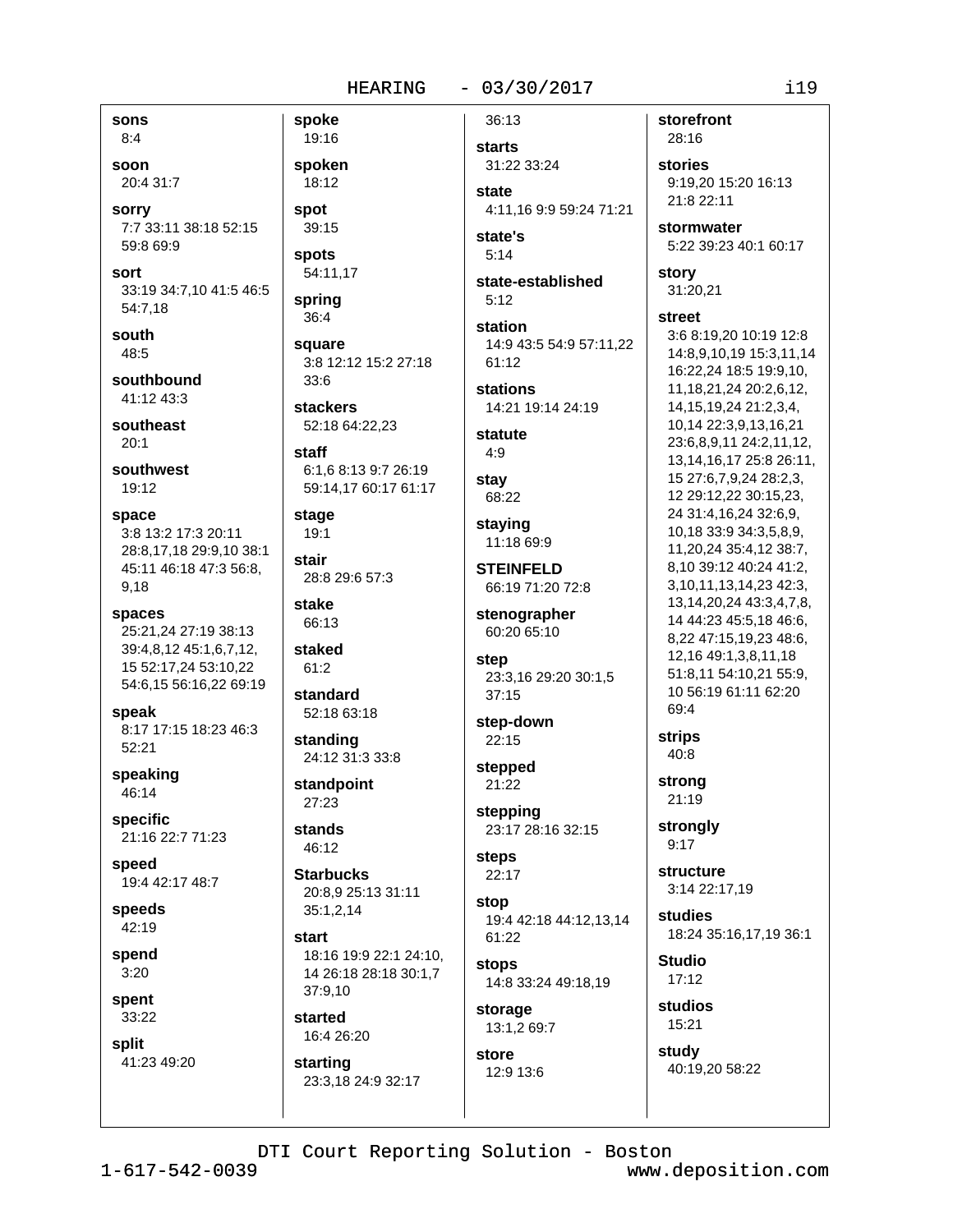**sons**
8:4

**soon**
20:4 31:7

**sorry**
7:7 33:11 38:18 52:15 59:8 69:9

**sort**
33:19 34:7,10 41:5 46:5 54:7,18

**south**
48:5

**southbound**
41:12 43:3

**southeast**
20:1

**southwest**
19:12

**space**
3:8 13:2 17:3 20:11 28:8,17,18 29:9,10 38:1 45:11 46:18 47:3 56:8, 9,18

**spaces**
25:21,24 27:19 38:13 39:4,8,12 45:1,6,7,12, 15 52:17,24 53:10,22 54:6,15 56:16,22 69:19

**speak**
8:17 17:15 18:23 46:3 52:21

**speaking**
46:14

**specific**
21:16 22:7 71:23

**speed**
19:4 42:17 48:7

**speeds**
42:19

**spend**
3:20

**spent**
33:22

**split**
41:23 49:20

**spoke**
19:16

**spoken**
18:12

**spot**
39:15

**spots**
54:11,17

**spring**
36:4

**square**
3:8 12:12 15:2 27:18 33:6

**stackers**
52:18 64:22,23

**staff**
6:1,6 8:13 9:7 26:19 59:14,17 60:17 61:17

**stage**
19:1

**stair**
28:8 29:6 57:3

**stake**
66:13

**staked**
61:2

**standard**
52:18 63:18

**standing**
24:12 31:3 33:8

**standpoint**
27:23

**stands**
46:12

**Starbucks**
20:8,9 25:13 31:11 35:1,2,14

**start**
18:16 19:9 22:1 24:10, 14 26:18 28:18 30:1,7 37:9,10

**started**
16:4 26:20

**starting**
23:3,18 24:9 32:17

36:13

**starts**
31:22 33:24

**state**
4:11,16 9:9 59:24 71:21

**state's**
5:14

**state-established**
5:12

**station**
14:9 43:5 54:9 57:11,22 61:12

**stations**
14:21 19:14 24:19

**statute**
4:9

**stay**
68:22

**staying**
11:18 69:9

**STEINFELD**
66:19 71:20 72:8

**stenographer**
60:20 65:10

**step**
23:3,16 29:20 30:1,5 37:15

**step-down**
22:15

**stepped**
21:22

**stepping**
23:17 28:16 32:15

**steps**
22:17

**stop**
19:4 42:18 44:12,13,14 61:22

**stops**
14:8 33:24 49:18,19

**storage**
13:1,2 69:7

**store**
12:9 13:6

**storefront**
28:16

**stories**
9:19,20 15:20 16:13 21:8 22:11

**stormwater**
5:22 39:23 40:1 60:17

**story**
31:20,21

**street**
3:6 8:19,20 10:19 12:8 14:8,9,10,19 15:3,11,14 16:22,24 18:5 19:9,10, 11,18,21,24 20:2,6,12, 14,15,19,24 21:2,3,4, 10,14 22:3,9,13,16,21 23:6,8,9,11 24:2,11,12, 13,14,16,17 25:8 26:11, 15 27:6,7,9,24 28:2,3, 12 29:12,22 30:15,23, 24 31:4,16,24 32:6,9, 10,18 33:9 34:3,5,8,9, 11,20,24 35:4,12 38:7, 8,10 39:12 40:24 41:2, 3,10,11,13,14,23 42:3, 13,14,20,24 43:3,4,7,8, 14 44:23 45:5,18 46:6, 8,22 47:15,19,23 48:6, 12,16 49:1,3,8,11,18 51:8,11 54:10,21 55:9, 10 56:19 61:11 62:20 69:4

**strips**
40:8

**strong**
21:19

**strongly**
9:17

**structure**
3:14 22:17,19

**studies**
18:24 35:16,17,19 36:1

**Studio**
17:12

**studios**
15:21

**study**
40:19,20 58:22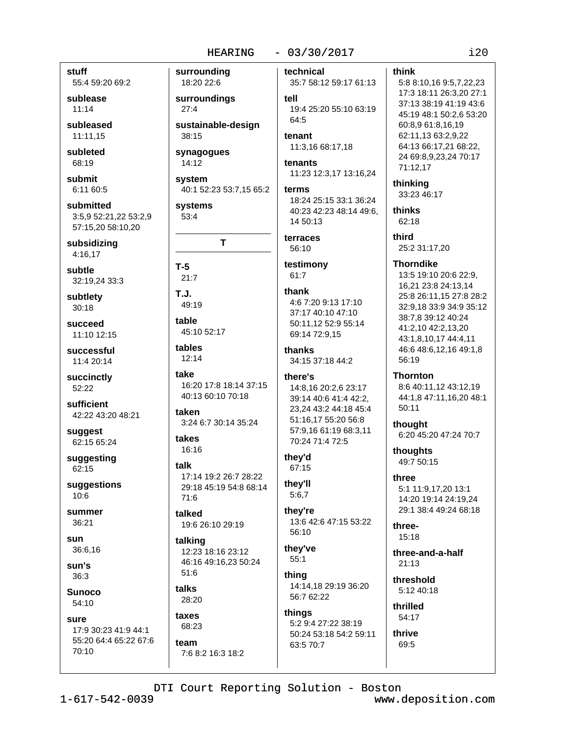**stuff**
55:4 59:20 69:2

**sublease**
11:14

**subleased**
11:11,15

**subleted**
68:19

**submit**
6:11 60:5

**submitted**
3:5,9 52:21,22 53:2,9 57:15,20 58:10,20

**subsidizing**
4:16,17

**subtle**
32:19,24 33:3

**subtlety**
30:18

**succeed**
11:10 12:15

**successful**
11:4 20:14

**succinctly**
52:22

**sufficient**
42:22 43:20 48:21

**suggest**
62:15 65:24

**suggesting**
62:15

**suggestions**
10:6

**summer**
36:21

**sun**
36:6,16

**sun's**
36:3

**Sunoco**
54:10

**sure**
17:9 30:23 41:9 44:1 55:20 64:4 65:22 67:6 70:10

**surrounding**
18:20 22:6

**surroundings**
27:4

**sustainable-design**
38:15

**synagogues**
14:12

**system**
40:1 52:23 53:7,15 65:2

**systems**
53:4

## T

**T-5**
21:7

**T.J.**
49:19

**table**
45:10 52:17

**tables**
12:14

**take**
16:20 17:8 18:14 37:15 40:13 60:10 70:18

**taken**
3:24 6:7 30:14 35:24

**takes**
16:16

**talk**
17:14 19:2 26:7 28:22 29:18 45:19 54:8 68:14 71:6

**talked**
19:6 26:10 29:19

**talking**
12:23 18:16 23:12 46:16 49:16,23 50:24 51:6

**talks**
28:20

**taxes**
68:23

**team**
7:6 8:2 16:3 18:2

**technical**
35:7 58:12 59:17 61:13

**tell**
19:4 25:20 55:10 63:19 64:5

**tenant**
11:3,16 68:17,18

**tenants**
11:23 12:3,17 13:16,24

**terms**
18:24 25:15 33:1 36:24 40:23 42:23 48:14 49:6, 14 50:13

**terraces**
56:10

**testimony**
61:7

**thank**
4:6 7:20 9:13 17:10 37:17 40:10 47:10 50:11,12 52:9 55:14 69:14 72:9,15

**thanks**
34:15 37:18 44:2

**there's**
14:8,16 20:2,6 23:17 39:14 40:6 41:4 42:2, 23,24 43:2 44:18 45:4 51:16,17 55:20 56:8 57:9,16 61:19 68:3,11 70:24 71:4 72:5

**they'd**
67:15

**they'll**
5:6,7

**they're**
13:6 42:6 47:15 53:22 56:10

**they've**
55:1

**thing**
14:14,18 29:19 36:20 56:7 62:22

**things**
5:2 9:4 27:22 38:19 50:24 53:18 54:2 59:11 63:5 70:7

**think**
5:8 8:10,16 9:5,7,22,23 17:3 18:11 26:3,20 27:1 37:13 38:19 41:19 43:6 45:19 48:1 50:2,6 53:20 60:8,9 61:8,16,19 62:11,13 63:2,9,22 64:13 66:17,21 68:22, 24 69:8,9,23,24 70:17 71:12,17

**thinking**
33:23 46:17

**thinks**
62:18

**third**
25:2 31:17,20

**Thorndike**
13:5 19:10 20:6 22:9, 16,21 23:8 24:13,14 25:8 26:11,15 27:8 28:2 32:9,18 33:9 34:9 35:12 38:7,8 39:12 40:24 41:2,10 42:2,13,20 43:1,8,10,17 44:4,11 46:6 48:6,12,16 49:1,8 56:19

**Thornton**
8:6 40:11,12 43:12,19 44:1,8 47:11,16,20 48:1 50:11

**thought**
6:20 45:20 47:24 70:7

**thoughts**
49:7 50:15

**three**
5:1 11:9,17,20 13:1 14:20 19:14 24:19,24 29:1 38:4 49:24 68:18

**three-**
15:18

**three-and-a-half**
21:13

**threshold**
5:12 40:18

**thrilled**
54:17

**thrive**
69:5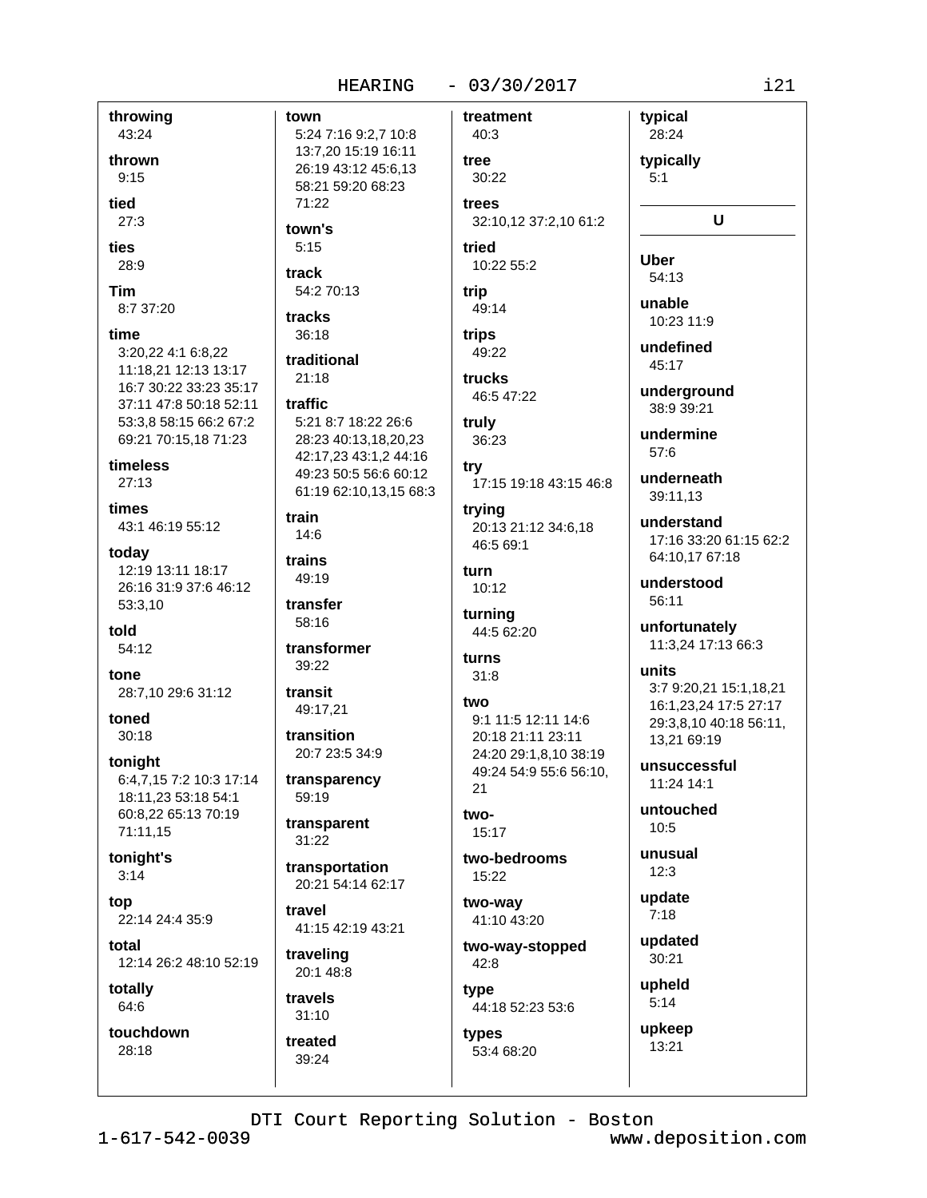throwing
43:24

thrown
9:15

tied
27:3

ties
28:9

Tim
8:7 37:20

time
3:20,22 4:1 6:8,22 11:18,21 12:13 13:17 16:7 30:22 33:23 35:17 37:11 47:8 50:18 52:11 53:3,8 58:15 66:2 67:2 69:21 70:15,18 71:23

timeless
27:13

times
43:1 46:19 55:12

today
12:19 13:11 18:17 26:16 31:9 37:6 46:12 53:3,10

told
54:12

tone
28:7,10 29:6 31:12

toned
30:18

tonight
6:4,7,15 7:2 10:3 17:14 18:11,23 53:18 54:1 60:8,22 65:13 70:19 71:11,15

tonight's
3:14

top
22:14 24:4 35:9

total
12:14 26:2 48:10 52:19

totally
64:6

touchdown
28:18

town
5:24 7:16 9:2,7 10:8 13:7,20 15:19 16:11 26:19 43:12 45:6,13 58:21 59:20 68:23 71:22

town's
5:15

track
54:2 70:13

tracks
36:18

traditional
21:18

traffic
5:21 8:7 18:22 26:6 28:23 40:13,18,20,23 42:17,23 43:1,2 44:16 49:23 50:5 56:6 60:12 61:19 62:10,13,15 68:3

train
14:6

trains
49:19

transfer
58:16

transformer
39:22

transit
49:17,21

transition
20:7 23:5 34:9

transparency
59:19

transparent
31:22

transportation
20:21 54:14 62:17

travel
41:15 42:19 43:21

traveling
20:1 48:8

travels
31:10

treated
39:24

treatment
40:3

tree
30:22

trees
32:10,12 37:2,10 61:2

tried
10:22 55:2

trip
49:14

trips
49:22

trucks
46:5 47:22

truly
36:23

try
17:15 19:18 43:15 46:8

trying
20:13 21:12 34:6,18 46:5 69:1

turn
10:12

turning
44:5 62:20

turns
31:8

two
9:1 11:5 12:11 14:6 20:18 21:11 23:11 24:20 29:1,8,10 38:19 49:24 54:9 55:6 56:10, 21

two-
15:17

two-bedrooms
15:22

two-way
41:10 43:20

two-way-stopped
42:8

type
44:18 52:23 53:6

types
53:4 68:20

typical
28:24

typically
5:1

## U

Uber
54:13

unable
10:23 11:9

undefined
45:17

underground
38:9 39:21

undermine
57:6

underneath
39:11,13

understand
17:16 33:20 61:15 62:2 64:10,17 67:18

understood
56:11

unfortunately
11:3,24 17:13 66:3

units
3:7 9:20,21 15:1,18,21 16:1,23,24 17:5 27:17 29:3,8,10 40:18 56:11, 13,21 69:19

unsuccessful
11:24 14:1

untouched
10:5

unusual
12:3

update
7:18

updated
30:21

upheld
5:14

upkeep
13:21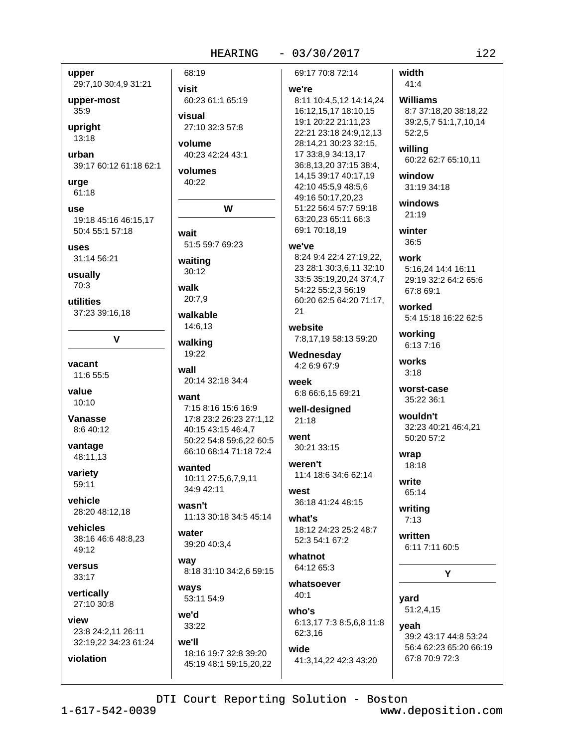**upper**
29:7,10 30:4,9 31:21

**upper-most**
35:9

**upright**
13:18

**urban**
39:17 60:12 61:18 62:1

**urge**
61:18

**use**
19:18 45:16 46:15,17 50:4 55:1 57:18

**uses**
31:14 56:21

**usually**
70:3

**utilities**
37:23 39:16,18

## V

**vacant**
11:6 55:5

**value**
10:10

**Vanasse**
8:6 40:12

**vantage**
48:11,13

**variety**
59:11

**vehicle**
28:20 48:12,18

**vehicles**
38:16 46:6 48:8,23 49:12

**versus**
33:17

**vertically**
27:10 30:8

**view**
23:8 24:2,11 26:11 32:19,22 34:23 61:24

**violation**
68:19

**visit**
60:23 61:1 65:19

**visual**
27:10 32:3 57:8

**volume**
40:23 42:24 43:1

**volumes**
40:22

## W

**wait**
51:5 59:7 69:23

**waiting**
30:12

**walk**
20:7,9

**walkable**
14:6,13

**walking**
19:22

**wall**
20:14 32:18 34:4

**want**
7:15 8:16 15:6 16:9 17:8 23:2 26:23 27:1,12 40:15 43:15 46:4,7 50:22 54:8 59:6,22 60:5 66:10 68:14 71:18 72:4

**wanted**
10:11 27:5,6,7,9,11 34:9 42:11

**wasn't**
11:13 30:18 34:5 45:14

**water**
39:20 40:3,4

**way**
8:18 31:10 34:2,6 59:15

**ways**
53:11 54:9

**we'd**
33:22

**we'll**
18:16 19:7 32:8 39:20 45:19 48:1 59:15,20,22 69:17 70:8 72:14

**we're**
8:11 10:4,5,12 14:14,24 16:12,15,17 18:10,15 19:1 20:22 21:11,23 22:21 23:18 24:9,12,13 28:14,21 30:23 32:15,17 33:8,9 34:13,17 36:8,13,20 37:15 38:4,14,15 39:17 40:17,19 42:10 45:5,9 48:5,6 49:16 50:17,20,23 51:22 56:4 57:7 59:18 63:20,23 65:11 66:3 69:1 70:18,19

**we've**
8:24 9:4 22:4 27:19,22,23 28:1 30:3,6,11 32:10 33:5 35:19,20,24 37:4,7 54:22 55:2,3 56:19 60:20 62:5 64:20 71:17,21

**website**
7:8,17,19 58:13 59:20

**Wednesday**
4:2 6:9 67:9

**week**
6:8 66:6,15 69:21

**well-designed**
21:18

**went**
30:21 33:15

**weren't**
11:4 18:6 34:6 62:14

**west**
36:18 41:24 48:15

**what's**
18:12 24:23 25:2 48:7 52:3 54:1 67:2

**whatnot**
64:12 65:3

**whatsoever**
40:1

**who's**
6:13,17 7:3 8:5,6,8 11:8 62:3,16

**wide**
41:3,14,22 42:3 43:20

**width**
41:4

**Williams**
8:7 37:18,20 38:18,22 39:2,5,7 51:1,7,10,14 52:2,5

**willing**
60:22 62:7 65:10,11

**window**
31:19 34:18

**windows**
21:19

**winter**
36:5

**work**
5:16,24 14:4 16:11 29:19 32:2 64:2 65:6 67:8 69:1

**worked**
5:4 15:18 16:22 62:5

**working**
6:13 7:16

**works**
3:18

**worst-case**
35:22 36:1

**wouldn't**
32:23 40:21 46:4,21 50:20 57:2

**wrap**
18:18

**write**
65:14

**writing**
7:13

**written**
6:11 7:11 60:5

## Y

**yard**
51:2,4,15

**yeah**
39:2 43:17 44:8 53:24 56:4 62:23 65:20 66:19 67:8 70:9 72:3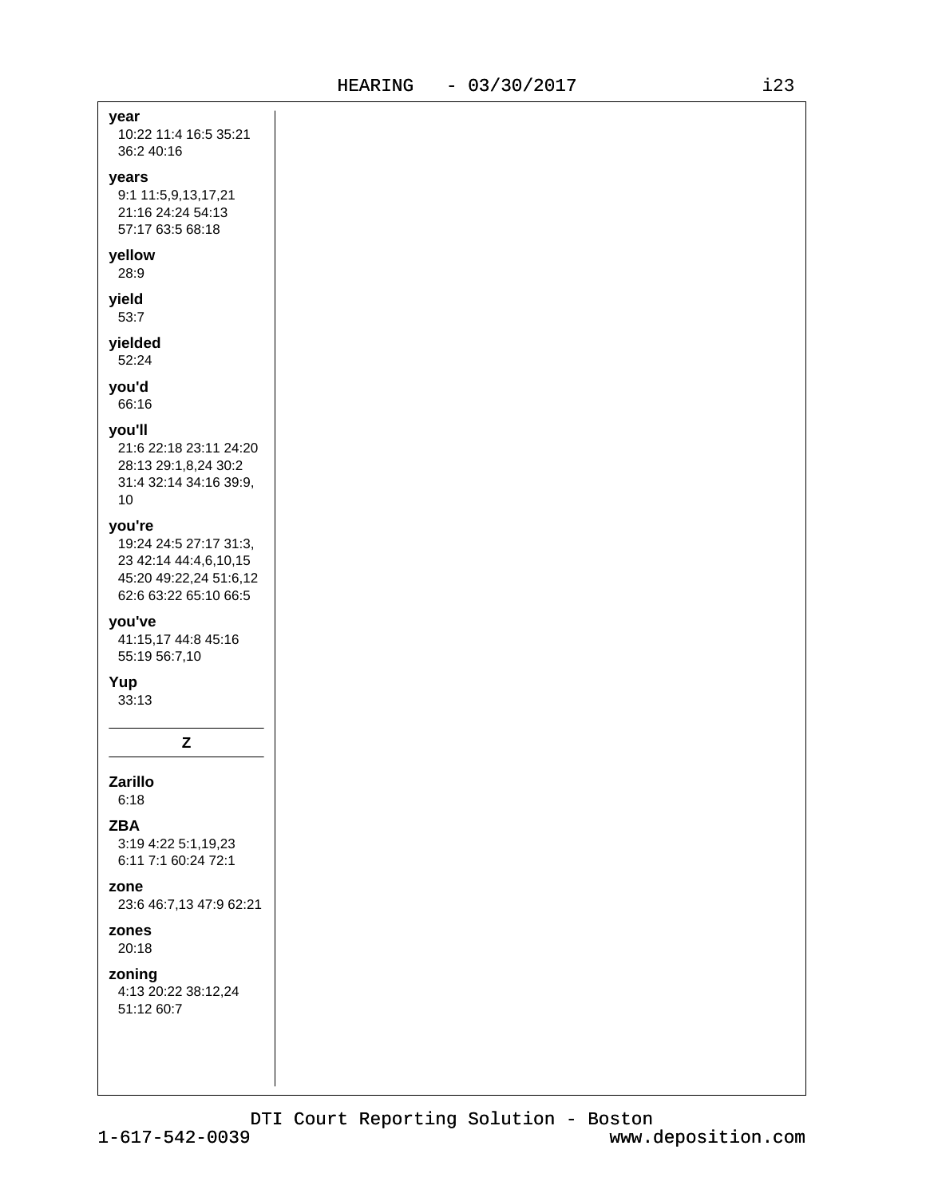**year**
10:22 11:4 16:5 35:21 36:2 40:16

**years**
9:1 11:5,9,13,17,21 21:16 24:24 54:13 57:17 63:5 68:18

**yellow**
28:9

**yield**
53:7

**yielded**
52:24

**you'd**
66:16

**you'll**
21:6 22:18 23:11 24:20 28:13 29:1,8,24 30:2 31:4 32:14 34:16 39:9, 10

**you're**
19:24 24:5 27:17 31:3, 23 42:14 44:4,6,10,15 45:20 49:22,24 51:6,12 62:6 63:22 65:10 66:5

**you've**
41:15,17 44:8 45:16 55:19 56:7,10

**Yup**
33:13

## Z

**Zarillo**
6:18

**ZBA**
3:19 4:22 5:1,19,23 6:11 7:1 60:24 72:1

**zone**
23:6 46:7,13 47:9 62:21

**zones**
20:18

**zoning**
4:13 20:22 38:12,24 51:12 60:7